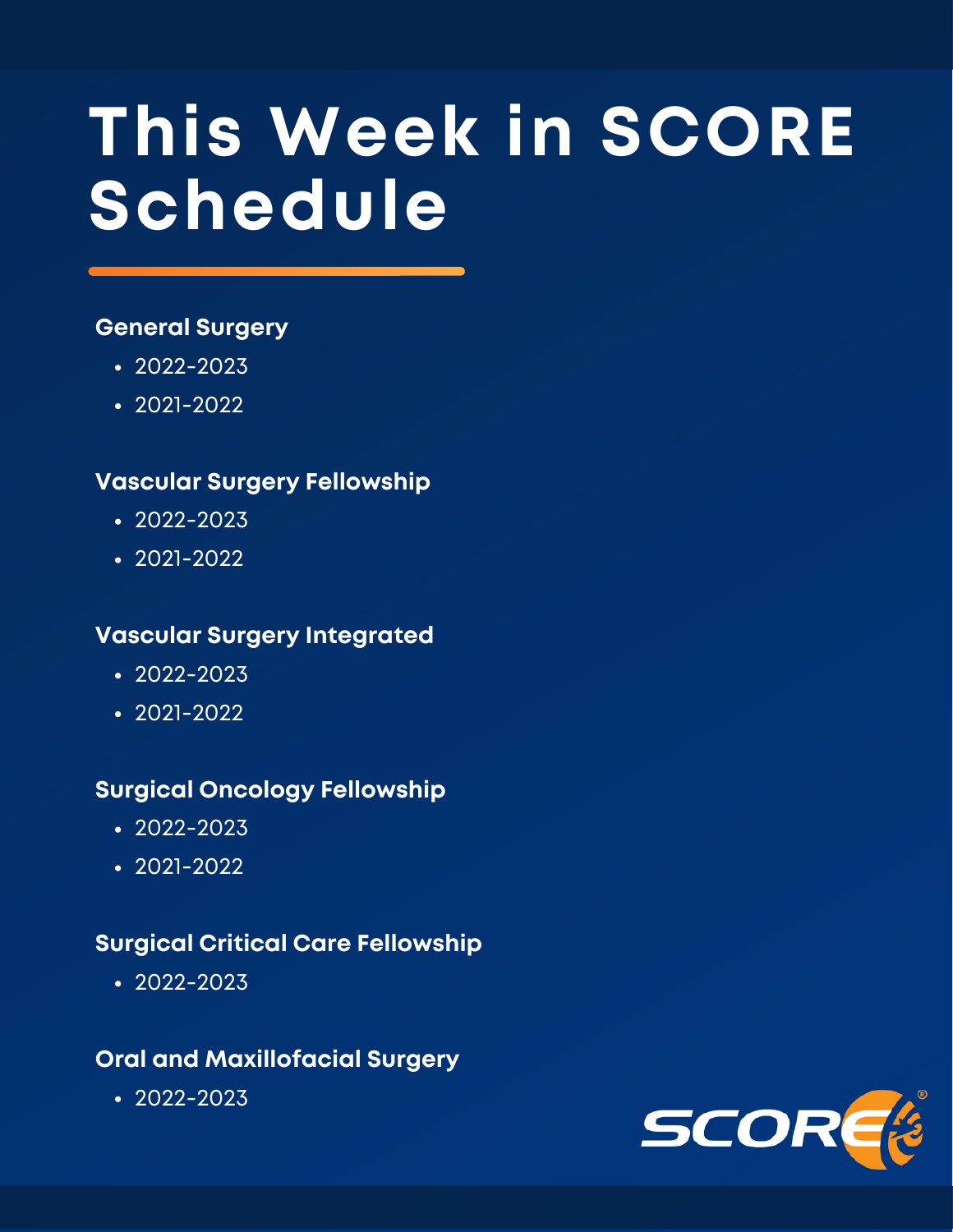# This Week in SCORE Schedule

### General Surgery

- 2022-2023
- 2021-2022

### Vascular Surgery Fellowship

- 2022-2023
- 2021-2022

### Vascular Surgery Integrated

- 2022-2023
- 2021-2022

### Surgical Oncology Fellowship

- 2022-2023
- 2021-2022

### Surgical Critical Care Fellowship

- 2022-2023

### Oral and Maxillofacial Surgery

- 2022-2023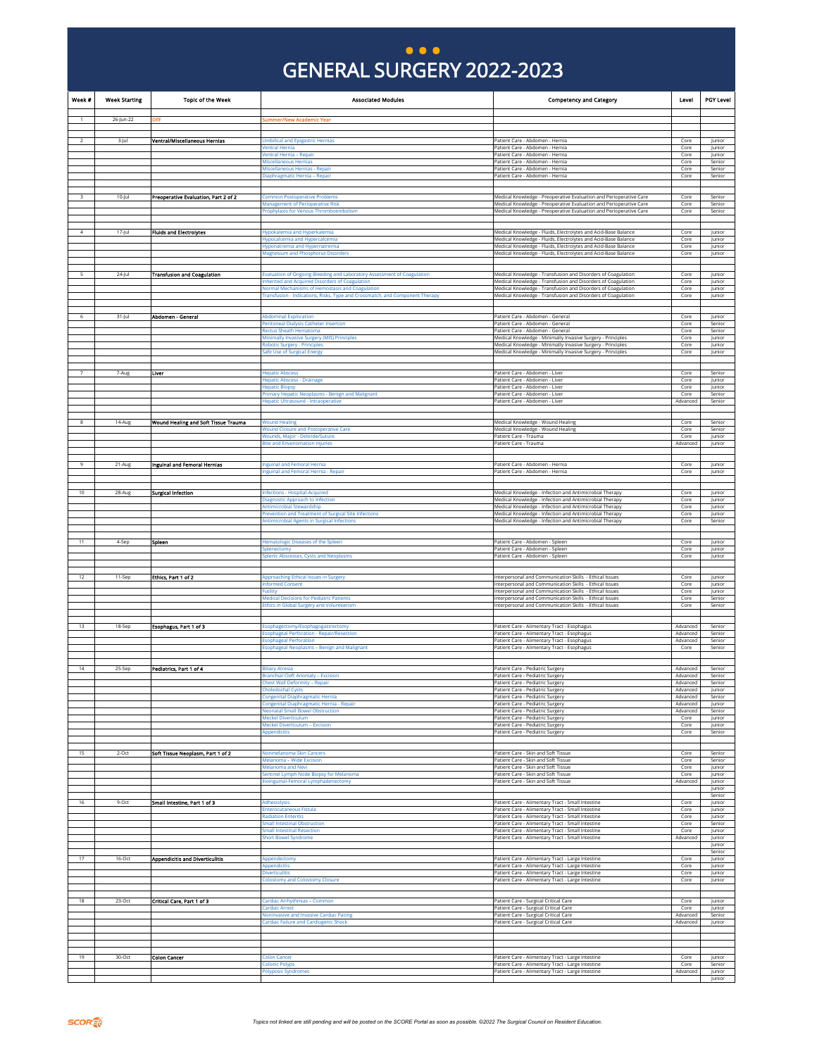# GENERAL SURGERY 2022-2023

| Week # | Week Starting | Topic of the Week | Associated Modules | Competency and Category | Level | PGY Level |
|---|---|---|---|---|---|---|
| 1 | 26-Jun-22 | OFF | Summer/New Academic Year | | | |
| 2 | 3-Jul | Ventral/Miscellaneous Hernias | Umbilical and Epigastric Hernias | Patient Care - Abdomen - Hernia | Core | Junior |
| | | | Ventral Hernia | Patient Care - Abdomen - Hernia | Core | Junior |
| | | | Ventral Hernia – Repair | Patient Care - Abdomen - Hernia | Core | Junior |
| | | | Miscellaneous Hernias | Patient Care - Abdomen - Hernia | Core | Senior |
| | | | Miscellaneous Hernias - Repair | Patient Care - Abdomen - Hernia | Core | Senior |
| | | | Diaphragmatic Hernia – Repair | Patient Care - Abdomen - Hernia | Core | Senior |
| 3 | 10-Jul | Preoperative Evaluation, Part 2 of 2 | Common Postoperative Problems | Medical Knowledge - Preoperative Evaluation and Perioperative Care | Core | Senior |
| | | | Management of Perioperative Risk | Medical Knowledge - Preoperative Evaluation and Perioperative Care | Core | Senior |
| | | | Prophylaxis for Venous Thromboembolism | Medical Knowledge - Preoperative Evaluation and Perioperative Care | Core | Senior |
| 4 | 17-Jul | Fluids and Electrolytes | Hypokalemia and Hyperkalemia | Medical Knowledge - Fluids, Electrolytes and Acid-Base Balance | Core | Junior |
| | | | Hypocalcemia and Hypercalcemia | Medical Knowledge - Fluids, Electrolytes and Acid-Base Balance | Core | Junior |
| | | | Hyponatremia and Hypernatremia | Medical Knowledge - Fluids, Electrolytes and Acid-Base Balance | Core | Junior |
| | | | Magnesium and Phosphorus Disorders | Medical Knowledge - Fluids, Electrolytes and Acid-Base Balance | Core | Junior |
| 5 | 24-Jul | Transfusion and Coagulation | Evaluation of Ongoing Bleeding and Laboratory Assessment of Coagulation | Medical Knowledge - Transfusion and Disorders of Coagulation | Core | Junior |
| | | | Inherited and Acquired Disorders of Coagulation | Medical Knowledge - Transfusion and Disorders of Coagulation | Core | Junior |
| | | | Normal Mechanisms of Hemostasis and Coagulation | Medical Knowledge - Transfusion and Disorders of Coagulation | Core | Junior |
| | | | Transfusion - Indications, Risks, Type and Crossmatch, and Component Therapy | Medical Knowledge - Transfusion and Disorders of Coagulation | Core | Junior |
| 6 | 31-Jul | Abdomen - General | Abdominal Exploration | Patient Care - Abdomen - General | Core | Junior |
| | | | Peritoneal Dialysis Catheter Insertion | Patient Care - Abdomen - General | Core | Senior |
| | | | Rectus Sheath Hematoma | Patient Care - Abdomen - General | Core | Senior |
| | | | Minimally Invasive Surgery (MIS) Principles | Medical Knowledge - Minimally Invasive Surgery - Principles | Core | Junior |
| | | | Robotic Surgery - Principles | Medical Knowledge - Minimally Invasive Surgery - Principles | Core | Junior |
| | | | Safe Use of Surgical Energy | Medical Knowledge - Minimally Invasive Surgery - Principles | Core | Junior |
| 7 | 7-Aug | Liver | Hepatic Abscess | Patient Care - Abdomen - Liver | Core | Senior |
| | | | Hepatic Abscess - Drainage | Patient Care - Abdomen - Liver | Core | Junior |
| | | | Hepatic Biopsy | Patient Care - Abdomen - Liver | Core | Junior |
| | | | Primary Hepatic Neoplasms - Benign and Malignant | Patient Care - Abdomen - Liver | Core | Senior |
| | | | Hepatic Ultrasound - Intraoperative | Patient Care - Abdomen - Liver | Advanced | Senior |
| 8 | 14-Aug | Wound Healing and Soft Tissue Trauma | Wound Healing | Medical Knowledge - Wound Healing | Core | Senior |
| | | | Wound Closure and Postoperative Care | Medical Knowledge - Wound Healing | Core | Senior |
| | | | Wounds, Major - Debride/Suture | Patient Care - Trauma | Core | Junior |
| | | | Bite and Envenomation Injuries | Patient Care - Trauma | Advanced | Junior |
| 9 | 21-Aug | Inguinal and Femoral Hernias | Inguinal and Femoral Hernia | Patient Care - Abdomen - Hernia | Core | Junior |
| | | | Inguinal and Femoral Hernia - Repair | Patient Care - Abdomen - Hernia | Core | Junior |
| 10 | 28-Aug | Surgical Infection | Infections - Hospital-Acquired | Medical Knowledge - Infection and Antimicrobial Therapy | Core | Junior |
| | | | Diagnostic Approach to Infection | Medical Knowledge - Infection and Antimicrobial Therapy | Core | Junior |
| | | | Antimicrobial Stewardship | Medical Knowledge - Infection and Antimicrobial Therapy | Core | Junior |
| | | | Prevention and Treatment of Surgical Site Infections | Medical Knowledge - Infection and Antimicrobial Therapy | Core | Junior |
| | | | Antimicrobial Agents in Surgical Infections | Medical Knowledge - Infection and Antimicrobial Therapy | Core | Senior |
| 11 | 4-Sep | Spleen | Hematologic Diseases of the Spleen | Patient Care - Abdomen - Spleen | Core | Junior |
| | | | Splenectomy | Patient Care - Abdomen - Spleen | Core | Junior |
| | | | Splenic Abscesses, Cysts and Neoplasms | Patient Care - Abdomen - Spleen | Core | Junior |
| 12 | 11-Sep | Ethics, Part 1 of 2 | Approaching Ethical Issues in Surgery | Interpersonal and Communication Skills - Ethical Issues | Core | Junior |
| | | | Informed Consent | Interpersonal and Communication Skills - Ethical Issues | Core | Junior |
| | | | Futility | Interpersonal and Communication Skills - Ethical Issues | Core | Junior |
| | | | Medical Decisions for Pediatric Patients | Interpersonal and Communication Skills - Ethical Issues | Core | Senior |
| | | | Ethics in Global Surgery and Volunteerism | Interpersonal and Communication Skills - Ethical Issues | Core | Senior |
| 13 | 18-Sep | Esophagus, Part 1 of 3 | Esophagectomy/Esophagogastrectomy | Patient Care - Alimentary Tract - Esophagus | Advanced | Senior |
| | | | Esophageal Perforation - Repair/Resection | Patient Care - Alimentary Tract - Esophagus | Advanced | Senior |
| | | | Esophageal Perforation | Patient Care - Alimentary Tract - Esophagus | Advanced | Senior |
| | | | Esophageal Neoplasms – Benign and Malignant | Patient Care - Alimentary Tract - Esophagus | Core | Senior |
| 14 | 25-Sep | Pediatrics, Part 1 of 4 | Biliary Atresia | Patient Care - Pediatric Surgery | Advanced | Senior |
| | | | Branchial Cleft Anomaly – Excision | Patient Care - Pediatric Surgery | Advanced | Senior |
| | | | Chest Wall Deformity – Repair | Patient Care - Pediatric Surgery | Advanced | Senior |
| | | | Choledochal Cysts | Patient Care - Pediatric Surgery | Advanced | Senior |
| | | | Congenital Diaphragmatic Hernia | Patient Care - Pediatric Surgery | Advanced | Senior |
| | | | Congenital Diaphragmatic Hernia - Repair | Patient Care - Pediatric Surgery | Advanced | Junior |
| | | | Neonatal Small Bowel Obstruction | Patient Care - Pediatric Surgery | Advanced | Senior |
| | | | Meckel Diverticulum | Patient Care - Pediatric Surgery | Core | Junior |
| | | | Meckel Diverticulum – Excision | Patient Care - Pediatric Surgery | Core | Junior |
| | | | Appendicitis | Patient Care - Pediatric Surgery | Core | Senior |
| 15 | 2-Oct | Soft Tissue Neoplasm, Part 1 of 2 | Nonmelanoma Skin Cancers | Patient Care - Skin and Soft Tissue | Core | Senior |
| | | | Melanoma – Wide Excision | Patient Care - Skin and Soft Tissue | Core | Senior |
| | | | Melanoma and Nevi | Patient Care - Skin and Soft Tissue | Core | Junior |
| | | | Sentinel Lymph Node Biopsy for Melanoma | Patient Care - Skin and Soft Tissue | Core | Junior |
| | | | Ilioinguinal-Femoral Lymphadenectomy | Patient Care - Skin and Soft Tissue | Advanced | Junior |
| | | | | | | Junior |
| | | | | | | Senior |
| 16 | 9-Oct | Small Intestine, Part 1 of 3 | Adhesiolysis | Patient Care - Alimentary Tract - Small Intestine | Core | Junior |
| | | | Enterocutaneous Fistula | Patient Care - Alimentary Tract - Small Intestine | Core | Junior |
| | | | Radiation Enteritis | Patient Care - Alimentary Tract - Small Intestine | Core | Junior |
| | | | Small Intestinal Obstruction | Patient Care - Alimentary Tract - Small Intestine | Core | Senior |
| | | | Small Intestinal Resection | Patient Care - Alimentary Tract - Small Intestine | Core | Junior |
| | | | Short Bowel Syndrome | Patient Care - Alimentary Tract - Small Intestine | Advanced | Junior |
| | | | | | | Junior |
| | | | | | | Senior |
| 17 | 16-Oct | Appendicitis and Diverticulitis | Appendectomy | Patient Care - Alimentary Tract - Large Intestine | Core | Junior |
| | | | Appendicitis | Patient Care - Alimentary Tract - Large Intestine | Core | Junior |
| | | | Diverticulitis | Patient Care - Alimentary Tract - Large Intestine | Core | Junior |
| | | | Colostomy and Colostomy Closure | Patient Care - Alimentary Tract - Large Intestine | Core | Junior |
| 18 | 23-Oct | Critical Care, Part 1 of 3 | Cardiac Arrhythmias – Common | Patient Care - Surgical Critical Care | Core | Junior |
| | | | Cardiac Arrest | Patient Care - Surgical Critical Care | Core | Junior |
| | | | Noninvasive and Invasive Cardiac Pacing | Patient Care - Surgical Critical Care | Advanced | Senior |
| | | | Cardiac Failure and Cardiogenic Shock | Patient Care - Surgical Critical Care | Advanced | Junior |
| 19 | 30-Oct | Colon Cancer | Colon Cancer | Patient Care - Alimentary Tract - Large Intestine | Core | Junior |
| | | | Colonic Polyps | Patient Care - Alimentary Tract - Large Intestine | Core | Senior |
| | | | Polyposis Syndromes | Patient Care - Alimentary Tract - Large Intestine | Advanced | Junior |
| | | | | | | Junior |

*Topics not linked are still pending and will be posted on the SCORE Portal as soon as possible. ©2022 The Surgical Council on Resident Education.*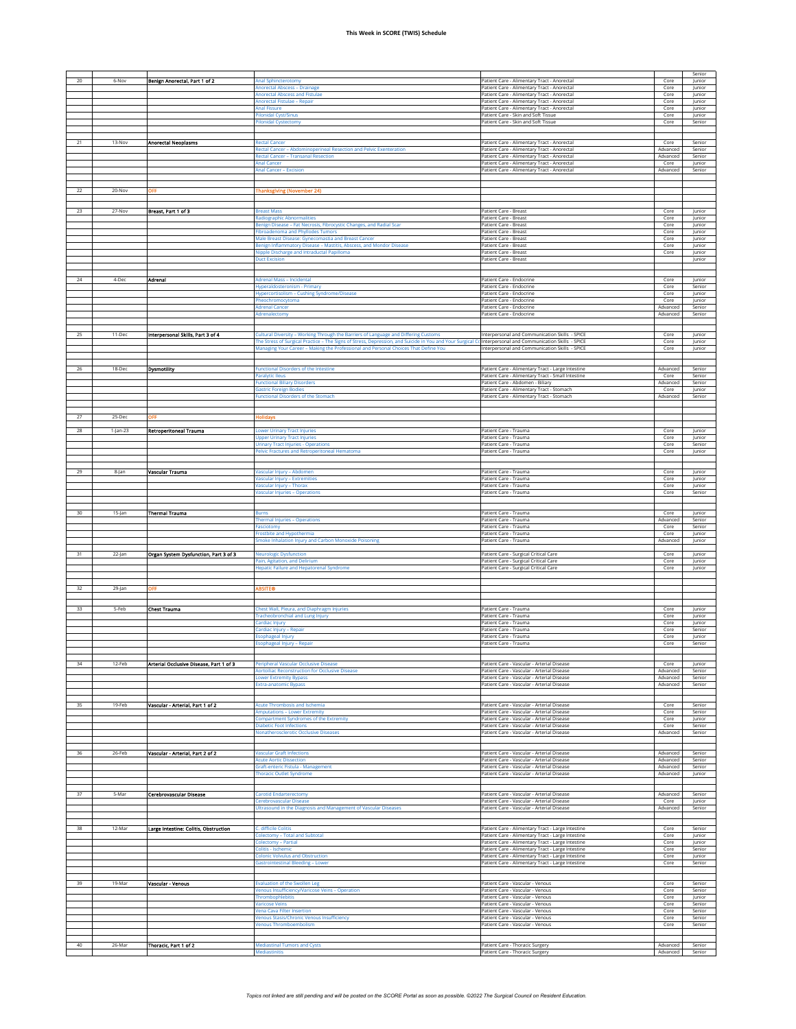# This Week in SCORE (TWIS) Schedule

| | | | | | | |
|---|---|---|---|---|---|---|
| | | | | | | Senior |
| 20 | 6-Nov | Benign Anorectal, Part 1 of 2 | Anal Sphincterotomy | Patient Care - Alimentary Tract - Anorectal | Core | Junior |
| | | | Anorectal Abscess – Drainage | Patient Care - Alimentary Tract - Anorectal | Core | Junior |
| | | | Anorectal Abscess and Fistulae | Patient Care - Alimentary Tract - Anorectal | Core | Junior |
| | | | Anorectal Fistulae – Repair | Patient Care - Alimentary Tract - Anorectal | Core | Junior |
| | | | Anal Fissure | Patient Care - Alimentary Tract - Anorectal | Core | Junior |
| | | | Pilonidal Cyst/Sinus | Patient Care - Skin and Soft Tissue | Core | Junior |
| | | | Pilonidal Cystectomy | Patient Care - Skin and Soft Tissue | Core | Senior |
| 21 | 13-Nov | Anorectal Neoplasms | Rectal Cancer | Patient Care - Alimentary Tract - Anorectal | Core | Senior |
| | | | Rectal Cancer – Abdominoperineal Resection and Pelvic Exenteration | Patient Care - Alimentary Tract - Anorectal | Advanced | Senior |
| | | | Rectal Cancer – Transanal Resection | Patient Care - Alimentary Tract - Anorectal | Advanced | Senior |
| | | | Anal Cancer | Patient Care - Alimentary Tract - Anorectal | Core | Junior |
| | | | Anal Cancer – Excision | Patient Care - Alimentary Tract - Anorectal | Advanced | Senior |
| 22 | 20-Nov | OFF | Thanksgiving (November 24) | | | |
| 23 | 27-Nov | Breast, Part 1 of 3 | Breast Mass | Patient Care - Breast | Core | Junior |
| | | | Radiographic Abnormalities | Patient Care - Breast | Core | Junior |
| | | | Benign Disease – Fat Necrosis, Fibrocystic Changes, and Radial Scar | Patient Care - Breast | Core | Junior |
| | | | Fibroadenoma and Phyllodes Tumors | Patient Care - Breast | Core | Junior |
| | | | Male Breast Disease: Gynecomastia and Breast Cancer | Patient Care - Breast | Core | Junior |
| | | | Benign Inflammatory Disease – Mastitis, Abscess, and Mondor Disease | Patient Care - Breast | Core | Junior |
| | | | Nipple Discharge and Intraductal Papilloma | Patient Care - Breast | Core | Junior |
| | | | Duct Excision | Patient Care - Breast | | Junior |
| 24 | 4-Dec | Adrenal | Adrenal Mass – Incidental | Patient Care - Endocrine | Core | Junior |
| | | | Hyperaldosteronism - Primary | Patient Care - Endocrine | Core | Senior |
| | | | Hypercortisolism – Cushing Syndrome/Disease | Patient Care - Endocrine | Core | Junior |
| | | | Pheochromocytoma | Patient Care - Endocrine | Core | Junior |
| | | | Adrenal Cancer | Patient Care - Endocrine | Advanced | Senior |
| | | | Adrenalectomy | Patient Care - Endocrine | Advanced | Senior |
| 25 | 11-Dec | Interpersonal Skills, Part 3 of 4 | Cultural Diversity – Working Through the Barriers of Language and Differing Customs | Interpersonal and Communication Skills - SPICE | Core | Junior |
| | | | The Stress of Surgical Practice – The Signs of Stress, Depression, and Suicide in You and Your Surgical Co | Interpersonal and Communication Skills - SPICE | Core | Junior |
| | | | Managing Your Career – Making the Professional and Personal Choices That Define You | Interpersonal and Communication Skills - SPICE | Core | Junior |
| 26 | 18-Dec | Dysmotility | Functional Disorders of the Intestine | Patient Care - Alimentary Tract - Large Intestine | Advanced | Senior |
| | | | Paralytic Ileus | Patient Care - Alimentary Tract - Small Intestine | Core | Senior |
| | | | Functional Biliary Disorders | Patient Care - Abdomen - Biliary | Advanced | Senior |
| | | | Gastric Foreign Bodies | Patient Care - Alimentary Tract - Stomach | Core | Junior |
| | | | Functional Disorders of the Stomach | Patient Care - Alimentary Tract - Stomach | Advanced | Senior |
| 27 | 25-Dec | OFF | Holidays | | | |
| 28 | 1-Jan-23 | Retroperitoneal Trauma | Lower Urinary Tract Injuries | Patient Care - Trauma | Core | Junior |
| | | | Upper Urinary Tract Injuries | Patient Care - Trauma | Core | Junior |
| | | | Urinary Tract Injuries - Operations | Patient Care - Trauma | Core | Senior |
| | | | Pelvic Fractures and Retroperitoneal Hematoma | Patient Care - Trauma | Core | Junior |
| 29 | 8-Jan | Vascular Trauma | Vascular Injury – Abdomen | Patient Care - Trauma | Core | Junior |
| | | | Vascular Injury – Extremities | Patient Care - Trauma | Core | Junior |
| | | | Vascular Injury – Thorax | Patient Care - Trauma | Core | Junior |
| | | | Vascular Injuries – Operations | Patient Care - Trauma | Core | Senior |
| 30 | 15-Jan | Thermal Trauma | Burns | Patient Care - Trauma | Core | Junior |
| | | | Thermal Injuries – Operations | Patient Care - Trauma | Advanced | Senior |
| | | | Fasciotomy | Patient Care - Trauma | Core | Senior |
| | | | Frostbite and Hypothermia | Patient Care - Trauma | Core | Junior |
| | | | Smoke Inhalation Injury and Carbon Monoxide Poisoning | Patient Care - Trauma | Advanced | Junior |
| 31 | 22-Jan | Organ System Dysfunction, Part 3 of 3 | Neurologic Dysfunction | Patient Care - Surgical Critical Care | Core | Junior |
| | | | Pain, Agitation, and Delirium | Patient Care - Surgical Critical Care | Core | Junior |
| | | | Hepatic Failure and Hepatorenal Syndrome | Patient Care - Surgical Critical Care | Core | Junior |
| 32 | 29-Jan | OFF | ABSITE® | | | |
| 33 | 5-Feb | Chest Trauma | Chest Wall, Pleura, and Diaphragm Injuries | Patient Care - Trauma | Core | Junior |
| | | | Tracheobronchial and Lung Injury | Patient Care - Trauma | Core | Junior |
| | | | Cardiac Injury | Patient Care - Trauma | Core | Junior |
| | | | Cardiac Injury – Repair | Patient Care - Trauma | Core | Senior |
| | | | Esophageal Injury | Patient Care - Trauma | Core | Junior |
| | | | Esophageal Injury – Repair | Patient Care - Trauma | Core | Senior |
| 34 | 12-Feb | Arterial Occlusive Disease, Part 1 of 3 | Peripheral Vascular Occlusive Disease | Patient Care - Vascular - Arterial Disease | Core | Junior |
| | | | Aortoiliac Reconstruction for Occlusive Disease | Patient Care - Vascular - Arterial Disease | Advanced | Senior |
| | | | Lower Extremity Bypass | Patient Care - Vascular - Arterial Disease | Advanced | Senior |
| | | | Extra-anatomic Bypass | Patient Care - Vascular - Arterial Disease | Advanced | Senior |
| 35 | 19-Feb | Vascular - Arterial, Part 1 of 2 | Acute Thrombosis and Ischemia | Patient Care - Vascular - Arterial Disease | Core | Senior |
| | | | Amputations – Lower Extremity | Patient Care - Vascular - Arterial Disease | Core | Senior |
| | | | Compartment Syndromes of the Extremity | Patient Care - Vascular - Arterial Disease | Core | Junior |
| | | | Diabetic Foot Infections | Patient Care - Vascular - Arterial Disease | Core | Senior |
| | | | Nonatherosclerotic Occlusive Diseases | Patient Care - Vascular - Arterial Disease | Advanced | Senior |
| 36 | 26-Feb | Vascular - Arterial, Part 2 of 2 | Vascular Graft Infections | Patient Care - Vascular - Arterial Disease | Advanced | Senior |
| | | | Acute Aortic Dissection | Patient Care - Vascular - Arterial Disease | Advanced | Senior |
| | | | Graft-enteric Fistula - Management | Patient Care - Vascular - Arterial Disease | Advanced | Senior |
| | | | Thoracic Outlet Syndrome | Patient Care - Vascular - Arterial Disease | Advanced | Junior |
| 37 | 5-Mar | Cerebrovascular Disease | Carotid Endarterectomy | Patient Care - Vascular - Arterial Disease | Advanced | Senior |
| | | | Cerebrovascular Disease | Patient Care - Vascular - Arterial Disease | Core | Junior |
| | | | Ultrasound in the Diagnosis and Management of Vascular Diseases | Patient Care - Vascular - Arterial Disease | Advanced | Senior |
| 38 | 12-Mar | Large Intestine: Colitis, Obstruction | C. difficile Colitis | Patient Care - Alimentary Tract - Large Intestine | Core | Senior |
| | | | Colectomy – Total and Subtotal | Patient Care - Alimentary Tract - Large Intestine | Core | Junior |
| | | | Colectomy – Partial | Patient Care - Alimentary Tract - Large Intestine | Core | Junior |
| | | | Colitis - Ischemic | Patient Care - Alimentary Tract - Large Intestine | Core | Senior |
| | | | Colonic Volvulus and Obstruction | Patient Care - Alimentary Tract - Large Intestine | Core | Junior |
| | | | Gastrointestinal Bleeding – Lower | Patient Care - Alimentary Tract - Large Intestine | Core | Senior |
| 39 | 19-Mar | Vascular - Venous | Evaluation of the Swollen Leg | Patient Care - Vascular - Venous | Core | Senior |
| | | | Venous Insufficiency/Varicose Veins – Operation | Patient Care - Vascular - Venous | Core | Senior |
| | | | Thrombophlebitis | Patient Care - Vascular - Venous | Core | Junior |
| | | | Varicose Veins | Patient Care - Vascular - Venous | Core | Senior |
| | | | Vena Cava Filter Insertion | Patient Care - Vascular - Venous | Core | Senior |
| | | | Venous Stasis/Chronic Venous Insufficiency | Patient Care - Vascular - Venous | Core | Senior |
| | | | Venous Thromboembolism | Patient Care - Vascular - Venous | Core | Senior |
| 40 | 26-Mar | Thoracic, Part 1 of 2 | Mediastinal Tumors and Cysts | Patient Care - Thoracic Surgery | Advanced | Senior |
| | | | Mediastinitis | Patient Care - Thoracic Surgery | Advanced | Senior |

*Topics not linked are still pending and will be posted on the SCORE Portal as soon as possible. ©2022 The Surgical Council on Resident Education.*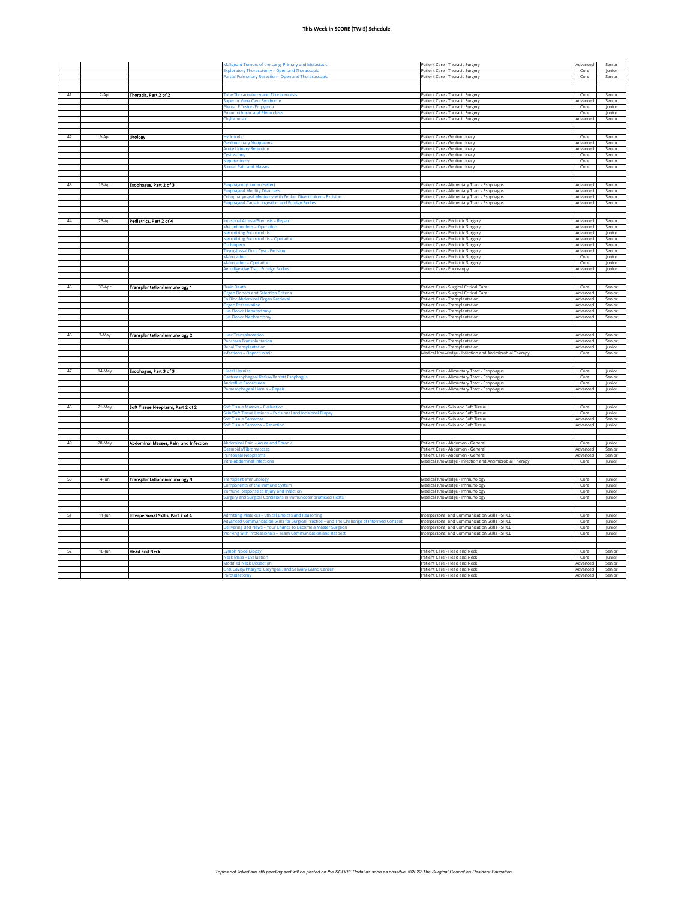**This Week in SCORE (TWIS) Schedule**

| | | | | | | |
|---|---|---|---|---|---|---|
| | | | Malignant Tumors of the Lung: Primary and Metastatic | Patient Care - Thoracic Surgery | Advanced | Senior |
| | | | Exploratory Thoracotomy – Open and Thoracoscopic | Patient Care - Thoracic Surgery | Core | Junior |
| | | | Partial Pulmonary Resection - Open and Thoracoscopic | Patient Care - Thoracic Surgery | Core | Senior |
| | | | | | | |
| 41 | 2-Apr | **Thoracic, Part 2 of 2** | Tube Thoracostomy and Thoracentesis | Patient Care - Thoracic Surgery | Core | Senior |
| | | | Superior Vena Cava Syndrome | Patient Care - Thoracic Surgery | Advanced | Senior |
| | | | Pleural Effusion/Empyema | Patient Care - Thoracic Surgery | Core | Junior |
| | | | Pneumothorax and Pleurodesis | Patient Care - Thoracic Surgery | Core | Junior |
| | | | Chylothorax | Patient Care - Thoracic Surgery | Advanced | Senior |
| | | | | | | |
| 42 | 9-Apr | **Urology** | Hydrocele | Patient Care - Genitourinary | Core | Senior |
| | | | Genitourinary Neoplasms | Patient Care - Genitourinary | Advanced | Senior |
| | | | Acute Urinary Retention | Patient Care - Genitourinary | Advanced | Senior |
| | | | Cystostomy | Patient Care - Genitourinary | Core | Senior |
| | | | Nephrectomy | Patient Care - Genitourinary | Core | Senior |
| | | | Scrotal Pain and Masses | Patient Care - Genitourinary | Core | Senior |
| | | | | | | |
| 43 | 16-Apr | **Esophagus, Part 2 of 3** | Esophagomyotomy (Heller) | Patient Care - Alimentary Tract - Esophagus | Advanced | Senior |
| | | | Esophageal Motility Disorders | Patient Care - Alimentary Tract - Esophagus | Advanced | Senior |
| | | | Cricopharyngeal Myotomy with Zenker Diverticulum - Excision | Patient Care - Alimentary Tract - Esophagus | Advanced | Senior |
| | | | Esophageal Caustic Ingestion and Foreign Bodies | Patient Care - Alimentary Tract - Esophagus | Advanced | Senior |
| | | | | | | |
| 44 | 23-Apr | **Pediatrics, Part 2 of 4** | Intestinal Atresia/Stenosis – Repair | Patient Care - Pediatric Surgery | Advanced | Senior |
| | | | Meconium Ileus – Operation | Patient Care - Pediatric Surgery | Advanced | Senior |
| | | | Necrotizing Enterocolitis | Patient Care - Pediatric Surgery | Advanced | Junior |
| | | | Necrotizing Enterocolitis – Operation | Patient Care - Pediatric Surgery | Advanced | Senior |
| | | | Orchiopexy | Patient Care - Pediatric Surgery | Advanced | Senior |
| | | | Thyroglossal Duct Cyst - Excision | Patient Care - Pediatric Surgery | Advanced | Senior |
| | | | Malrotation | Patient Care - Pediatric Surgery | Core | Junior |
| | | | Malrotation – Operation | Patient Care - Pediatric Surgery | Core | Junior |
| | | | Aerodigestive Tract Foreign Bodies | Patient Care - Endoscopy | Advanced | Junior |
| | | | | | | |
| 45 | 30-Apr | **Transplantation/Immunology 1** | Brain Death | Patient Care - Surgical Critical Care | Core | Senior |
| | | | Organ Donors and Selection Criteria | Patient Care - Surgical Critical Care | Advanced | Senior |
| | | | En Bloc Abdominal Organ Retrieval | Patient Care - Transplantation | Advanced | Senior |
| | | | Organ Preservation | Patient Care - Transplantation | Advanced | Senior |
| | | | Live Donor Hepatectomy | Patient Care - Transplantation | Advanced | Senior |
| | | | Live Donor Nephrectomy | Patient Care - Transplantation | Advanced | Senior |
| | | | | | | |
| 46 | 7-May | **Transplantation/Immunology 2** | Liver Transplantation | Patient Care - Transplantation | Advanced | Senior |
| | | | Pancreas Transplantation | Patient Care - Transplantation | Advanced | Senior |
| | | | Renal Transplantation | Patient Care - Transplantation | Advanced | Junior |
| | | | Infections – Opportunistic | Medical Knowledge - Infection and Antimicrobial Therapy | Core | Senior |
| | | | | | | |
| 47 | 14-May | **Esophagus, Part 3 of 3** | Hiatal Hernias | Patient Care - Alimentary Tract - Esophagus | Core | Junior |
| | | | Gastroesophageal Reflux/Barrett Esophagus | Patient Care - Alimentary Tract - Esophagus | Core | Senior |
| | | | Antireflux Procedures | Patient Care - Alimentary Tract - Esophagus | Core | Junior |
| | | | Paraesophageal Hernia – Repair | Patient Care - Alimentary Tract - Esophagus | Advanced | Junior |
| | | | | | | |
| 48 | 21-May | **Soft Tissue Neoplasm, Part 2 of 2** | Soft Tissue Masses – Evaluation | Patient Care - Skin and Soft Tissue | Core | Junior |
| | | | Skin/Soft Tissue Lesions – Excisional and Incisional Biopsy | Patient Care - Skin and Soft Tissue | Core | Junior |
| | | | Soft Tissue Sarcomas | Patient Care - Skin and Soft Tissue | Advanced | Senior |
| | | | Soft Tissue Sarcoma – Resection | Patient Care - Skin and Soft Tissue | Advanced | Junior |
| | | | | | | |
| 49 | 28-May | **Abdominal Masses, Pain, and Infection** | Abdominal Pain – Acute and Chronic | Patient Care - Abdomen - General | Core | Junior |
| | | | Desmoids/Fibromatoses | Patient Care - Abdomen - General | Advanced | Senior |
| | | | Peritoneal Neoplasms | Patient Care - Abdomen - General | Advanced | Senior |
| | | | Intra-abdominal Infections | Medical Knowledge - Infection and Antimicrobial Therapy | Core | Junior |
| | | | | | | |
| 50 | 4-Jun | **Transplantation/Immunology 3** | Transplant Immunology | Medical Knowledge - Immunology | Core | Junior |
| | | | Components of the Immune System | Medical Knowledge - Immunology | Core | Junior |
| | | | Immune Response to Injury and Infection | Medical Knowledge - Immunology | Core | Junior |
| | | | Surgery and Surgical Conditions in Immunocompromised Hosts | Medical Knowledge - Immunology | Core | Junior |
| | | | | | | |
| 51 | 11-Jun | **Interpersonal Skills, Part 2 of 4** | Admitting Mistakes – Ethical Choices and Reasoning | Interpersonal and Communication Skills - SPICE | Core | Junior |
| | | | Advanced Communication Skills for Surgical Practice – and The Challenge of Informed Consent | Interpersonal and Communication Skills - SPICE | Core | Junior |
| | | | Delivering Bad News – Your Chance to Become a Master Surgeon | Interpersonal and Communication Skills - SPICE | Core | Junior |
| | | | Working with Professionals – Team Communication and Respect | Interpersonal and Communication Skills - SPICE | Core | Junior |
| | | | | | | |
| 52 | 18-Jun | **Head and Neck** | Lymph Node Biopsy | Patient Care - Head and Neck | Core | Senior |
| | | | Neck Mass – Evaluation | Patient Care - Head and Neck | Core | Junior |
| | | | Modified Neck Dissection | Patient Care - Head and Neck | Advanced | Senior |
| | | | Oral Cavity/Pharynx, Laryngeal, and Salivary Gland Cancer | Patient Care - Head and Neck | Advanced | Senior |
| | | | Parotidectomy | Patient Care - Head and Neck | Advanced | Senior |

*Topics not linked are still pending and will be posted on the SCORE Portal as soon as possible. ©2022 The Surgical Council on Resident Education.*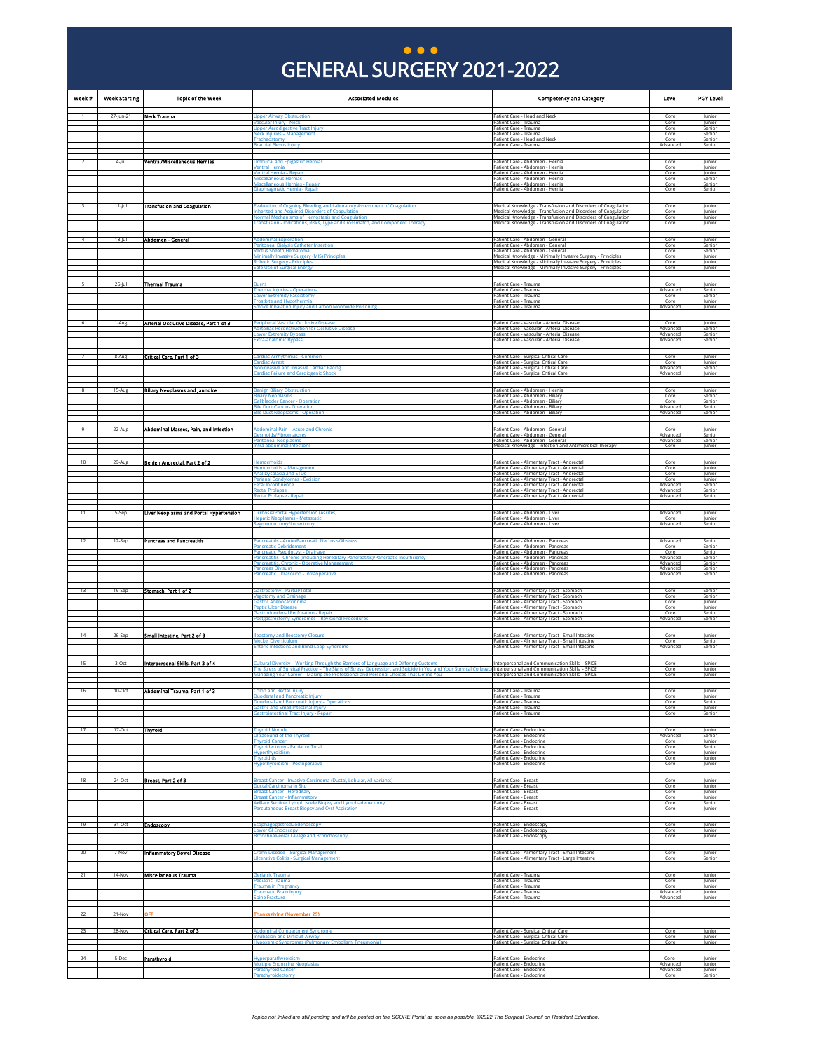# GENERAL SURGERY 2021-2022

| Week # | Week Starting | Topic of the Week | Associated Modules | Competency and Category | Level | PGY Level |
|---|---|---|---|---|---|---|
| 1 | 27-Jun-21 | Neck Trauma | Upper Airway Obstruction | Patient Care - Head and Neck | Core | Junior |
| | | | Vascular Injury - Neck | Patient Care - Trauma | Core | Junior |
| | | | Upper Aerodigestive Tract Injury | Patient Care - Trauma | Core | Senior |
| | | | Neck Injuries – Management | Patient Care - Trauma | Core | Senior |
| | | | Tracheostomy | Patient Care - Head and Neck | Core | Senior |
| | | | Brachial Plexus Injury | Patient Care - Trauma | Advanced | Senior |
| 2 | 4-Jul | Ventral/Miscellaneous Hernias | Umbilical and Epigastric Hernias | Patient Care - Abdomen - Hernia | Core | Junior |
| | | | Ventral Hernia | Patient Care - Abdomen - Hernia | Core | Junior |
| | | | Ventral Hernia – Repair | Patient Care - Abdomen - Hernia | Core | Junior |
| | | | Miscellaneous Hernias | Patient Care - Abdomen - Hernia | Core | Senior |
| | | | Miscellaneous Hernias - Repair | Patient Care - Abdomen - Hernia | Core | Senior |
| | | | Diaphragmatic Hernia - Repair | Patient Care - Abdomen - Hernia | Core | Senior |
| 3 | 11-Jul | Transfusion and Coagulation | Evaluation of Ongoing Bleeding and Laboratory Assessment of Coagulation | Medical Knowledge - Transfusion and Disorders of Coagulation | Core | Junior |
| | | | Inherited and Acquired Disorders of Coagulation | Medical Knowledge - Transfusion and Disorders of Coagulation | Core | Junior |
| | | | Normal Mechanisms of Hemostasis and Coagulation | Medical Knowledge - Transfusion and Disorders of Coagulation | Core | Junior |
| | | | Transfusion - Indications, Risks, Type and Crossmatch, and Component Therapy | Medical Knowledge - Transfusion and Disorders of Coagulation | Core | Junior |
| 4 | 18-Jul | Abdomen - General | Abdominal Exploration | Patient Care - Abdomen - General | Core | Junior |
| | | | Peritoneal Dialysis Catheter Insertion | Patient Care - Abdomen - General | Core | Senior |
| | | | Rectus Sheath Hematoma | Patient Care - Abdomen - General | Core | Senior |
| | | | Minimally Invasive Surgery (MIS) Principles | Medical Knowledge - Minimally Invasive Surgery - Principles | Core | Junior |
| | | | Robotic Surgery - Principles | Medical Knowledge - Minimally Invasive Surgery - Principles | Core | Junior |
| | | | Safe Use of Surgical Energy | Medical Knowledge - Minimally Invasive Surgery - Principles | Core | Junior |
| 5 | 25-Jul | Thermal Trauma | Burns | Patient Care - Trauma | Core | Junior |
| | | | Thermal Injuries - Operations | Patient Care - Trauma | Advanced | Senior |
| | | | Lower Extremity Fasciotomy | Patient Care - Trauma | Core | Senior |
| | | | Frostbite and Hypothermia | Patient Care - Trauma | Core | Junior |
| | | | Smoke Inhalation Injury and Carbon Monoxide Poisoning | Patient Care - Trauma | Advanced | Junior |
| 6 | 1-Aug | Arterial Occlusive Disease, Part 1 of 3 | Peripheral Vascular Occlusive Disease | Patient Care - Vascular - Arterial Disease | Core | Junior |
| | | | Aortoiliac Reconstruction for Occlusive Disease | Patient Care - Vascular - Arterial Disease | Advanced | Senior |
| | | | Lower Extremity Bypass | Patient Care - Vascular - Arterial Disease | Advanced | Senior |
| | | | Extra-anatomic Bypass | Patient Care - Vascular - Arterial Disease | Advanced | Senior |
| 7 | 8-Aug | Critical Care, Part 1 of 3 | Cardiac Arrhythmias - Common | Patient Care - Surgical Critical Care | Core | Junior |
| | | | Cardiac Arrest | Patient Care - Surgical Critical Care | Core | Junior |
| | | | Noninvasive and Invasive Cardiac Pacing | Patient Care - Surgical Critical Care | Advanced | Senior |
| | | | Cardiac Failure and Cardiogenic Shock | Patient Care - Surgical Critical Care | Advanced | Junior |
| 8 | 15-Aug | Biliary Neoplasms and Jaundice | Benign Biliary Obstruction | Patient Care - Abdomen - Hernia | Core | Junior |
| | | | Biliary Neoplasms | Patient Care - Abdomen - Biliary | Core | Senior |
| | | | Gallbladder Cancer - Operation | Patient Care - Abdomen - Biliary | Core | Senior |
| | | | Bile Duct Cancer- Operation | Patient Care - Abdomen - Biliary | Advanced | Senior |
| | | | Bile Duct Neoplasms - Operation | Patient Care - Abdomen - Biliary | Advanced | Senior |
| 9 | 22-Aug | Abdominal Masses, Pain, and Infection | Abdominal Pain – Acute and Chronic | Patient Care - Abdomen - General | Core | Junior |
| | | | Desmoids/Fibromatoses | Patient Care - Abdomen - General | Advanced | Senior |
| | | | Peritoneal Neoplasms | Patient Care - Abdomen - General | Advanced | Senior |
| | | | Intra-abdominal Infections | Medical Knowledge - Infection and Antimicrobial Therapy | Core | Junior |
| 10 | 29-Aug | Benign Anorectal, Part 2 of 2 | Hemorrhoids | Patient Care - Alimentary Tract - Anorectal | Core | Junior |
| | | | Hemorrhoids – Management | Patient Care - Alimentary Tract - Anorectal | Core | Junior |
| | | | Anal Dysplasia and STDs | Patient Care - Alimentary Tract - Anorectal | Core | Junior |
| | | | Perianal Condylomas - Excision | Patient Care - Alimentary Tract - Anorectal | Core | Junior |
| | | | Fecal Incontinence | Patient Care - Alimentary Tract - Anorectal | Advanced | Senior |
| | | | Rectal Prolapse | Patient Care - Alimentary Tract - Anorectal | Advanced | Senior |
| | | | Rectal Prolapse - Repair | Patient Care - Alimentary Tract - Anorectal | Advanced | Senior |
| 11 | 5-Sep | Liver Neoplasms and Portal Hypertension | Cirrhosis/Portal Hypertension (Ascites) | Patient Care - Abdomen - Liver | Advanced | Junior |
| | | | Hepatic Neoplasms - Metastatic | Patient Care - Abdomen - Liver | Core | Junior |
| | | | Segmentectomy/Lobectomy | Patient Care - Abdomen - Liver | Advanced | Senior |
| 12 | 12-Sep | Pancreas and Pancreatitis | Pancreatitis - Acute/Pancreatic Necrosis/Abscess | Patient Care - Abdomen - Pancreas | Advanced | Senior |
| | | | Pancreatic Debridement | Patient Care - Abdomen - Pancreas | Core | Senior |
| | | | Pancreatic Pseudocyst - Drainage | Patient Care - Abdomen - Pancreas | Core | Senior |
| | | | Pancreatitis - Chronic (Including Hereditary Pancreatitis)/Pancreatic Insufficiency | Patient Care - Abdomen - Pancreas | Advanced | Senior |
| | | | Pancreatitis, Chronic - Operative Management | Patient Care - Abdomen - Pancreas | Advanced | Senior |
| | | | Pancreas Divisum | Patient Care - Abdomen - Pancreas | Advanced | Senior |
| | | | Pancreatic Ultrasound - Intraoperative | Patient Care - Abdomen - Pancreas | Advanced | Senior |
| 13 | 19-Sep | Stomach, Part 1 of 2 | Gastrectomy - Partial/Total | Patient Care - Alimentary Tract - Stomach | Core | Senior |
| | | | Vagotomy and Drainage | Patient Care - Alimentary Tract - Stomach | Core | Senior |
| | | | Gastric Adenocarcinoma | Patient Care - Alimentary Tract - Stomach | Core | Junior |
| | | | Peptic Ulcer Disease | Patient Care - Alimentary Tract - Stomach | Core | Junior |
| | | | Gastroduodenal Perforation - Repair | Patient Care - Alimentary Tract - Stomach | Core | Senior |
| | | | Postgastrectomy Syndromes – Revisional Procedures | Patient Care - Alimentary Tract - Stomach | Advanced | Senior |
| 14 | 26-Sep | Small Intestine, Part 2 of 3 | Ileostomy and Ileostomy Closure | Patient Care - Alimentary Tract - Small Intestine | Core | Junior |
| | | | Meckel Diverticulum | Patient Care - Alimentary Tract - Small Intestine | Core | Senior |
| | | | Enteric Infections and Blind Loop Syndrome | Patient Care - Alimentary Tract - Small Intestine | Advanced | Senior |
| 15 | 3-Oct | Interpersonal Skills, Part 3 of 4 | Cultural Diversity – Working Through the Barriers of Language and Differing Customs | Interpersonal and Communication Skills - SPICE | Core | Junior |
| | | | The Stress of Surgical Practice – The Signs of Stress, Depression, and Suicide in You and Your Surgical Colleagu | Interpersonal and Communication Skills - SPICE | Core | Junior |
| | | | Managing Your Career – Making the Professional and Personal Choices That Define You | Interpersonal and Communication Skills - SPICE | Core | Junior |
| 16 | 10-Oct | Abdominal Trauma, Part 1 of 3 | Colon and Rectal Injury | Patient Care - Trauma | Core | Junior |
| | | | Duodenal and Pancreatic Injury | Patient Care - Trauma | Core | Junior |
| | | | Duodenal and Pancreatic Injury – Operations | Patient Care - Trauma | Core | Senior |
| | | | Gastric and Small Intestinal Injury | Patient Care - Trauma | Core | Junior |
| | | | Gastrointestinal Tract Injury - Repair | Patient Care - Trauma | Core | Senior |
| 17 | 17-Oct | Thyroid | Thyroid Nodule | Patient Care - Endocrine | Core | Junior |
| | | | Ultrasound of the Thyroid | Patient Care - Endocrine | Advanced | Senior |
| | | | Thyroid Cancer | Patient Care - Endocrine | Core | Junior |
| | | | Thyroidectomy - Partial or Total | Patient Care - Endocrine | Core | Senior |
| | | | Hyperthyroidism | Patient Care - Endocrine | Core | Junior |
| | | | Thyroiditis | Patient Care - Endocrine | Core | Junior |
| | | | Hypothyroidism - Postoperative | Patient Care - Endocrine | Core | Junior |
| 18 | 24-Oct | Breast, Part 2 of 3 | Breast Cancer - Invasive Carcinoma (Ductal, Lobular, All Variants) | Patient Care - Breast | Core | Junior |
| | | | Ductal Carcinoma in Situ | Patient Care - Breast | Core | Junior |
| | | | Breast Cancer - Hereditary | Patient Care - Breast | Core | Junior |
| | | | Breast Cancer - Inflammatory | Patient Care - Breast | Core | Junior |
| | | | Axillary Sentinel Lymph Node Biopsy and Lymphadenectomy | Patient Care - Breast | Core | Senior |
| | | | Percutaneous Breast Biopsy and Cyst Aspiration | Patient Care - Breast | Core | Junior |
| 19 | 31-Oct | Endoscopy | Esophagogastroduodenoscopy | Patient Care - Endoscopy | Core | Junior |
| | | | Lower GI Endoscopy | Patient Care - Endoscopy | Core | Junior |
| | | | Bronchoalveolar Lavage and Bronchoscopy | Patient Care - Endoscopy | Core | Junior |
| 20 | 7-Nov | Inflammatory Bowel Disease | Crohn Disease – Surgical Management | Patient Care - Alimentary Tract - Small Intestine | Core | Junior |
| | | | Ulcerative Colitis - Surgical Management | Patient Care - Alimentary Tract - Large Intestine | Core | Senior |
| 21 | 14-Nov | Miscellaneous Trauma | Geriatric Trauma | Patient Care - Trauma | Core | Junior |
| | | | Pediatric Trauma | Patient Care - Trauma | Core | Junior |
| | | | Trauma in Pregnancy | Patient Care - Trauma | Core | Junior |
| | | | Traumatic Brain Injury | Patient Care - Trauma | Advanced | Junior |
| | | | Spine Fracture | Patient Care - Trauma | Advanced | Junior |
| 22 | 21-Nov | OFF | Thanksgiving (November 25) | | | |
| 23 | 28-Nov | Critical Care, Part 2 of 3 | Abdominal Compartment Syndrome | Patient Care - Surgical Critical Care | Core | Junior |
| | | | Intubation and Difficult Airway | Patient Care - Surgical Critical Care | Core | Junior |
| | | | Hypoxemic Syndromes (Pulmonary Embolism, Pneumonia) | Patient Care - Surgical Critical Care | Core | Junior |
| 24 | 5-Dec | Parathyroid | Hyperparathyroidism | Patient Care - Endocrine | Core | Junior |
| | | | Multiple Endocrine Neoplasias | Patient Care - Endocrine | Advanced | Junior |
| | | | Parathyroid Cancer | Patient Care - Endocrine | Advanced | Junior |
| | | | Parathyroidectomy | Patient Care - Endocrine | Core | Senior |

*Topics not linked are still pending and will be posted on the SCORE Portal as soon as possible. ©2022 The Surgical Council on Resident Education.*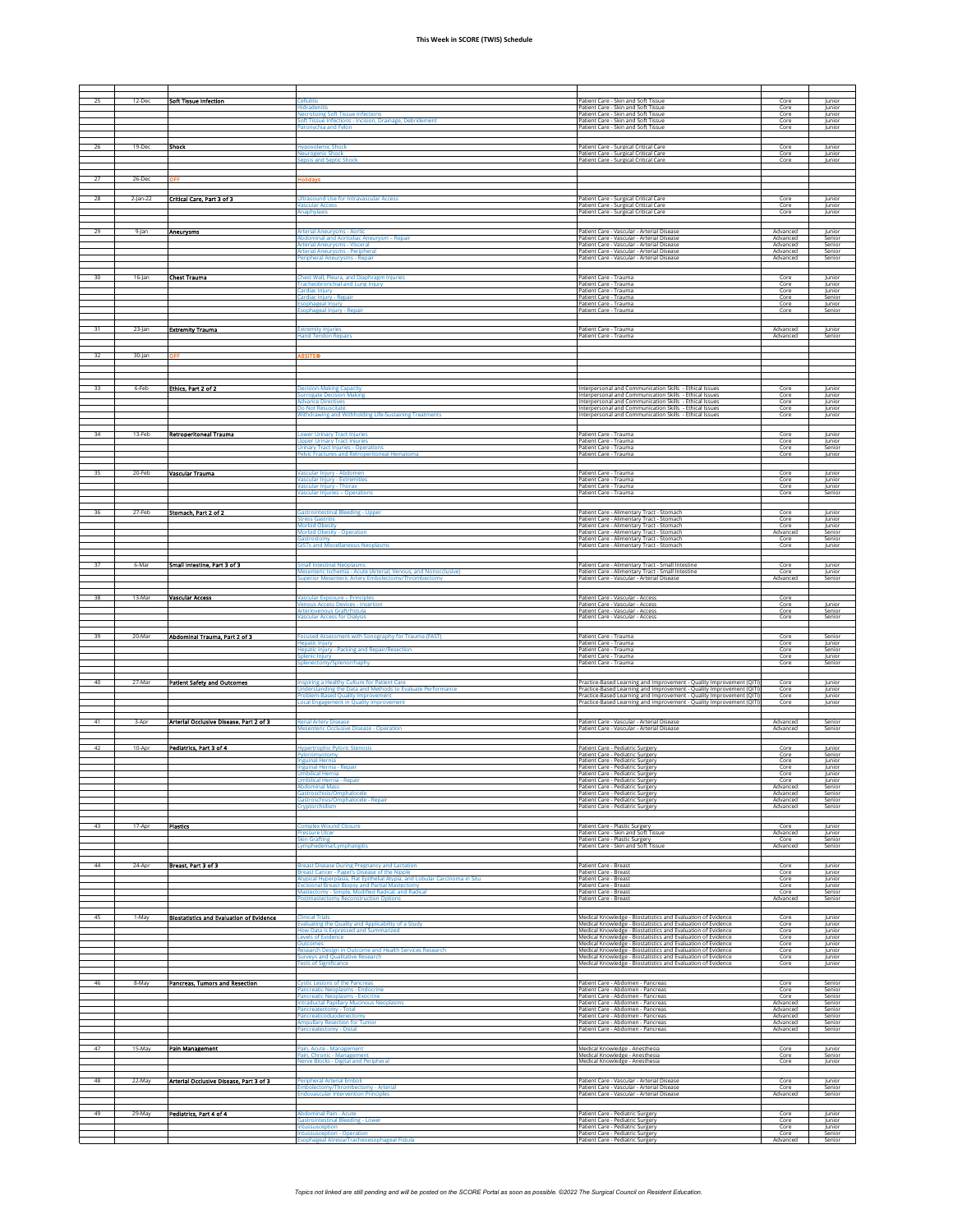# This Week in SCORE (TWIS) Schedule

| | | | | | | |
|---|---|---|---|---|---|---|
| 25 | 12-Dec | **Soft Tissue Infection** | Cellulitis | Patient Care - Skin and Soft Tissue | Core | Junior |
| | | | Hidradenitis | Patient Care - Skin and Soft Tissue | Core | Junior |
| | | | Necrotizing Soft Tissue Infections | Patient Care - Skin and Soft Tissue | Core | Junior |
| | | | Soft Tissue Infections - Incision, Drainage, Debridement | Patient Care - Skin and Soft Tissue | Core | Junior |
| | | | Paronychia and Felon | Patient Care - Skin and Soft Tissue | Core | Junior |
| 26 | 19-Dec | **Shock** | Hypovolemic Shock | Patient Care - Surgical Critical Care | Core | Junior |
| | | | Neurogenic Shock | Patient Care - Surgical Critical Care | Core | Junior |
| | | | Sepsis and Septic Shock | Patient Care - Surgical Critical Care | Core | Junior |
| 27 | 26-Dec | OFF | Holidays | | | |
| 28 | 2-Jan-22 | **Critical Care, Part 3 of 3** | Ultrasound Use for Intravascular Access | Patient Care - Surgical Critical Care | Core | Junior |
| | | | Vascular Access | Patient Care - Surgical Critical Care | Core | Junior |
| | | | Anaphylaxis | Patient Care - Surgical Critical Care | Core | Junior |
| 29 | 9-Jan | **Aneurysms** | Arterial Aneurysms - Aortic | Patient Care - Vascular - Arterial Disease | Advanced | Junior |
| | | | Abdominal and Aortoiliac Aneurysm – Repair | Patient Care - Vascular - Arterial Disease | Advanced | Senior |
| | | | Arterial Aneurysms - Visceral | Patient Care - Vascular - Arterial Disease | Advanced | Senior |
| | | | Arterial Aneurysms - Peripheral | Patient Care - Vascular - Arterial Disease | Advanced | Senior |
| | | | Peripheral Aneurysms - Repair | Patient Care - Vascular - Arterial Disease | Advanced | Senior |
| 30 | 16-Jan | **Chest Trauma** | Chest Wall, Pleura, and Diaphragm Injuries | Patient Care - Trauma | Core | Junior |
| | | | Tracheobronchial and Lung Injury | Patient Care - Trauma | Core | Junior |
| | | | Cardiac Injury | Patient Care - Trauma | Core | Junior |
| | | | Cardiac Injury - Repair | Patient Care - Trauma | Core | Senior |
| | | | Esophageal Injury | Patient Care - Trauma | Core | Junior |
| | | | Esophageal Injury - Repair | Patient Care - Trauma | Core | Senior |
| 31 | 23-Jan | **Extremity Trauma** | Extremity Injuries | Patient Care - Trauma | Advanced | Junior |
| | | | Hand Tendon Repairs | Patient Care - Trauma | Advanced | Senior |
| 32 | 30-Jan | OFF | ABSITE® | | | |
| 33 | 6-Feb | **Ethics, Part 2 of 2** | Decision-Making Capacity | Interpersonal and Communication Skills - Ethical Issues | Core | Junior |
| | | | Surrogate Decision Making | Interpersonal and Communication Skills - Ethical Issues | Core | Junior |
| | | | Advance Directives | Interpersonal and Communication Skills - Ethical Issues | Core | Junior |
| | | | Do Not Resuscitate | Interpersonal and Communication Skills - Ethical Issues | Core | Junior |
| | | | Withdrawing and Withholding Life-Sustaining Treatments | Interpersonal and Communication Skills - Ethical Issues | Core | Junior |
| 34 | 13-Feb | **Retroperitoneal Trauma** | Lower Urinary Tract Injuries | Patient Care - Trauma | Core | Junior |
| | | | Upper Urinary Tract Injuries | Patient Care - Trauma | Core | Junior |
| | | | Urinary Tract Injuries - Operations | Patient Care - Trauma | Core | Senior |
| | | | Pelvic Fractures and Retroperitoneal Hematoma | Patient Care - Trauma | Core | Junior |
| 35 | 20-Feb | **Vascular Trauma** | Vascular Injury - Abdomen | Patient Care - Trauma | Core | Junior |
| | | | Vascular Injury - Extremities | Patient Care - Trauma | Core | Junior |
| | | | Vascular Injury - Thorax | Patient Care - Trauma | Core | Junior |
| | | | Vascular Injuries – Operations | Patient Care - Trauma | Core | Senior |
| 36 | 27-Feb | **Stomach, Part 2 of 2** | Gastrointestinal Bleeding - Upper | Patient Care - Alimentary Tract - Stomach | Core | Junior |
| | | | Stress Gastritis | Patient Care - Alimentary Tract - Stomach | Core | Junior |
| | | | Morbid Obesity | Patient Care - Alimentary Tract - Stomach | Core | Junior |
| | | | Morbid Obesity - Operation | Patient Care - Alimentary Tract - Stomach | Advanced | Senior |
| | | | Gastrostomy | Patient Care - Alimentary Tract - Stomach | Core | Senior |
| | | | GISTs and Miscellaneous Neoplasms | Patient Care - Alimentary Tract - Stomach | Core | Junior |
| 37 | 6-Mar | **Small Intestine, Part 3 of 3** | Small Intestinal Neoplasms | Patient Care - Alimentary Tract - Small Intestine | Core | Junior |
| | | | Mesenteric Ischemia - Acute (Arterial, Venous, and Nonocclusive) | Patient Care - Alimentary Tract - Small Intestine | Core | Junior |
| | | | Superior Mesenteric Artery Embolectomy/Thrombectomy | Patient Care - Vascular - Arterial Disease | Advanced | Senior |
| 38 | 13-Mar | **Vascular Access** | Vascular Exposure – Principles | Patient Care - Vascular - Access | Core | |
| | | | Venous Access Devices - Insertion | Patient Care - Vascular - Access | Core | Junior |
| | | | Arteriovenous Graft/Fistula | Patient Care - Vascular - Access | Core | Senior |
| | | | Vascular Access for Dialysis | Patient Care - Vascular - Access | Core | Senior |
| 39 | 20-Mar | **Abdominal Trauma, Part 2 of 3** | Focused Assessment with Sonography for Trauma (FAST) | Patient Care - Trauma | Core | Senior |
| | | | Hepatic Injury | Patient Care - Trauma | Core | Junior |
| | | | Hepatic Injury - Packing and Repair/Resection | Patient Care - Trauma | Core | Senior |
| | | | Splenic Injury | Patient Care - Trauma | Core | Junior |
| | | | Splenectomy/Splenorrhaphy | Patient Care - Trauma | Core | Senior |
| 40 | 27-Mar | **Patient Safety and Outcomes** | Inspiring a Healthy Culture for Patient Care | Practice-Based Learning and Improvement - Quality Improvement (QIT) | Core | Junior |
| | | | Understanding the Data and Methods to Evaluate Performance | Practice-Based Learning and Improvement - Quality Improvement (QIT) | Core | Junior |
| | | | Problem-Based Quality Improvement | Practice-Based Learning and Improvement - Quality Improvement (QIT) | Core | Junior |
| | | | Local Engagement in Quality Improvement | Practice-Based Learning and Improvement - Quality Improvement (QIT) | Core | Junior |
| 41 | 3-Apr | **Arterial Occlusive Disease, Part 2 of 3** | Renal Artery Disease | Patient Care - Vascular - Arterial Disease | Advanced | Senior |
| | | | Mesenteric Occlusive Disease - Operation | Patient Care - Vascular - Arterial Disease | Advanced | Senior |
| 42 | 10-Apr | **Pediatrics, Part 3 of 4** | Hypertrophic Pyloric Stenosis | Patient Care - Pediatric Surgery | Core | Junior |
| | | | Pyloromyotomy | Patient Care - Pediatric Surgery | Core | Senior |
| | | | Inguinal Hernia | Patient Care - Pediatric Surgery | Core | Junior |
| | | | Inguinal Hernia - Repair | Patient Care - Pediatric Surgery | Core | Senior |
| | | | Umbilical Hernia | Patient Care - Pediatric Surgery | Core | Junior |
| | | | Umbilical Hernia - Repair | Patient Care - Pediatric Surgery | Core | Junior |
| | | | Abdominal Mass | Patient Care - Pediatric Surgery | Advanced | Senior |
| | | | Gastroschisis/Omphalocele | Patient Care - Pediatric Surgery | Advanced | Senior |
| | | | Gastroschisis/Omphalocele - Repair | Patient Care - Pediatric Surgery | Advanced | Senior |
| | | | Cryptorchidism | Patient Care - Pediatric Surgery | Advanced | Senior |
| 43 | 17-Apr | **Plastics** | Complex Wound Closure | Patient Care - Plastic Surgery | Core | Junior |
| | | | Pressure Ulcer | Patient Care - Skin and Soft Tissue | Advanced | Junior |
| | | | Skin Grafting | Patient Care - Plastic Surgery | Core | Senior |
| | | | Lymphedema/Lymphangitis | Patient Care - Skin and Soft Tissue | Advanced | Senior |
| 44 | 24-Apr | **Breast, Part 3 of 3** | Breast Disease During Pregnancy and Lactation | Patient Care - Breast | Core | Junior |
| | | | Breast Cancer - Paget's Disease of the Nipple | Patient Care - Breast | Core | Junior |
| | | | Atypical Hyperplasia, Flat Epithelial Atypia, and Lobular Carcinoma in Situ | Patient Care - Breast | Core | Junior |
| | | | Excisional Breast Biopsy and Partial Mastectomy | Patient Care - Breast | Core | Junior |
| | | | Mastectomy - Simple, Modified Radical, and Radical | Patient Care - Breast | Core | Senior |
| | | | Postmastectomy Reconstruction Options | Patient Care - Breast | Advanced | Senior |
| 45 | 1-May | **Biostatistics and Evaluation of Evidence** | Clinical Trials | Medical Knowledge - Biostatistics and Evaluation of Evidence | Core | Junior |
| | | | Evaluating the Quality and Applicability of a Study | Medical Knowledge - Biostatistics and Evaluation of Evidence | Core | Junior |
| | | | How Data is Expressed and Summarized | Medical Knowledge - Biostatistics and Evaluation of Evidence | Core | Junior |
| | | | Levels of Evidence | Medical Knowledge - Biostatistics and Evaluation of Evidence | Core | Junior |
| | | | Outcomes | Medical Knowledge - Biostatistics and Evaluation of Evidence | Core | Junior |
| | | | Research Design in Outcome and Health Services Research | Medical Knowledge - Biostatistics and Evaluation of Evidence | Core | Junior |
| | | | Surveys and Qualitative Research | Medical Knowledge - Biostatistics and Evaluation of Evidence | Core | Junior |
| | | | Tests of Significance | Medical Knowledge - Biostatistics and Evaluation of Evidence | Core | Junior |
| 46 | 8-May | **Pancreas, Tumors and Resection** | Cystic Lesions of the Pancreas | Patient Care - Abdomen - Pancreas | Core | Senior |
| | | | Pancreatic Neoplasms - Endocrine | Patient Care - Abdomen - Pancreas | Core | Senior |
| | | | Pancreatic Neoplasms - Exocrine | Patient Care - Abdomen - Pancreas | Core | Senior |
| | | | Intraductal Papillary Mucinous Neoplasms | Patient Care - Abdomen - Pancreas | Advanced | Senior |
| | | | Pancreatectomy - Total | Patient Care - Abdomen - Pancreas | Advanced | Senior |
| | | | Pancreaticoduodenectomy | Patient Care - Abdomen - Pancreas | Advanced | Senior |
| | | | Ampullary Resection for Tumor | Patient Care - Abdomen - Pancreas | Advanced | Senior |
| | | | Pancreatectomy - Distal | Patient Care - Abdomen - Pancreas | Advanced | Senior |
| 47 | 15-May | **Pain Management** | Pain, Acute - Management | Medical Knowledge - Anesthesia | Core | Junior |
| | | | Pain, Chronic - Management | Medical Knowledge - Anesthesia | Core | Senior |
| | | | Nerve Blocks - Digital and Peripheral | Medical Knowledge - Anesthesia | Core | Junior |
| 48 | 22-May | **Arterial Occlusive Disease, Part 3 of 3** | Peripheral Arterial Emboli | Patient Care - Vascular - Arterial Disease | Core | Junior |
| | | | Embolectomy/Thrombectomy - Arterial | Patient Care - Vascular - Arterial Disease | Core | Senior |
| | | | Endovascular Intervention Principles | Patient Care - Vascular - Arterial Disease | Advanced | Senior |
| 49 | 29-May | **Pediatrics, Part 4 of 4** | Abdominal Pain - Acute | Patient Care - Pediatric Surgery | Core | Junior |
| | | | Gastrointestinal Bleeding - Lower | Patient Care - Pediatric Surgery | Core | Junior |
| | | | Intussusception | Patient Care - Pediatric Surgery | Core | Junior |
| | | | Intussusception - Operation | Patient Care - Pediatric Surgery | Core | Senior |
| | | | Esophageal Atresia/Tracheoesophageal Fistula | Patient Care - Pediatric Surgery | Advanced | Senior |

*Topics not linked are still pending and will be posted on the SCORE Portal as soon as possible. ©2022 The Surgical Council on Resident Education.*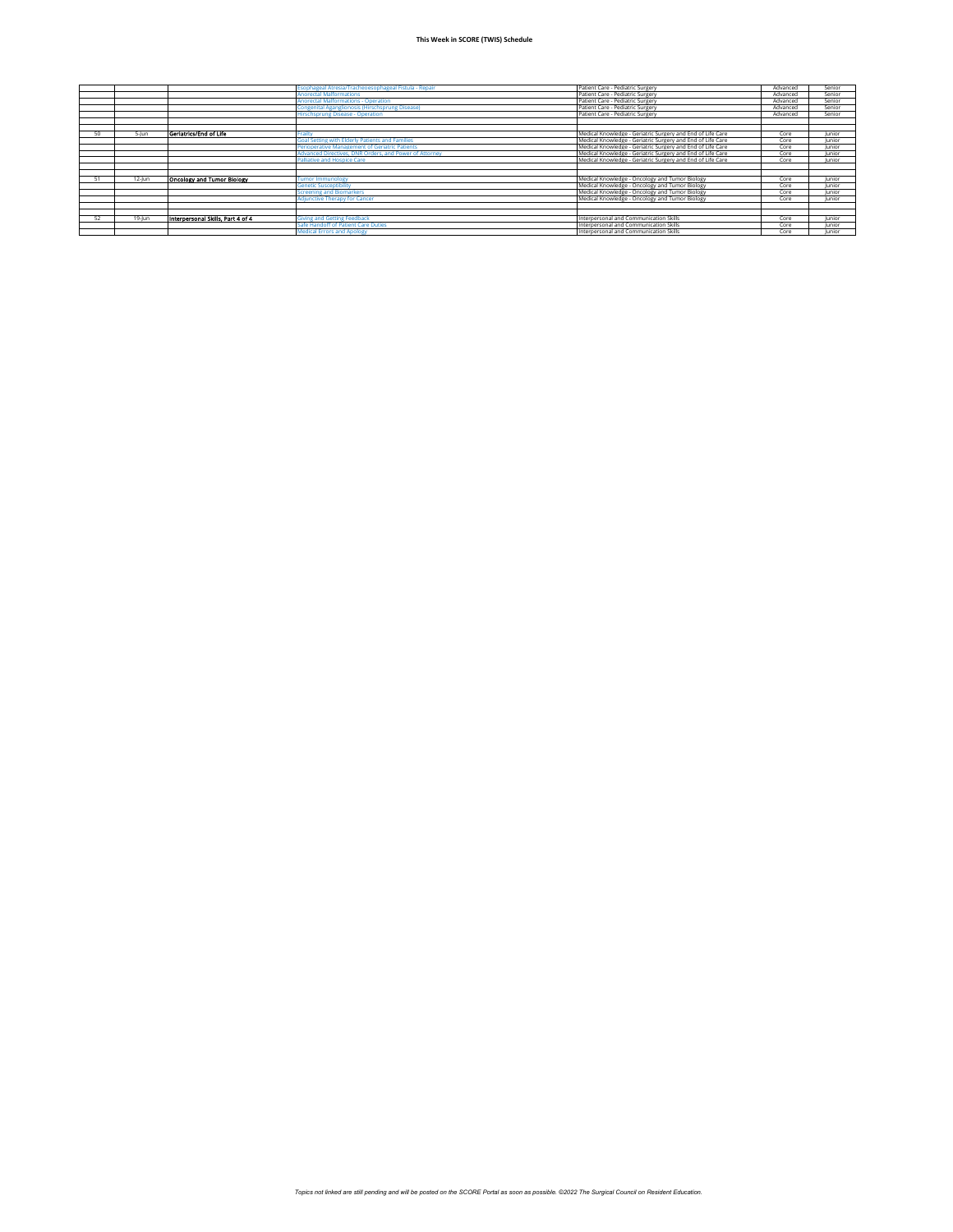| | | | | | | |
|---|---|---|---|---|---|---|
| | | | Esophageal Atresia/Tracheoesophageal Fistula - Repair | Patient Care - Pediatric Surgery | Advanced | Senior |
| | | | Anorectal Malformations | Patient Care - Pediatric Surgery | Advanced | Senior |
| | | | Anorectal Malformations - Operation | Patient Care - Pediatric Surgery | Advanced | Senior |
| | | | Congenital Aganglionosis (Hirschsprung Disease) | Patient Care - Pediatric Surgery | Advanced | Senior |
| | | | Hirschsprung Disease - Operation | Patient Care - Pediatric Surgery | Advanced | Senior |
| | | | | | | |
| | | | | | | |
| 50 | 5-Jun | **Geriatrics/End of Life** | Frailty | Medical Knowledge - Geriatric Surgery and End of Life Care | Core | Junior |
| | | | Goal Setting with Elderly Patients and Families | Medical Knowledge - Geriatric Surgery and End of Life Care | Core | Junior |
| | | | Perioperative Management of Geriatric Patients | Medical Knowledge - Geriatric Surgery and End of Life Care | Core | Junior |
| | | | Advanced Directives, DNR Orders, and Power of Attorney | Medical Knowledge - Geriatric Surgery and End of Life Care | Core | Junior |
| | | | Palliative and Hospice Care | Medical Knowledge - Geriatric Surgery and End of Life Care | Core | Junior |
| | | | | | | |
| | | | | | | |
| 51 | 12-Jun | **Oncology and Tumor Biology** | Tumor Immunology | Medical Knowledge - Oncology and Tumor Biology | Core | Junior |
| | | | Genetic Susceptibility | Medical Knowledge - Oncology and Tumor Biology | Core | Junior |
| | | | Screening and Biomarkers | Medical Knowledge - Oncology and Tumor Biology | Core | Junior |
| | | | Adjunctive Therapy for Cancer | Medical Knowledge - Oncology and Tumor Biology | Core | Junior |
| | | | | | | |
| | | | | | | |
| 52 | 19-Jun | **Interpersonal Skills, Part 4 of 4** | Giving and Getting Feedback | Interpersonal and Communication Skills | Core | Junior |
| | | | Safe Handoff of Patient Care Duties | Interpersonal and Communication Skills | Core | Junior |
| | | | Medical Errors and Apology | Interpersonal and Communication Skills | Core | Junior |

*Topics not linked are still pending and will be posted on the SCORE Portal as soon as possible. ©2022 The Surgical Council on Resident Education.*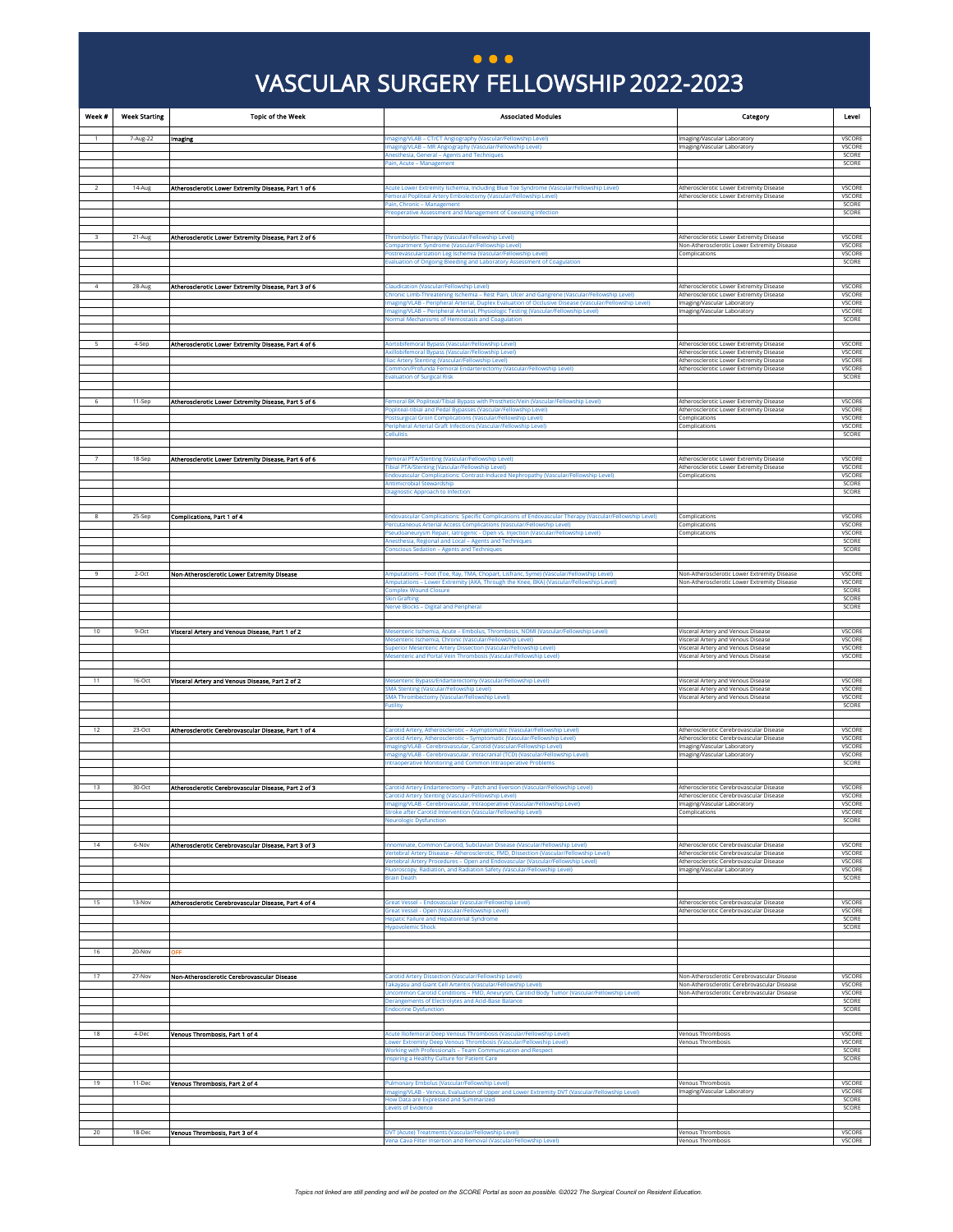# VASCULAR SURGERY FELLOWSHIP 2022-2023

| Week # | Week Starting | Topic of the Week | Associated Modules | Category | Level |
|---|---|---|---|---|---|
| 1 | 7-Aug-22 | Imaging | Imaging/VLAB – CT/CT Angiography (Vascular/Fellowship Level) | Imaging/Vascular Laboratory | VSCORE |
| | | | Imaging/VLAB – MR Angiography (Vascular/Fellowship Level) | Imaging/Vascular Laboratory | VSCORE |
| | | | Anesthesia, General – Agents and Techniques | | SCORE |
| | | | Pain, Acute – Management | | SCORE |
| 2 | 14-Aug | Atherosclerotic Lower Extremity Disease, Part 1 of 6 | Acute Lower Extremity Ischemia, Including Blue Toe Syndrome (Vascular/Fellowship Level) | Atherosclerotic Lower Extremity Disease | VSCORE |
| | | | Femoral Popliteal Artery Embolectomy (Vascular/Fellowship Level) | Atherosclerotic Lower Extremity Disease | VSCORE |
| | | | Pain, Chronic – Management | | SCORE |
| | | | Preoperative Assessment and Management of Coexisting Infection | | SCORE |
| 3 | 21-Aug | Atherosclerotic Lower Extremity Disease, Part 2 of 6 | Thrombolytic Therapy (Vascular/Fellowship Level) | Atherosclerotic Lower Extremity Disease | VSCORE |
| | | | Compartment Syndrome (Vascular/Fellowship Level) | Non-Atherosclerotic Lower Extremity Disease | VSCORE |
| | | | Postrevascularization Leg Ischemia (Vascular/Fellowship Level) | Complications | VSCORE |
| | | | Evaluation of Ongoing Bleeding and Laboratory Assessment of Coagulation | | SCORE |
| 4 | 28-Aug | Atherosclerotic Lower Extremity Disease, Part 3 of 6 | Claudication (Vascular/Fellowship Level) | Atherosclerotic Lower Extremity Disease | VSCORE |
| | | | Chronic Limb-Threatening Ischemia – Rest Pain, Ulcer and Gangrene (Vascular/Fellowship Level) | Atherosclerotic Lower Extremity Disease | VSCORE |
| | | | Imaging/VLAB - Peripheral Arterial, Duplex Evaluation of Occlusive Disease (Vascular/Fellowship Level) | Imaging/Vascular Laboratory | VSCORE |
| | | | Imaging/VLAB – Peripheral Arterial, Physiologic Testing (Vascular/Fellowship Level) | Imaging/Vascular Laboratory | VSCORE |
| | | | Normal Mechanisms of Hemostasis and Coagulation | | SCORE |
| 5 | 4-Sep | Atherosclerotic Lower Extremity Disease, Part 4 of 6 | Aortobifemoral Bypass (Vascular/Fellowship Level) | Atherosclerotic Lower Extremity Disease | VSCORE |
| | | | Axillobifemoral Bypass (Vascular/Fellowship Level) | Atherosclerotic Lower Extremity Disease | VSCORE |
| | | | Iliac Artery Stenting (Vascular/Fellowship Level) | Atherosclerotic Lower Extremity Disease | VSCORE |
| | | | Common/Profunda Femoral Endarterectomy (Vascular/Fellowship Level) | Atherosclerotic Lower Extremity Disease | VSCORE |
| | | | Evaluation of Surgical Risk | | SCORE |
| 6 | 11-Sep | Atherosclerotic Lower Extremity Disease, Part 5 of 6 | Femoral BK Popliteal/Tibial Bypass with Prosthetic/Vein (Vascular/Fellowship Level) | Atherosclerotic Lower Extremity Disease | VSCORE |
| | | | Popliteal-tibial and Pedal Bypasses (Vascular/Fellowship Level) | Atherosclerotic Lower Extremity Disease | VSCORE |
| | | | Postsurgical Groin Complications (Vascular/Fellowship Level) | Complications | VSCORE |
| | | | Peripheral Arterial Graft Infections (Vascular/Fellowship Level) | Complications | VSCORE |
| | | | Cellulitis | | SCORE |
| 7 | 18-Sep | Atherosclerotic Lower Extremity Disease, Part 6 of 6 | Femoral PTA/Stenting (Vascular/Fellowship Level) | Atherosclerotic Lower Extremity Disease | VSCORE |
| | | | Tibial PTA/Stenting (Vascular/Fellowship Level) | Atherosclerotic Lower Extremity Disease | VSCORE |
| | | | Endovascular Complications: Contrast-Induced Nephropathy (Vascular/Fellowship Level) | Complications | VSCORE |
| | | | Antimicrobial Stewardship | | SCORE |
| | | | Diagnostic Approach to Infection | | SCORE |
| 8 | 25-Sep | Complications, Part 1 of 4 | Endovascular Complications: Specific Complications of Endovascular Therapy (Vascular/Fellowship Level) | Complications | VSCORE |
| | | | Percutaneous Arterial Access Complications (Vascular/Fellowship Level) | Complications | VSCORE |
| | | | Pseudoaneurysm Repair, Iatrogenic - Open vs. Injection (Vascular/Fellowship Level) | Complications | VSCORE |
| | | | Anesthesia, Regional and Local – Agents and Techniques | | SCORE |
| | | | Conscious Sedation – Agents and Techniques | | SCORE |
| 9 | 2-Oct | Non-Atherosclerotic Lower Extremity Disease | Amputations – Foot (Toe, Ray, TMA, Chopart, Lisfranc, Syme) (Vascular/Fellowship Level) | Non-Atherosclerotic Lower Extremity Disease | VSCORE |
| | | | Amputations – Lower Extremity (AKA, Through the Knee, BKA) (Vascular/Fellowship Level) | Non-Atherosclerotic Lower Extremity Disease | VSCORE |
| | | | Complex Wound Closure | | SCORE |
| | | | Skin Grafting | | SCORE |
| | | | Nerve Blocks – Digital and Peripheral | | SCORE |
| 10 | 9-Oct | Visceral Artery and Venous Disease, Part 1 of 2 | Mesenteric Ischemia, Acute – Embolus, Thrombosis, NOMI (Vascular/Fellowship Level) | Visceral Artery and Venous Disease | VSCORE |
| | | | Mesenteric Ischemia, Chronic (Vascular/Fellowship Level) | Visceral Artery and Venous Disease | VSCORE |
| | | | Superior Mesenteric Artery Dissection (Vascular/Fellowship Level) | Visceral Artery and Venous Disease | VSCORE |
| | | | Mesenteric and Portal Vein Thrombosis (Vascular/Fellowship Level) | Visceral Artery and Venous Disease | VSCORE |
| 11 | 16-Oct | Visceral Artery and Venous Disease, Part 2 of 2 | Mesenteric Bypass/Endarterectomy (Vascular/Fellowship Level) | Visceral Artery and Venous Disease | VSCORE |
| | | | SMA Stenting (Vascular/Fellowship Level) | Visceral Artery and Venous Disease | VSCORE |
| | | | SMA Thrombectomy (Vascular/Fellowship Level) | Visceral Artery and Venous Disease | VSCORE |
| | | | Futility | | SCORE |
| 12 | 23-Oct | Atherosclerotic Cerebrovascular Disease, Part 1 of 4 | Carotid Artery, Atherosclerotic – Asymptomatic (Vascular/Fellowship Level) | Atherosclerotic Cerebrovascular Disease | VSCORE |
| | | | Carotid Artery, Atherosclerotic – Symptomatic (Vascular/Fellowship Level) | Atherosclerotic Cerebrovascular Disease | VSCORE |
| | | | Imaging/VLAB - Cerebrovascular, Carotid (Vascular/Fellowship Level) | Imaging/Vascular Laboratory | VSCORE |
| | | | Imaging/VLAB - Cerebrovascular, Intracranial (TCD) (Vascular/Fellowship Level) | Imaging/Vascular Laboratory | VSCORE |
| | | | Intraoperative Monitoring and Common Intraoperative Problems | | SCORE |
| 13 | 30-Oct | Atherosclerotic Cerebrovascular Disease, Part 2 of 3 | Carotid Artery Endarterectomy – Patch and Eversion (Vascular/Fellowship Level) | Atherosclerotic Cerebrovascular Disease | VSCORE |
| | | | Carotid Artery Stenting (Vascular/Fellowship Level) | Atherosclerotic Cerebrovascular Disease | VSCORE |
| | | | Imaging/VLAB - Cerebrovascular, Intraoperative (Vascular/Fellowship Level) | Imaging/Vascular Laboratory | VSCORE |
| | | | Stroke after Carotid Intervention (Vascular/Fellowship Level) | Complications | VSCORE |
| | | | Neurologic Dysfunction | | SCORE |
| 14 | 6-Nov | Atherosclerotic Cerebrovascular Disease, Part 3 of 3 | Innominate, Common Carotid, Subclavian Disease (Vascular/Fellowship Level) | Atherosclerotic Cerebrovascular Disease | VSCORE |
| | | | Vertebral Artery Disease – Atherosclerotic, FMD, Dissection (Vascular/Fellowship Level) | Atherosclerotic Cerebrovascular Disease | VSCORE |
| | | | Vertebral Artery Procedures – Open and Endovascular (Vascular/Fellowship Level) | Atherosclerotic Cerebrovascular Disease | VSCORE |
| | | | Fluoroscopy, Radiation, and Radiation Safety (Vascular/Fellowship Level) | Imaging/Vascular Laboratory | VSCORE |
| | | | Brain Death | | SCORE |
| 15 | 13-Nov | Atherosclerotic Cerebrovascular Disease, Part 4 of 4 | Great Vessel – Endovascular (Vascular/Fellowship Level) | Atherosclerotic Cerebrovascular Disease | VSCORE |
| | | | Great Vessel - Open (Vascular/Fellowship Level) | Atherosclerotic Cerebrovascular Disease | VSCORE |
| | | | Hepatic Failure and Hepatorenal Syndrome | | SCORE |
| | | | Hypovolemic Shock | | SCORE |
| 16 | 20-Nov | OFF | | | |
| 17 | 27-Nov | Non-Atherosclerotic Cerebrovascular Disease | Carotid Artery Dissection (Vascular/Fellowship Level) | Non-Atherosclerotic Cerebrovascular Disease | VSCORE |
| | | | Takayasu and Giant Cell Arteritis (Vascular/Fellowship Level) | Non-Atherosclerotic Cerebrovascular Disease | VSCORE |
| | | | Uncommon Carotid Conditions – FMD, Aneurysm, Carotid Body Tumor (Vascular/Fellowship Level) | Non-Atherosclerotic Cerebrovascular Disease | VSCORE |
| | | | Derangements of Electrolytes and Acid-Base Balance | | SCORE |
| | | | Endocrine Dysfunction | | SCORE |
| 18 | 4-Dec | Venous Thrombosis, Part 1 of 4 | Acute Iliofemoral Deep Venous Thrombosis (Vascular/Fellowship Level) | Venous Thrombosis | VSCORE |
| | | | Lower Extremity Deep Venous Thrombosis (Vascular/Fellowship Level) | Venous Thrombosis | VSCORE |
| | | | Working with Professionals – Team Communication and Respect | | SCORE |
| | | | Inspiring a Healthy Culture for Patient Care | | SCORE |
| 19 | 11-Dec | Venous Thrombosis, Part 2 of 4 | Pulmonary Embolus (Vascular/Fellowship Level) | Venous Thrombosis | VSCORE |
| | | | Imaging/VLAB - Venous, Evaluation of Upper and Lower Extremity DVT (Vascular/Fellowship Level) | Imaging/Vascular Laboratory | VSCORE |
| | | | How Data are Expressed and Summarized | | SCORE |
| | | | Levels of Evidence | | SCORE |
| 20 | 18-Dec | Venous Thrombosis, Part 3 of 4 | DVT (Acute) Treatments (Vascular/Fellowship Level) | Venous Thrombosis | VSCORE |
| | | | Vena Cava Filter Insertion and Removal (Vascular/Fellowship Level) | Venous Thrombosis | VSCORE |

*Topics not linked are still pending and will be posted on the SCORE Portal as soon as possible. ©2022 The Surgical Council on Resident Education.*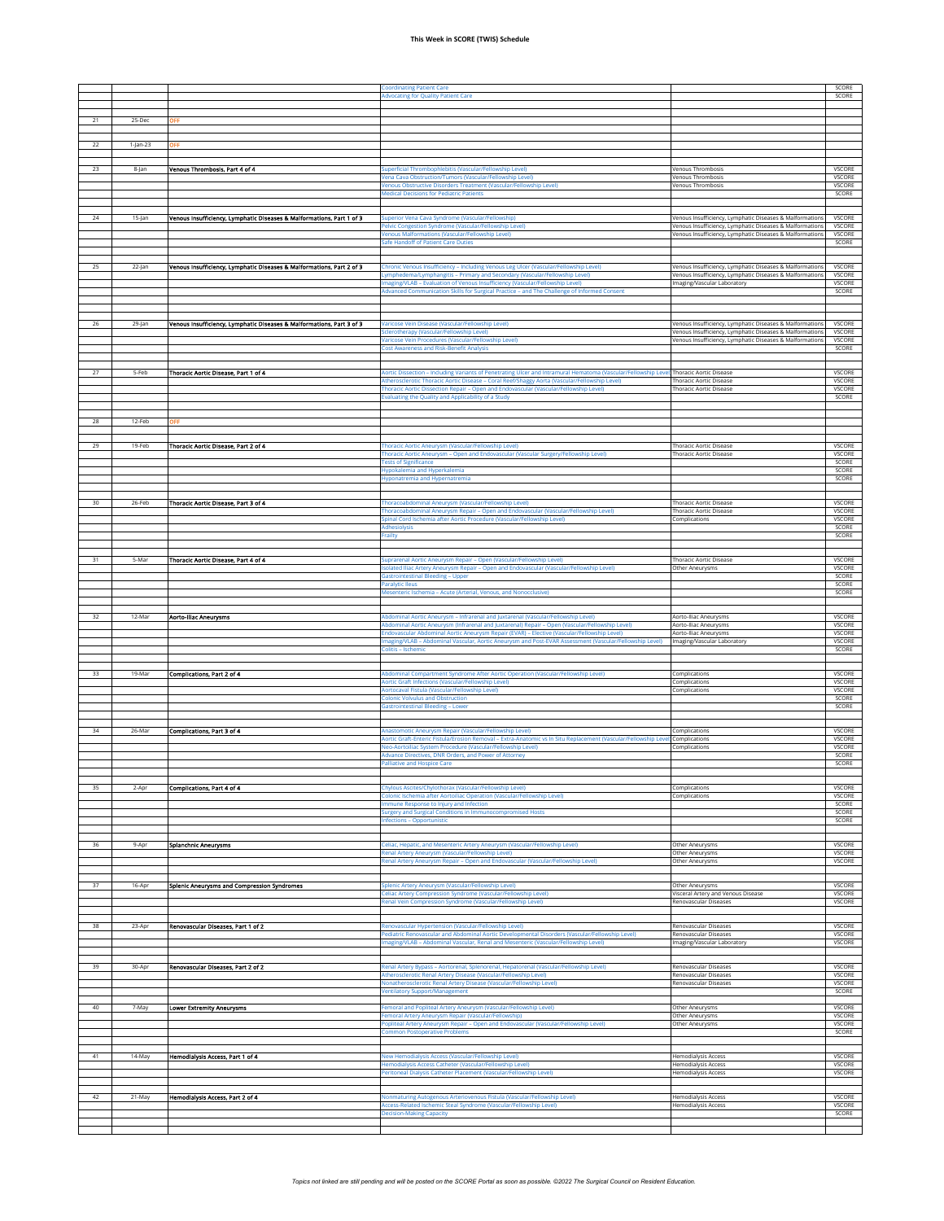**This Week in SCORE (TWIS) Schedule**

| | | | | | |
|---|---|---|---|---|---|
| | | | Coordinating Patient Care | | SCORE |
| | | | Advocating for Quality Patient Care | | SCORE |
| 21 | 25-Dec | OFF | | | |
| 22 | 1-Jan-23 | OFF | | | |
| 23 | 8-Jan | Venous Thrombosis, Part 4 of 4 | Superficial Thrombophlebitis (Vascular/Fellowship Level) | Venous Thrombosis | VSCORE |
| | | | Vena Cava Obstruction/Tumors (Vascular/Fellowship Level) | Venous Thrombosis | VSCORE |
| | | | Venous Obstructive Disorders Treatment (Vascular/Fellowship Level) | Venous Thrombosis | VSCORE |
| | | | Medical Decisions for Pediatric Patients | | SCORE |
| 24 | 15-Jan | Venous Insufficiency, Lymphatic Diseases & Malformations, Part 1 of 3 | Superior Vena Cava Syndrome (Vascular/Fellowship) | Venous Insufficiency, Lymphatic Diseases & Malformations | VSCORE |
| | | | Pelvic Congestion Syndrome (Vascular/Fellowship Level) | Venous Insufficiency, Lymphatic Diseases & Malformations | VSCORE |
| | | | Venous Malformations (Vascular/Fellowship Level) | Venous Insufficiency, Lymphatic Diseases & Malformations | VSCORE |
| | | | Safe Handoff of Patient Care Duties | | SCORE |
| 25 | 22-Jan | Venous Insufficiency, Lymphatic Diseases & Malformations, Part 2 of 3 | Chronic Venous Insufficiency – Including Venous Leg Ulcer (Vascular/Fellowship Level) | Venous Insufficiency, Lymphatic Diseases & Malformations | VSCORE |
| | | | Lymphedema/Lymphangitis – Primary and Secondary (Vascular/Fellowship Level) | Venous Insufficiency, Lymphatic Diseases & Malformations | VSCORE |
| | | | Imaging/VLAB – Evaluation of Venous Insufficiency (Vascular/Fellowship Level) | Imaging/Vascular Laboratory | VSCORE |
| | | | Advanced Communication Skills for Surgical Practice – and The Challenge of Informed Consent | | SCORE |
| 26 | 29-Jan | Venous Insufficiency, Lymphatic Diseases & Malformations, Part 3 of 3 | Varicose Vein Disease (Vascular/Fellowship Level) | Venous Insufficiency, Lymphatic Diseases & Malformations | VSCORE |
| | | | Sclerotherapy (Vascular/Fellowship Level) | Venous Insufficiency, Lymphatic Diseases & Malformations | VSCORE |
| | | | Varicose Vein Procedures (Vascular/Fellowship Level) | Venous Insufficiency, Lymphatic Diseases & Malformations | VSCORE |
| | | | Cost Awareness and Risk-Benefit Analysis | | SCORE |
| 27 | 5-Feb | Thoracic Aortic Disease, Part 1 of 4 | Aortic Dissection – Including Variants of Penetrating Ulcer and Intramural Hematoma (Vascular/Fellowship Level) | Thoracic Aortic Disease | VSCORE |
| | | | Atherosclerotic Thoracic Aortic Disease – Coral Reef/Shaggy Aorta (Vascular/Fellowship Level) | Thoracic Aortic Disease | VSCORE |
| | | | Thoracic Aortic Dissection Repair – Open and Endovascular (Vascular/Fellowship Level) | Thoracic Aortic Disease | VSCORE |
| | | | Evaluating the Quality and Applicability of a Study | | SCORE |
| 28 | 12-Feb | OFF | | | |
| 29 | 19-Feb | Thoracic Aortic Disease, Part 2 of 4 | Thoracic Aortic Aneurysm (Vascular/Fellowship Level) | Thoracic Aortic Disease | VSCORE |
| | | | Thoracic Aortic Aneurysm – Open and Endovascular (Vascular Surgery/Fellowship Level) | Thoracic Aortic Disease | VSCORE |
| | | | Tests of Significance | | SCORE |
| | | | Hypokalemia and Hyperkalemia | | SCORE |
| | | | Hyponatremia and Hypernatremia | | SCORE |
| 30 | 26-Feb | Thoracic Aortic Disease, Part 3 of 4 | Thoracoabdominal Aneurysm (Vascular/Fellowship Level) | Thoracic Aortic Disease | VSCORE |
| | | | Thoracoabdominal Aneurysm Repair – Open and Endovascular (Vascular/Fellowship Level) | Thoracic Aortic Disease | VSCORE |
| | | | Spinal Cord Ischemia after Aortic Procedure (Vascular/Fellowship Level) | Complications | VSCORE |
| | | | Adhesiolysis | | SCORE |
| | | | Frailty | | SCORE |
| 31 | 5-Mar | Thoracic Aortic Disease, Part 4 of 4 | Suprarenal Aortic Aneurysm Repair – Open (Vascular/Fellowship Level) | Thoracic Aortic Disease | VSCORE |
| | | | Isolated Iliac Artery Aneurysm Repair – Open and Endovascular (Vascular/Fellowship Level) | Other Aneurysms | VSCORE |
| | | | Gastrointestinal Bleeding – Upper | | SCORE |
| | | | Paralytic Ileus | | SCORE |
| | | | Mesenteric Ischemia – Acute (Arterial, Venous, and Nonocclusive) | | SCORE |
| 32 | 12-Mar | Aorto-Iliac Aneurysms | Abdominal Aortic Aneurysm – Infrarenal and Juxtarenal (Vascular/Fellowship Level) | Aorto-Iliac Aneurysms | VSCORE |
| | | | Abdominal Aortic Aneurysm (Infrarenal and Juxtarenal) Repair – Open (Vascular/Fellowship Level) | Aorto-Iliac Aneurysms | VSCORE |
| | | | Endovascular Abdominal Aortic Aneurysm Repair (EVAR) – Elective (Vascular/Fellowship Level) | Aorto-Iliac Aneurysms | VSCORE |
| | | | Imaging/VLAB – Abdominal Vascular, Aortic Aneurysm and Post-EVAR Assessment (Vascular/Fellowship Level) | Imaging/Vascular Laboratory | VSCORE |
| | | | Colitis – Ischemic | | SCORE |
| 33 | 19-Mar | Complications, Part 2 of 4 | Abdominal Compartment Syndrome After Aortic Operation (Vascular/Fellowship Level) | Complications | VSCORE |
| | | | Aortic Graft Infections (Vascular/Fellowship Level) | Complications | VSCORE |
| | | | Aortocaval Fistula (Vascular/Fellowship Level) | Complications | VSCORE |
| | | | Colonic Volvulus and Obstruction | | SCORE |
| | | | Gastrointestinal Bleeding – Lower | | SCORE |
| 34 | 26-Mar | Complications, Part 3 of 4 | Anastomotic Aneurysm Repair (Vascular/Fellowship Level) | Complications | VSCORE |
| | | | Aortic Graft-Enteric Fistula/Erosion Removal – Extra-Anatomic vs In Situ Replacement (Vascular/Fellowship Level) | Complications | VSCORE |
| | | | Neo-Aortoiliac System Procedure (Vascular/Fellowship Level) | Complications | VSCORE |
| | | | Advance Directives, DNR Orders, and Power of Attorney | | SCORE |
| | | | Palliative and Hospice Care | | SCORE |
| 35 | 2-Apr | Complications, Part 4 of 4 | Chylous Ascites/Chylothorax (Vascular/Fellowship Level) | Complications | VSCORE |
| | | | Colonic Ischemia after Aortoiliac Operation (Vascular/Fellowship Level) | Complications | VSCORE |
| | | | Immune Response to Injury and Infection | | SCORE |
| | | | Surgery and Surgical Conditions in Immunocompromised Hosts | | SCORE |
| | | | Infections – Opportunistic | | SCORE |
| 36 | 9-Apr | Splanchnic Aneurysms | Celiac, Hepatic, and Mesenteric Artery Aneurysm (Vascular/Fellowship Level) | Other Aneurysms | VSCORE |
| | | | Renal Artery Aneurysm (Vascular/Fellowship Level) | Other Aneurysms | VSCORE |
| | | | Renal Artery Aneurysm Repair – Open and Endovascular (Vascular/Fellowship Level) | Other Aneurysms | VSCORE |
| 37 | 16-Apr | Splenic Aneurysms and Compression Syndromes | Splenic Artery Aneurysm (Vascular/Fellowship Level) | Other Aneurysms | VSCORE |
| | | | Celiac Artery Compression Syndrome (Vascular/Fellowship Level) | Visceral Artery and Venous Disease | VSCORE |
| | | | Renal Vein Compression Syndrome (Vascular/Fellowship Level) | Renovascular Diseases | VSCORE |
| 38 | 23-Apr | Renovascular Diseases, Part 1 of 2 | Renovascular Hypertension (Vascular/Fellowship Level) | Renovascular Diseases | VSCORE |
| | | | Pediatric Renovascular and Abdominal Aortic Developmental Disorders (Vascular/Fellowship Level) | Renovascular Diseases | VSCORE |
| | | | Imaging/VLAB – Abdominal Vascular, Renal and Mesenteric (Vascular/Fellowship Level) | Imaging/Vascular Laboratory | VSCORE |
| 39 | 30-Apr | Renovascular Diseases, Part 2 of 2 | Renal Artery Bypass – Aortorenal, Splenorenal, Hepatorenal (Vascular/Fellowship Level) | Renovascular Diseases | VSCORE |
| | | | Atherosclerotic Renal Artery Disease (Vascular/Fellowship Level) | Renovascular Diseases | VSCORE |
| | | | Nonatherosclerotic Renal Artery Disease (Vascular/Fellowship Level) | Renovascular Diseases | VSCORE |
| | | | Ventilatory Support/Management | | SCORE |
| 40 | 7-May | Lower Extremity Aneurysms | Femoral and Popliteal Artery Aneurysm (Vascular/Fellowship Level) | Other Aneurysms | VSCORE |
| | | | Femoral Artery Aneurysm Repair (Vascular/Fellowship) | Other Aneurysms | VSCORE |
| | | | Popliteal Artery Aneurysm Repair – Open and Endovascular (Vascular/Fellowship Level) | Other Aneurysms | VSCORE |
| | | | Common Postoperative Problems | | SCORE |
| 41 | 14-May | Hemodialysis Access, Part 1 of 4 | New Hemodialysis Access (Vascular/Fellowship Level) | Hemodialysis Access | VSCORE |
| | | | Hemodialysis Access Catheter (Vascular/Fellowship Level) | Hemodialysis Access | VSCORE |
| | | | Peritoneal Dialysis Catheter Placement (Vascular/Fellowship Level) | Hemodialysis Access | VSCORE |
| 42 | 21-May | Hemodialysis Access, Part 2 of 4 | Nonmaturing Autogenous Arteriovenous Fistula (Vascular/Fellowship Level) | Hemodialysis Access | VSCORE |
| | | | Access-Related Ischemic Steal Syndrome (Vascular/Fellowship Level) | Hemodialysis Access | VSCORE |
| | | | Decision-Making Capacity | | SCORE |

*Topics not linked are still pending and will be posted on the SCORE Portal as soon as possible. ©2022 The Surgical Council on Resident Education.*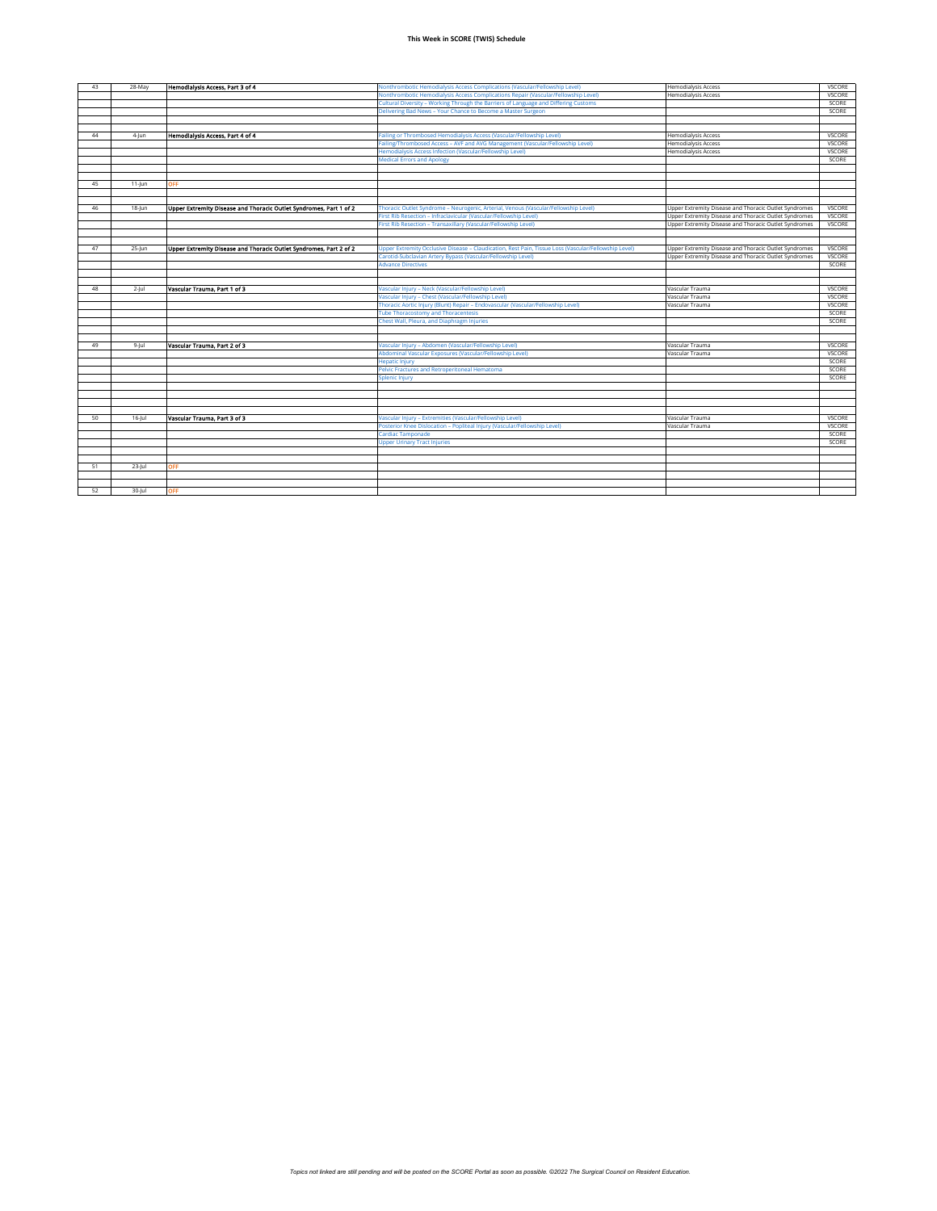**This Week in SCORE (TWIS) Schedule**

| | | | | | |
|---|---|---|---|---|---|
| 43 | 28-May | **Hemodialysis Access, Part 3 of 4** | Nonthrombotic Hemodialysis Access Complications (Vascular/Fellowship Level) | Hemodialysis Access | VSCORE |
| | | | Nonthrombotic Hemodialysis Access Complications Repair (Vascular/Fellowship Level) | Hemodialysis Access | VSCORE |
| | | | Cultural Diversity – Working Through the Barriers of Language and Differing Customs | | SCORE |
| | | | Delivering Bad News – Your Chance to Become a Master Surgeon | | SCORE |
| | | | | | |
| 44 | 4-Jun | **Hemodialysis Access, Part 4 of 4** | Failing or Thrombosed Hemodialysis Access (Vascular/Fellowship Level) | Hemodialysis Access | VSCORE |
| | | | Failing/Thrombosed Access – AVF and AVG Management (Vascular/Fellowship Level) | Hemodialysis Access | VSCORE |
| | | | Hemodialysis Access Infection (Vascular/Fellowship Level) | Hemodialysis Access | VSCORE |
| | | | Medical Errors and Apology | | SCORE |
| | | | | | |
| 45 | 11-Jun | OFF | | | |
| | | | | | |
| 46 | 18-Jun | **Upper Extremity Disease and Thoracic Outlet Syndromes, Part 1 of 2** | Thoracic Outlet Syndrome – Neurogenic, Arterial, Venous (Vascular/Fellowship Level) | Upper Extremity Disease and Thoracic Outlet Syndromes | VSCORE |
| | | | First Rib Resection – Infraclavicular (Vascular/Fellowship Level) | Upper Extremity Disease and Thoracic Outlet Syndromes | VSCORE |
| | | | First Rib Resection – Transaxillary (Vascular/Fellowship Level) | Upper Extremity Disease and Thoracic Outlet Syndromes | VSCORE |
| | | | | | |
| 47 | 25-Jun | **Upper Extremity Disease and Thoracic Outlet Syndromes, Part 2 of 2** | Upper Extremity Occlusive Disease – Claudication, Rest Pain, Tissue Loss (Vascular/Fellowship Level) | Upper Extremity Disease and Thoracic Outlet Syndromes | VSCORE |
| | | | Carotid-Subclavian Artery Bypass (Vascular/Fellowship Level) | Upper Extremity Disease and Thoracic Outlet Syndromes | VSCORE |
| | | | Advance Directives | | SCORE |
| | | | | | |
| 48 | 2-Jul | **Vascular Trauma, Part 1 of 3** | Vascular Injury – Neck (Vascular/Fellowship Level) | Vascular Trauma | VSCORE |
| | | | Vascular Injury – Chest (Vascular/Fellowship Level) | Vascular Trauma | VSCORE |
| | | | Thoracic Aortic Injury (Blunt) Repair – Endovascular (Vascular/Fellowship Level) | Vascular Trauma | VSCORE |
| | | | Tube Thoracostomy and Thoracentesis | | SCORE |
| | | | Chest Wall, Pleura, and Diaphragm Injuries | | SCORE |
| | | | | | |
| 49 | 9-Jul | **Vascular Trauma, Part 2 of 3** | Vascular Injury – Abdomen (Vascular/Fellowship Level) | Vascular Trauma | VSCORE |
| | | | Abdominal Vascular Exposures (Vascular/Fellowship Level) | Vascular Trauma | VSCORE |
| | | | Hepatic Injury | | SCORE |
| | | | Pelvic Fractures and Retroperitoneal Hematoma | | SCORE |
| | | | Splenic Injury | | SCORE |
| | | | | | |
| 50 | 16-Jul | **Vascular Trauma, Part 3 of 3** | Vascular Injury – Extremities (Vascular/Fellowship Level) | Vascular Trauma | VSCORE |
| | | | Posterior Knee Dislocation – Popliteal Injury (Vascular/Fellowship Level) | Vascular Trauma | VSCORE |
| | | | Cardiac Tamponade | | SCORE |
| | | | Upper Urinary Tract Injuries | | SCORE |
| | | | | | |
| 51 | 23-Jul | OFF | | | |
| | | | | | |
| 52 | 30-Jul | OFF | | | |

*Topics not linked are still pending and will be posted on the SCORE Portal as soon as possible. ©2022 The Surgical Council on Resident Education.*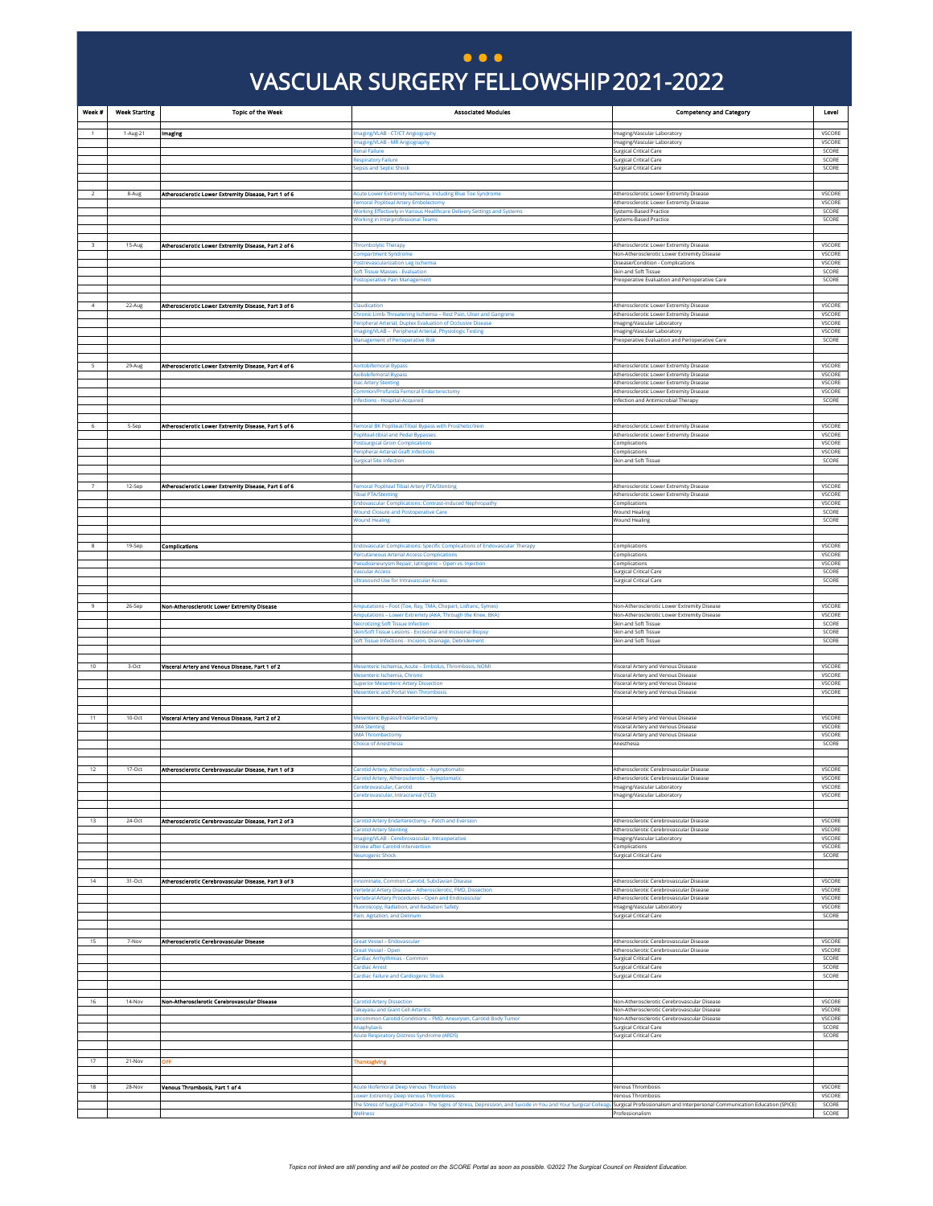# VASCULAR SURGERY FELLOWSHIP 2021-2022

| Week # | Week Starting | Topic of the Week | Associated Modules | Competency and Category | Level |
|---|---|---|---|---|---|
| 1 | 1-Aug-21 | Imaging | Imaging/VLAB - CT/CT Angiography | Imaging/Vascular Laboratory | VSCORE |
| | | | Imaging/VLAB - MR Angiography | Imaging/Vascular Laboratory | VSCORE |
| | | | Renal Failure | Surgical Critical Care | SCORE |
| | | | Respiratory Failure | Surgical Critical Care | SCORE |
| | | | Sepsis and Septic Shock | Surgical Critical Care | SCORE |
| 2 | 8-Aug | Atherosclerotic Lower Extremity Disease, Part 1 of 6 | Acute Lower Extremity Ischemia, Including Blue Toe Syndrome | Atherosclerotic Lower Extremity Disease | VSCORE |
| | | | Femoral Popliteal Artery Embolectomy | Atherosclerotic Lower Extremity Disease | VSCORE |
| | | | Working Effectively in Various Healthcare Delivery Settings and Systems | Systems-Based Practice | SCORE |
| | | | Working in Interprofessional Teams | Systems-Based Practice | SCORE |
| 3 | 15-Aug | Atherosclerotic Lower Extremity Disease, Part 2 of 6 | Thrombolytic Therapy | Atherosclerotic Lower Extremity Disease | VSCORE |
| | | | Compartment Syndrome | Non-Atherosclerotic Lower Extremity Disease | VSCORE |
| | | | Postrevascularization Leg Ischemia | Disease/Condition - Complications | VSCORE |
| | | | Soft Tissue Masses - Evaluation | Skin and Soft Tissue | SCORE |
| | | | Postoperative Pain Management | Preoperative Evaluation and Perioperative Care | SCORE |
| 4 | 22-Aug | Atherosclerotic Lower Extremity Disease, Part 3 of 6 | Claudication | Atherosclerotic Lower Extremity Disease | VSCORE |
| | | | Chronic Limb-Threatening Ischemia – Rest Pain, Ulcer and Gangrene | Atherosclerotic Lower Extremity Disease | VSCORE |
| | | | Peripheral Arterial, Duplex Evaluation of Occlusive Disease | Imaging/Vascular Laboratory | VSCORE |
| | | | Imaging/VLAB – Peripheral Arterial, Physiologic Testing | Imaging/Vascular Laboratory | VSCORE |
| | | | Management of Perioperative Risk | Preoperative Evaluation and Perioperative Care | SCORE |
| 5 | 29-Aug | Atherosclerotic Lower Extremity Disease, Part 4 of 6 | Aortobifemoral Bypass | Atherosclerotic Lower Extremity Disease | VSCORE |
| | | | Axillobifemoral Bypass | Atherosclerotic Lower Extremity Disease | VSCORE |
| | | | Iliac Artery Stenting | Atherosclerotic Lower Extremity Disease | VSCORE |
| | | | Common/Profunda Femoral Endarterectomy | Atherosclerotic Lower Extremity Disease | VSCORE |
| | | | Infections - Hospital-Acquired | Infection and Antimicrobial Therapy | SCORE |
| 6 | 5-Sep | Atherosclerotic Lower Extremity Disease, Part 5 of 6 | Femoral BK Popliteal/Tibial Bypass with Prosthetic/Vein | Atherosclerotic Lower Extremity Disease | VSCORE |
| | | | Popliteal-tibial and Pedal Bypasses | Atherosclerotic Lower Extremity Disease | VSCORE |
| | | | Postsurgical Groin Complications | Complications | VSCORE |
| | | | Peripheral Arterial Graft Infections | Complications | VSCORE |
| | | | Surgical Site Infection | Skin and Soft Tissue | SCORE |
| 7 | 12-Sep | Atherosclerotic Lower Extremity Disease, Part 6 of 6 | Femoral Popliteal Tibial Artery PTA/Stenting | Atherosclerotic Lower Extremity Disease | VSCORE |
| | | | Tibial PTA/Stenting | Atherosclerotic Lower Extremity Disease | VSCORE |
| | | | Endovascular Complications: Contrast-Induced Nephropathy | Complications | VSCORE |
| | | | Wound Closure and Postoperative Care | Wound Healing | SCORE |
| | | | Wound Healing | Wound Healing | SCORE |
| 8 | 19-Sep | Complications | Endovascular Complications: Specific Complications of Endovascular Therapy | Complications | VSCORE |
| | | | Percutaneous Arterial Access Complications | Complications | VSCORE |
| | | | Pseudoaneurysm Repair, Iatrogenic – Open vs. Injection | Complications | VSCORE |
| | | | Vascular Access | Surgical Critical Care | SCORE |
| | | | Ultrasound Use for Intravascular Access | Surgical Critical Care | SCORE |
| 9 | 26-Sep | Non-Atherosclerotic Lower Extremity Disease | Amputations – Foot (Toe, Ray, TMA, Chopart, Lisfranc, Symes) | Non-Atherosclerotic Lower Extremity Disease | VSCORE |
| | | | Amputations – Lower Extremity (AKA, Through the Knee, BKA) | Non-Atherosclerotic Lower Extremity Disease | VSCORE |
| | | | Necrotizing Soft Tissue Infection | Skin and Soft Tissue | SCORE |
| | | | Skin/Soft Tissue Lesions - Excisional and Incisional Biopsy | Skin and Soft Tissue | SCORE |
| | | | Soft Tissue Infections - Incision, Drainage, Debridement | Skin and Soft Tissue | SCORE |
| 10 | 3-Oct | Visceral Artery and Venous Disease, Part 1 of 2 | Mesenteric Ischemia, Acute – Embolus, Thrombosis, NOMI | Visceral Artery and Venous Disease | VSCORE |
| | | | Mesenteric Ischemia, Chronic | Visceral Artery and Venous Disease | VSCORE |
| | | | Superior Mesenteric Artery Dissection | Visceral Artery and Venous Disease | VSCORE |
| | | | Mesenteric and Portal Vein Thrombosis | Visceral Artery and Venous Disease | VSCORE |
| 11 | 10-Oct | Visceral Artery and Venous Disease, Part 2 of 2 | Mesenteric Bypass/Endarterectomy | Visceral Artery and Venous Disease | VSCORE |
| | | | SMA Stenting | Visceral Artery and Venous Disease | VSCORE |
| | | | SMA Thrombectomy | Visceral Artery and Venous Disease | VSCORE |
| | | | Choice of Anesthesia | Anesthesia | SCORE |
| 12 | 17-Oct | Atherosclerotic Cerebrovascular Disease, Part 1 of 3 | Carotid Artery, Atherosclerotic – Asymptomatic | Atherosclerotic Cerebrovascular Disease | VSCORE |
| | | | Carotid Artery, Atherosclerotic – Symptomatic | Atherosclerotic Cerebrovascular Disease | VSCORE |
| | | | Cerebrovascular, Carotid | Imaging/Vascular Laboratory | VSCORE |
| | | | Cerebrovascular, Intracranial (TCD) | Imaging/Vascular Laboratory | VSCORE |
| 13 | 24-Oct | Atherosclerotic Cerebrovascular Disease, Part 2 of 3 | Carotid Artery Endarterectomy – Patch and Eversion | Atherosclerotic Cerebrovascular Disease | VSCORE |
| | | | Carotid Artery Stenting | Atherosclerotic Cerebrovascular Disease | VSCORE |
| | | | Imaging/VLAB - Cerebrovascular, Intraoperative | Imaging/Vascular Laboratory | VSCORE |
| | | | Stroke after Carotid Intervention | Complications | VSCORE |
| | | | Neurogenic Shock | Surgical Critical Care | SCORE |
| 14 | 31-Oct | Atherosclerotic Cerebrovascular Disease, Part 3 of 3 | Innominate, Common Carotid, Subclavian Disease | Atherosclerotic Cerebrovascular Disease | VSCORE |
| | | | Vertebral Artery Disease – Atherosclerotic, FMD, Dissection | Atherosclerotic Cerebrovascular Disease | VSCORE |
| | | | Vertebral Artery Procedures – Open and Endovascular | Atherosclerotic Cerebrovascular Disease | VSCORE |
| | | | Fluoroscopy, Radiation, and Radiation Safety | Imaging/Vascular Laboratory | VSCORE |
| | | | Pain, Agitation, and Delirium | Surgical Critical Care | SCORE |
| 15 | 7-Nov | Atherosclerotic Cerebrovascular Disease | Great Vessel – Endovascular | Atherosclerotic Cerebrovascular Disease | VSCORE |
| | | | Great Vessel - Open | Atherosclerotic Cerebrovascular Disease | VSCORE |
| | | | Cardiac Arrhythmias - Common | Surgical Critical Care | SCORE |
| | | | Cardiac Arrest | Surgical Critical Care | SCORE |
| | | | Cardiac Failure and Cardiogenic Shock | Surgical Critical Care | SCORE |
| 16 | 14-Nov | Non-Atherosclerotic Cerebrovascular Disease | Carotid Artery Dissection | Non-Atherosclerotic Cerebrovascular Disease | VSCORE |
| | | | Takayasu and Giant Cell Arteritis | Non-Atherosclerotic Cerebrovascular Disease | VSCORE |
| | | | Uncommon Carotid Conditions – FMD, Aneurysm, Carotid Body Tumor | Non-Atherosclerotic Cerebrovascular Disease | VSCORE |
| | | | Anaphylaxis | Surgical Critical Care | SCORE |
| | | | Acute Respiratory Distress Syndrome (ARDS) | Surgical Critical Care | SCORE |
| 17 | 21-Nov | OFF | Thanksgiving | | |
| 18 | 28-Nov | Venous Thrombosis, Part 1 of 4 | Acute Iliofemoral Deep Venous Thrombosis | Venous Thrombosis | VSCORE |
| | | | Lower Extremity Deep Venous Thrombosis | Venous Thrombosis | VSCORE |
| | | | The Stress of Surgical Practice – The Signs of Stress, Depression, and Suicide in You and Your Surgical Colleag | Surgical Professionalism and Interpersonal Communication Education (SPICE) | SCORE |
| | | | Wellness | Professionalism | SCORE |

*Topics not linked are still pending and will be posted on the SCORE Portal as soon as possible. ©2022 The Surgical Council on Resident Education.*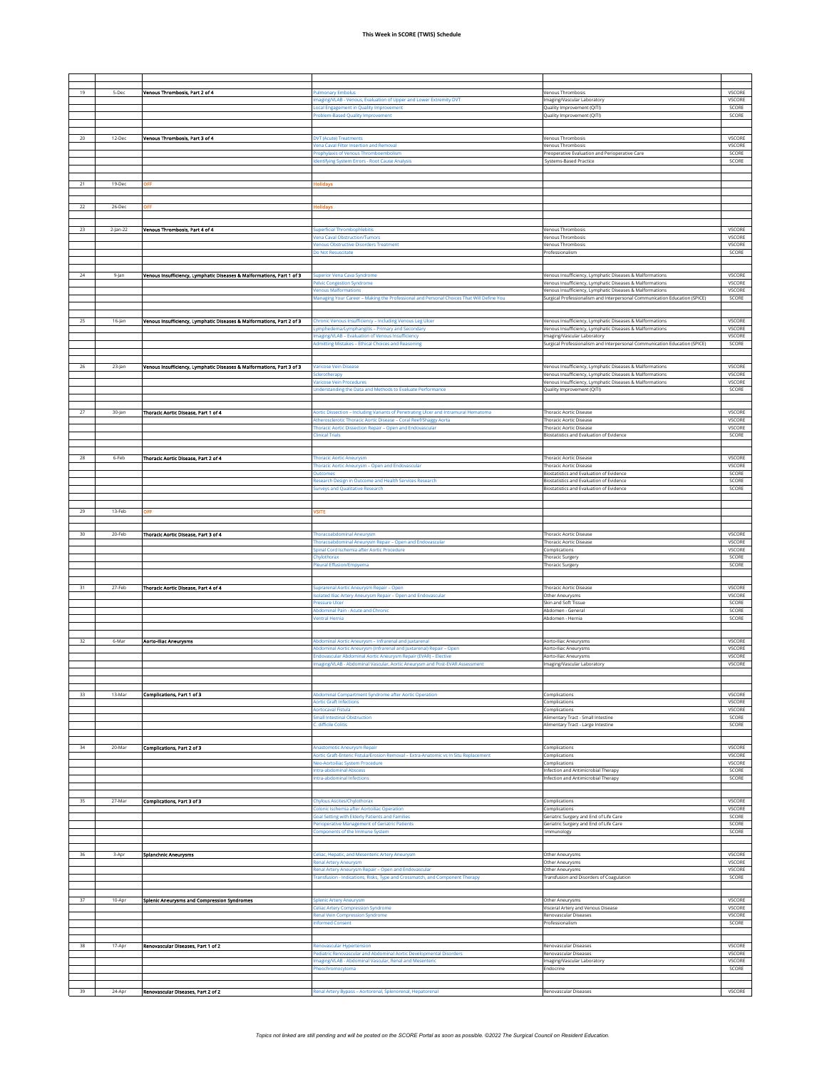# This Week in SCORE (TWIS) Schedule

| | | | | | |
|---|---|---|---|---|---|
| 19 | 5-Dec | **Venous Thrombosis, Part 2 of 4** | Pulmonary Embolus | Venous Thrombosis | VSCORE |
| | | | Imaging/VLAB - Venous, Evaluation of Upper and Lower Extremity DVT | Imaging/Vascular Laboratory | VSCORE |
| | | | Local Engagement in Quality Improvement | Quality Improvement (QITI) | SCORE |
| | | | Problem-Based Quality Improvement | Quality Improvement (QITI) | SCORE |
| 20 | 12-Dec | **Venous Thrombosis, Part 3 of 4** | DVT (Acute) Treatments | Venous Thrombosis | VSCORE |
| | | | Vena Caval Filter Insertion and Removal | Venous Thrombosis | VSCORE |
| | | | Prophylaxis of Venous Thromboembolism | Preoperative Evaluation and Perioperative Care | SCORE |
| | | | Identifying System Errors - Root Cause Analysis | Systems-Based Practice | SCORE |
| 21 | 19-Dec | OFF | Holidays | | |
| 22 | 26-Dec | OFF | Holidays | | |
| 23 | 2-Jan-22 | **Venous Thrombosis, Part 4 of 4** | Superficial Thrombophlebitis | Venous Thrombosis | VSCORE |
| | | | Vena Caval Obstruction/Tumors | Venous Thrombosis | VSCORE |
| | | | Venous Obstructive Disorders Treatment | Venous Thrombosis | VSCORE |
| | | | Do Not Resuscitate | Professionalism | SCORE |
| 24 | 9-Jan | **Venous Insufficiency, Lymphatic Diseases & Malformations, Part 1 of 3** | Superior Vena Cava Syndrome | Venous Insufficiency, Lymphatic Diseases & Malformations | VSCORE |
| | | | Pelvic Congestion Syndrome | Venous Insufficiency, Lymphatic Diseases & Malformations | VSCORE |
| | | | Venous Malformations | Venous Insufficiency, Lymphatic Diseases & Malformations | VSCORE |
| | | | Managing Your Career – Making the Professional and Personal Choices That Will Define You | Surgical Professionalism and Interpersonal Communication Education (SPICE) | SCORE |
| 25 | 16-Jan | **Venous Insufficiency, Lymphatic Diseases & Malformations, Part 2 of 3** | Chronic Venous Insufficiency – Including Venous Leg Ulcer | Venous Insufficiency, Lymphatic Diseases & Malformations | VSCORE |
| | | | Lymphedema/Lymphangitis – Primary and Secondary | Venous Insufficiency, Lymphatic Diseases & Malformations | VSCORE |
| | | | Imaging/VLAB – Evaluation of Venous Insufficiency | Imaging/Vascular Laboratory | VSCORE |
| | | | Admitting Mistakes – Ethical Choices and Reasoning | Surgical Professionalism and Interpersonal Communication Education (SPICE) | SCORE |
| 26 | 23-Jan | **Venous Insufficiency, Lymphatic Diseases & Malformations, Part 3 of 3** | Varicose Vein Disease | Venous Insufficiency, Lymphatic Diseases & Malformations | VSCORE |
| | | | Sclerotherapy | Venous Insufficiency, Lymphatic Diseases & Malformations | VSCORE |
| | | | Varicose Vein Procedures | Venous Insufficiency, Lymphatic Diseases & Malformations | VSCORE |
| | | | Understanding the Data and Methods to Evaluate Performance | Quality Improvement (QITI) | SCORE |
| 27 | 30-Jan | **Thoracic Aortic Disease, Part 1 of 4** | Aortic Dissection – Including Variants of Penetrating Ulcer and Intramural Hematoma | Thoracic Aortic Disease | VSCORE |
| | | | Atherosclerotic Thoracic Aortic Disease – Coral Reef/Shaggy Aorta | Thoracic Aortic Disease | VSCORE |
| | | | Thoracic Aortic Dissection Repair – Open and Endovascular | Thoracic Aortic Disease | VSCORE |
| | | | Clinical Trials | Biostatistics and Evaluation of Evidence | SCORE |
| 28 | 6-Feb | **Thoracic Aortic Disease, Part 2 of 4** | Thoracic Aortic Aneurysm | Thoracic Aortic Disease | VSCORE |
| | | | Thoracic Aortic Aneurysm – Open and Endovascular | Thoracic Aortic Disease | VSCORE |
| | | | Outcomes | Biostatistics and Evaluation of Evidence | SCORE |
| | | | Research Design in Outcome and Health Services Research | Biostatistics and Evaluation of Evidence | SCORE |
| | | | Surveys and Qualitative Research | Biostatistics and Evaluation of Evidence | SCORE |
| 29 | 13-Feb | OFF | VSITE | | |
| 30 | 20-Feb | **Thoracic Aortic Disease, Part 3 of 4** | Thoracoabdominal Aneurysm | Thoracic Aortic Disease | VSCORE |
| | | | Thoracoabdominal Aneurysm Repair – Open and Endovascular | Thoracic Aortic Disease | VSCORE |
| | | | Spinal Cord Ischemia after Aortic Procedure | Complications | VSCORE |
| | | | Chylothorax | Thoracic Surgery | SCORE |
| | | | Pleural Effusion/Empyema | Thoracic Surgery | SCORE |
| 31 | 27-Feb | **Thoracic Aortic Disease, Part 4 of 4** | Suprarenal Aortic Aneurysm Repair – Open | Thoracic Aortic Disease | VSCORE |
| | | | Isolated Iliac Artery Aneurysm Repair – Open and Endovascular | Other Aneurysms | VSCORE |
| | | | Pressure Ulcer | Skin and Soft Tissue | SCORE |
| | | | Abdominal Pain - Acute and Chronic | Abdomen - General | SCORE |
| | | | Ventral Hernia | Abdomen - Hernia | SCORE |
| 32 | 6-Mar | **Aorto-Iliac Aneurysms** | Abdominal Aortic Aneurysm – Infrarenal and Juxtarenal | Aorto-Iliac Aneurysms | VSCORE |
| | | | Abdominal Aortic Aneurysm (Infrarenal and Juxtarenal) Repair – Open | Aorto-Iliac Aneurysms | VSCORE |
| | | | Endovascular Abdominal Aortic Aneurysm Repair (EVAR) – Elective | Aorto-Iliac Aneurysms | VSCORE |
| | | | Imaging/VLAB - Abdominal Vascular, Aortic Aneurysm and Post-EVAR Assessment | Imaging/Vascular Laboratory | VSCORE |
| 33 | 13-Mar | **Complications, Part 1 of 3** | Abdominal Compartment Syndrome after Aortic Operation | Complications | VSCORE |
| | | | Aortic Graft Infections | Complications | VSCORE |
| | | | Aortocaval Fistula | Complications | VSCORE |
| | | | Small Intestinal Obstruction | Alimentary Tract - Small Intestine | SCORE |
| | | | C. difficile Colitis | Alimentary Tract - Large Intestine | SCORE |
| 34 | 20-Mar | **Complications, Part 2 of 3** | Anastomotic Aneurysm Repair | Complications | VSCORE |
| | | | Aortic Graft-Enteric Fistula/Erosion Removal – Extra-Anatomic vs In Situ Replacement | Complications | VSCORE |
| | | | Neo-Aortoiliac System Procedure | Complications | VSCORE |
| | | | Intra-abdominal Abscess | Infection and Antimicrobial Therapy | SCORE |
| | | | Intra-abdominal Infections | Infection and Antimicrobial Therapy | SCORE |
| 35 | 27-Mar | **Complications, Part 3 of 3** | Chylous Ascites/Chylothorax | Complications | VSCORE |
| | | | Colonic Ischemia after Aortoiliac Operation | Complications | VSCORE |
| | | | Goal Setting with Elderly Patients and Families | Geriatric Surgery and End of Life Care | SCORE |
| | | | Perioperative Management of Geriatric Patients | Geriatric Surgery and End of Life Care | SCORE |
| | | | Components of the Immune System | Immunology | SCORE |
| 36 | 3-Apr | **Splanchnic Aneurysms** | Celiac, Hepatic, and Mesenteric Artery Aneurysm | Other Aneurysms | VSCORE |
| | | | Renal Artery Aneurysm | Other Aneurysms | VSCORE |
| | | | Renal Artery Aneurysm Repair – Open and Endovascular | Other Aneurysms | VSCORE |
| | | | Transfusion - Indications, Risks, Type and Crossmatch, and Component Therapy | Transfusion and Disorders of Coagulation | SCORE |
| 37 | 10-Apr | **Splenic Aneurysms and Compression Syndromes** | Splenic Artery Aneurysm | Other Aneurysms | VSCORE |
| | | | Celiac Artery Compression Syndrome | Visceral Artery and Venous Disease | VSCORE |
| | | | Renal Vein Compression Syndrome | Renovascular Diseases | VSCORE |
| | | | Informed Consent | Professionalism | SCORE |
| 38 | 17-Apr | **Renovascular Diseases, Part 1 of 2** | Renovascular Hypertension | Renovascular Diseases | VSCORE |
| | | | Pediatric Renovascular and Abdominal Aortic Developmental Disorders | Renovascular Diseases | VSCORE |
| | | | Imaging/VLAB - Abdominal Vascular, Renal and Mesenteric | Imaging/Vascular Laboratory | VSCORE |
| | | | Pheochromocytoma | Endocrine | SCORE |
| 39 | 24-Apr | **Renovascular Diseases, Part 2 of 2** | Renal Artery Bypass – Aortorenal, Splenorenal, Hepatorenal | Renovascular Diseases | VSCORE |

*Topics not linked are still pending and will be posted on the SCORE Portal as soon as possible. ©2022 The Surgical Council on Resident Education.*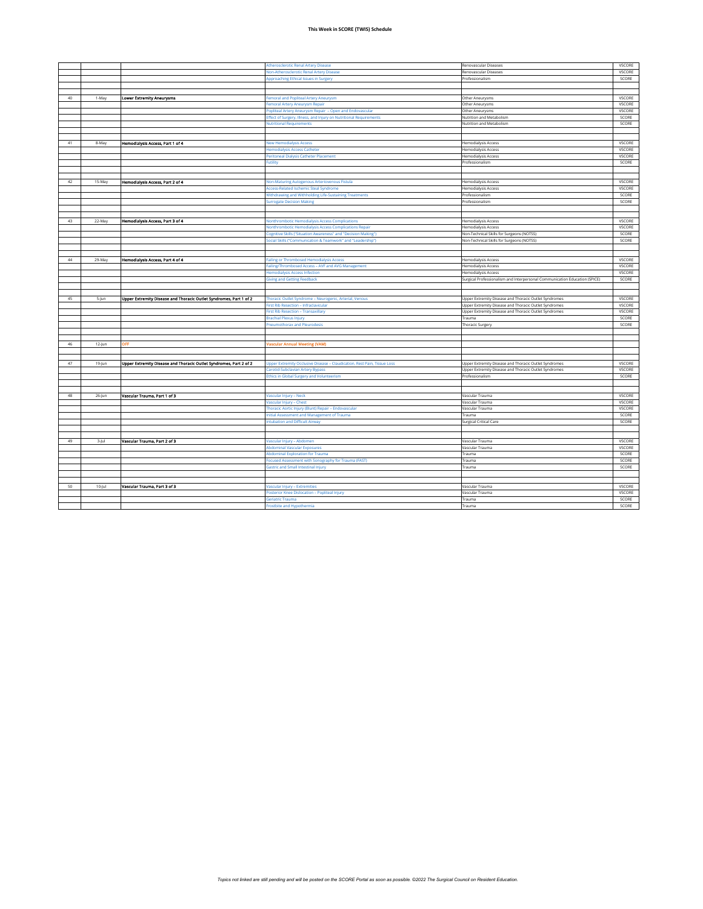**This Week in SCORE (TWIS) Schedule**

| | | | | | |
|---|---|---|---|---|---|
| | | | Atherosclerotic Renal Artery Disease | Renovascular Diseases | VSCORE |
| | | | Non-Atherosclerotic Renal Artery Disease | Renovascular Diseases | VSCORE |
| | | | Approaching Ethical Issues in Surgery | Professionalism | SCORE |
| | | | | | |
| | | | | | |
| 40 | 1-May | **Lower Extremity Aneurysms** | Femoral and Popliteal Artery Aneurysm | Other Aneurysms | VSCORE |
| | | | Femoral Artery Aneurysm Repair | Other Aneurysms | VSCORE |
| | | | Popliteal Artery Aneurysm Repair – Open and Endovascular | Other Aneurysms | VSCORE |
| | | | Effect of Surgery, Illness, and Injury on Nutritional Requirements | Nutrition and Metabolism | SCORE |
| | | | Nutritional Requirements | Nutrition and Metabolism | SCORE |
| | | | | | |
| | | | | | |
| 41 | 8-May | **Hemodialysis Access, Part 1 of 4** | New Hemodialysis Access | Hemodialysis Access | VSCORE |
| | | | Hemodialysis Access Catheter | Hemodialysis Access | VSCORE |
| | | | Peritoneal Dialysis Catheter Placement | Hemodialysis Access | VSCORE |
| | | | Futility | Professionalism | SCORE |
| | | | | | |
| | | | | | |
| 42 | 15-May | **Hemodialysis Access, Part 2 of 4** | Non-Maturing Autogenous Arteriovenous Fistula | Hemodialysis Access | VSCORE |
| | | | Access-Related Ischemic Steal Syndrome | Hemodialysis Access | VSCORE |
| | | | Withdrawing and Withholding Life-Sustaining Treatments | Professionalism | SCORE |
| | | | Surrogate Decision Making | Professionalism | SCORE |
| | | | | | |
| | | | | | |
| 43 | 22-May | **Hemodialysis Access, Part 3 of 4** | Nonthrombotic Hemodialysis Access Complications | Hemodialysis Access | VSCORE |
| | | | Nonthrombotic Hemodialysis Access Complications Repair | Hemodialysis Access | VSCORE |
| | | | Cognitive Skills ("Situation Awareness" and "Decision Making") | Non-Technical Skills for Surgeons (NOTSS) | SCORE |
| | | | Social Skills ("Communication & Teamwork" and "Leadership") | Non-Technical Skills for Surgeons (NOTSS) | SCORE |
| | | | | | |
| | | | | | |
| 44 | 29-May | **Hemodialysis Access, Part 4 of 4** | Failing or Thrombosed Hemodialysis Access | Hemodialysis Access | VSCORE |
| | | | Failing/Thrombosed Access – AVF and AVG Management | Hemodialysis Access | VSCORE |
| | | | Hemodialysis Access Infection | Hemodialysis Access | VSCORE |
| | | | Giving and Getting Feedback | Surgical Professionalism and Interpersonal Communication Education (SPICE) | SCORE |
| | | | | | |
| | | | | | |
| 45 | 5-Jun | **Upper Extremity Disease and Thoracic Outlet Syndromes, Part 1 of 2** | Thoracic Outlet Syndrome – Neurogenic, Arterial, Venous | Upper Extremity Disease and Thoracic Outlet Syndromes | VSCORE |
| | | | First Rib Resection – Infraclavicular | Upper Extremity Disease and Thoracic Outlet Syndromes | VSCORE |
| | | | First Rib Resection – Transaxillary | Upper Extremity Disease and Thoracic Outlet Syndromes | VSCORE |
| | | | Brachial Plexus Injury | Trauma | SCORE |
| | | | Pneumothorax and Pleurodesis | Thoracic Surgery | SCORE |
| | | | | | |
| | | | | | |
| 46 | 12-Jun | OFF | **Vascular Annual Meeting (VAM)** | | |
| | | | | | |
| | | | | | |
| 47 | 19-Jun | **Upper Extremity Disease and Thoracic Outlet Syndromes, Part 2 of 2** | Upper Extremity Occlusive Disease – Claudication, Rest Pain, Tissue Loss | Upper Extremity Disease and Thoracic Outlet Syndromes | VSCORE |
| | | | Carotid-Subclavian Artery Bypass | Upper Extremity Disease and Thoracic Outlet Syndromes | VSCORE |
| | | | Ethics in Global Surgery and Volunteerism | Professionalism | SCORE |
| | | | | | |
| | | | | | |
| 48 | 26-Jun | **Vascular Trauma, Part 1 of 3** | Vascular Injury – Neck | Vascular Trauma | VSCORE |
| | | | Vascular Injury – Chest | Vascular Trauma | VSCORE |
| | | | Thoracic Aortic Injury (Blunt) Repair – Endovascular | Vascular Trauma | VSCORE |
| | | | Initial Assessment and Management of Trauma | Trauma | SCORE |
| | | | Intubation and Difficult Airway | Surgical Critical Care | SCORE |
| | | | | | |
| | | | | | |
| 49 | 3-Jul | **Vascular Trauma, Part 2 of 3** | Vascular Injury – Abdomen | Vascular Trauma | VSCORE |
| | | | Abdominal Vascular Exposures | Vascular Trauma | VSCORE |
| | | | Abdominal Exploration for Trauma | Trauma | SCORE |
| | | | Focused Assessment with Sonography for Trauma (FAST) | Trauma | SCORE |
| | | | Gastric and Small Intestinal Injury | Trauma | SCORE |
| | | | | | |
| | | | | | |
| 50 | 10-Jul | **Vascular Trauma, Part 3 of 3** | Vascular Injury – Extremities | Vascular Trauma | VSCORE |
| | | | Posterior Knee Dislocation – Popliteal Injury | Vascular Trauma | VSCORE |
| | | | Geriatric Trauma | Trauma | SCORE |
| | | | Frostbite and Hypothermia | Trauma | SCORE |

*Topics not linked are still pending and will be posted on the SCORE Portal as soon as possible. ©2022 The Surgical Council on Resident Education.*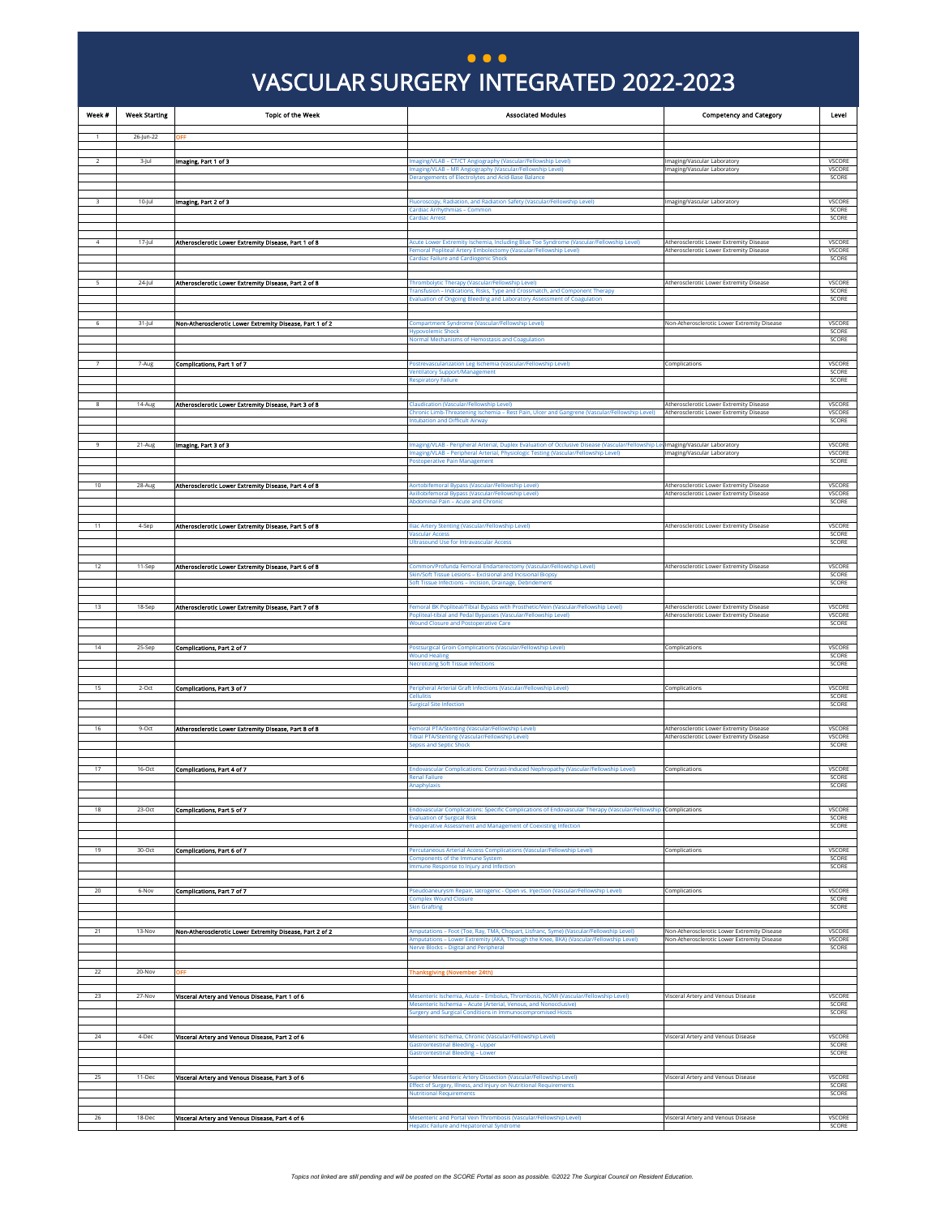# VASCULAR SURGERY INTEGRATED 2022-2023

| Week # | Week Starting | Topic of the Week | Associated Modules | Competency and Category | Level |
|---|---|---|---|---|---|
| 1 | 26-Jun-22 | OFF | | | |
| 2 | 3-Jul | Imaging, Part 1 of 3 | Imaging/VLAB – CT/CT Angiography (Vascular/Fellowship Level) | Imaging/Vascular Laboratory | VSCORE |
| | | | Imaging/VLAB – MR Angiography (Vascular/Fellowship Level) | Imaging/Vascular Laboratory | VSCORE |
| | | | Derangements of Electrolytes and Acid-Base Balance | | SCORE |
| 3 | 10-Jul | Imaging, Part 2 of 3 | Fluoroscopy, Radiation, and Radiation Safety (Vascular/Fellowship Level) | Imaging/Vascular Laboratory | VSCORE |
| | | | Cardiac Arrhythmias – Common | | SCORE |
| | | | Cardiac Arrest | | SCORE |
| 4 | 17-Jul | Atherosclerotic Lower Extremity Disease, Part 1 of 8 | Acute Lower Extremity Ischemia, Including Blue Toe Syndrome (Vascular/Fellowship Level) | Atherosclerotic Lower Extremity Disease | VSCORE |
| | | | Femoral Popliteal Artery Embolectomy (Vascular/Fellowship Level) | Atherosclerotic Lower Extremity Disease | VSCORE |
| | | | Cardiac Failure and Cardiogenic Shock | | SCORE |
| 5 | 24-Jul | Atherosclerotic Lower Extremity Disease, Part 2 of 8 | Thrombolytic Therapy (Vascular/Fellowship Level) | Atherosclerotic Lower Extremity Disease | VSCORE |
| | | | Transfusion – Indications, Risks, Type and Crossmatch, and Component Therapy | | SCORE |
| | | | Evaluation of Ongoing Bleeding and Laboratory Assessment of Coagulation | | SCORE |
| 6 | 31-Jul | Non-Atherosclerotic Lower Extremity Disease, Part 1 of 2 | Compartment Syndrome (Vascular/Fellowship Level) | Non-Atherosclerotic Lower Extremity Disease | VSCORE |
| | | | Hypovolemic Shock | | SCORE |
| | | | Normal Mechanisms of Hemostasis and Coagulation | | SCORE |
| 7 | 7-Aug | Complications, Part 1 of 7 | Postrevascularization Leg Ischemia (Vascular/Fellowship Level) | Complications | VSCORE |
| | | | Ventilatory Support/Management | | SCORE |
| | | | Respiratory Failure | | SCORE |
| 8 | 14-Aug | Atherosclerotic Lower Extremity Disease, Part 3 of 8 | Claudication (Vascular/Fellowship Level) | Atherosclerotic Lower Extremity Disease | VSCORE |
| | | | Chronic Limb-Threatening Ischemia – Rest Pain, Ulcer and Gangrene (Vascular/Fellowship Level) | Atherosclerotic Lower Extremity Disease | VSCORE |
| | | | Intubation and Difficult Airway | | SCORE |
| 9 | 21-Aug | Imaging, Part 3 of 3 | Imaging/VLAB - Peripheral Arterial, Duplex Evaluation of Occlusive Disease (Vascular/Fellowship Level) | Imaging/Vascular Laboratory | VSCORE |
| | | | Imaging/VLAB – Peripheral Arterial, Physiologic Testing (Vascular/Fellowship Level) | Imaging/Vascular Laboratory | VSCORE |
| | | | Postoperative Pain Management | | SCORE |
| 10 | 28-Aug | Atherosclerotic Lower Extremity Disease, Part 4 of 8 | Aortobifemoral Bypass (Vascular/Fellowship Level) | Atherosclerotic Lower Extremity Disease | VSCORE |
| | | | Axillobifemoral Bypass (Vascular/Fellowship Level) | Atherosclerotic Lower Extremity Disease | VSCORE |
| | | | Abdominal Pain – Acute and Chronic | | SCORE |
| 11 | 4-Sep | Atherosclerotic Lower Extremity Disease, Part 5 of 8 | Iliac Artery Stenting (Vascular/Fellowship Level) | Atherosclerotic Lower Extremity Disease | VSCORE |
| | | | Vascular Access | | SCORE |
| | | | Ultrasound Use for Intravascular Access | | SCORE |
| 12 | 11-Sep | Atherosclerotic Lower Extremity Disease, Part 6 of 8 | Common/Profunda Femoral Endarterectomy (Vascular/Fellowship Level) | Atherosclerotic Lower Extremity Disease | VSCORE |
| | | | Skin/Soft Tissue Lesions – Excisional and Incisional Biopsy | | SCORE |
| | | | Soft Tissue Infections – Incision, Drainage, Debridement | | SCORE |
| 13 | 18-Sep | Atherosclerotic Lower Extremity Disease, Part 7 of 8 | Femoral BK Popliteal/Tibial Bypass with Prosthetic/Vein (Vascular/Fellowship Level) | Atherosclerotic Lower Extremity Disease | VSCORE |
| | | | Popliteal-tibial and Pedal Bypasses (Vascular/Fellowship Level) | Atherosclerotic Lower Extremity Disease | VSCORE |
| | | | Wound Closure and Postoperative Care | | SCORE |
| 14 | 25-Sep | Complications, Part 2 of 7 | Postsurgical Groin Complications (Vascular/Fellowship Level) | Complications | VSCORE |
| | | | Wound Healing | | SCORE |
| | | | Necrotizing Soft Tissue Infections | | SCORE |
| 15 | 2-Oct | Complications, Part 3 of 7 | Peripheral Arterial Graft Infections (Vascular/Fellowship Level) | Complications | VSCORE |
| | | | Cellulitis | | SCORE |
| | | | Surgical Site Infection | | SCORE |
| 16 | 9-Oct | Atherosclerotic Lower Extremity Disease, Part 8 of 8 | Femoral PTA/Stenting (Vascular/Fellowship Level) | Atherosclerotic Lower Extremity Disease | VSCORE |
| | | | Tibial PTA/Stenting (Vascular/Fellowship Level) | Atherosclerotic Lower Extremity Disease | VSCORE |
| | | | Sepsis and Septic Shock | | SCORE |
| 17 | 16-Oct | Complications, Part 4 of 7 | Endovascular Complications: Contrast-Induced Nephropathy (Vascular/Fellowship Level) | Complications | VSCORE |
| | | | Renal Failure | | SCORE |
| | | | Anaphylaxis | | SCORE |
| 18 | 23-Oct | Complications, Part 5 of 7 | Endovascular Complications: Specific Complications of Endovascular Therapy (Vascular/Fellowship Level) | Complications | VSCORE |
| | | | Evaluation of Surgical Risk | | SCORE |
| | | | Preoperative Assessment and Management of Coexisting Infection | | SCORE |
| 19 | 30-Oct | Complications, Part 6 of 7 | Percutaneous Arterial Access Complications (Vascular/Fellowship Level) | Complications | VSCORE |
| | | | Components of the Immune System | | SCORE |
| | | | Immune Response to Injury and Infection | | SCORE |
| 20 | 6-Nov | Complications, Part 7 of 7 | Pseudoaneurysm Repair, Iatrogenic - Open vs. Injection (Vascular/Fellowship Level) | Complications | VSCORE |
| | | | Complex Wound Closure | | SCORE |
| | | | Skin Grafting | | SCORE |
| 21 | 13-Nov | Non-Atherosclerotic Lower Extremity Disease, Part 2 of 2 | Amputations – Foot (Toe, Ray, TMA, Chopart, Lisfranc, Syme) (Vascular/Fellowship Level) | Non-Atherosclerotic Lower Extremity Disease | VSCORE |
| | | | Amputations – Lower Extremity (AKA, Through the Knee, BKA) (Vascular/Fellowship Level) | Non-Atherosclerotic Lower Extremity Disease | VSCORE |
| | | | Nerve Blocks – Digital and Peripheral | | SCORE |
| 22 | 20-Nov | OFF | Thanksgiving (November 24th) | | |
| 23 | 27-Nov | Visceral Artery and Venous Disease, Part 1 of 6 | Mesenteric Ischemia, Acute – Embolus, Thrombosis, NOMI (Vascular/Fellowship Level) | Visceral Artery and Venous Disease | VSCORE |
| | | | Mesenteric Ischemia – Acute (Arterial, Venous, and Nonocclusive) | | SCORE |
| | | | Surgery and Surgical Conditions in Immunocompromised Hosts | | SCORE |
| 24 | 4-Dec | Visceral Artery and Venous Disease, Part 2 of 6 | Mesenteric Ischemia, Chronic (Vascular/Fellowship Level) | Visceral Artery and Venous Disease | VSCORE |
| | | | Gastrointestinal Bleeding – Upper | | SCORE |
| | | | Gastrointestinal Bleeding – Lower | | SCORE |
| 25 | 11-Dec | Visceral Artery and Venous Disease, Part 3 of 6 | Superior Mesenteric Artery Dissection (Vascular/Fellowship Level) | Visceral Artery and Venous Disease | VSCORE |
| | | | Effect of Surgery, Illness, and Injury on Nutritional Requirements | | SCORE |
| | | | Nutritional Requirements | | SCORE |
| 26 | 18-Dec | Visceral Artery and Venous Disease, Part 4 of 6 | Mesenteric and Portal Vein Thrombosis (Vascular/Fellowship Level) | Visceral Artery and Venous Disease | VSCORE |
| | | | Hepatic Failure and Hepatorenal Syndrome | | SCORE |

*Topics not linked are still pending and will be posted on the SCORE Portal as soon as possible. ©2022 The Surgical Council on Resident Education.*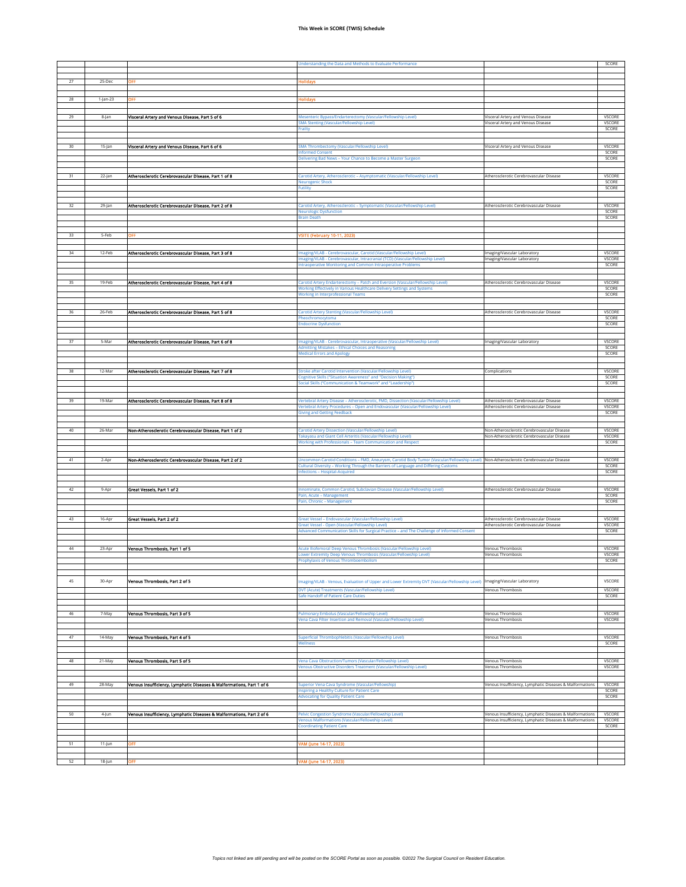**This Week in SCORE (TWIS) Schedule**

| | | | | | |
|---|---|---|---|---|---|
| | | | Understanding the Data and Methods to Evaluate Performance | | SCORE |
| 27 | 25-Dec | OFF | Holidays | | |
| 28 | 1-Jan-23 | OFF | Holidays | | |
| 29 | 8-Jan | Visceral Artery and Venous Disease, Part 5 of 6 | Mesenteric Bypass/Endarterectomy (Vascular/Fellowship Level) | Visceral Artery and Venous Disease | VSCORE |
| | | | SMA Stenting (Vascular/Fellowship Level) | Visceral Artery and Venous Disease | VSCORE |
| | | | Frailty | | SCORE |
| 30 | 15-Jan | Visceral Artery and Venous Disease, Part 6 of 6 | SMA Thrombectomy (Vascular/Fellowship Level) | Visceral Artery and Venous Disease | VSCORE |
| | | | Informed Consent | | SCORE |
| | | | Delivering Bad News – Your Chance to Become a Master Surgeon | | SCORE |
| 31 | 22-Jan | Atherosclerotic Cerebrovascular Disease, Part 1 of 8 | Carotid Artery, Atherosclerotic – Asymptomatic (Vascular/Fellowship Level) | Atherosclerotic Cerebrovascular Disease | VSCORE |
| | | | Neurogenic Shock | | SCORE |
| | | | Futility | | SCORE |
| 32 | 29-Jan | Atherosclerotic Cerebrovascular Disease, Part 2 of 8 | Carotid Artery, Atherosclerotic – Symptomatic (Vascular/Fellowship Level) | Atherosclerotic Cerebrovascular Disease | VSCORE |
| | | | Neurologic Dysfunction | | SCORE |
| | | | Brain Death | | SCORE |
| 33 | 5-Feb | OFF | VSITE (February 10-11, 2023) | | |
| 34 | 12-Feb | Atherosclerotic Cerebrovascular Disease, Part 3 of 8 | Imaging/VLAB - Cerebrovascular, Carotid (Vascular/Fellowship Level) | Imaging/Vascular Laboratory | VSCORE |
| | | | Imaging/VLAB - Cerebrovascular, Intracranial (TCD) (Vascular/Fellowship Level) | Imaging/Vascular Laboratory | VSCORE |
| | | | Intraoperative Monitoring and Common Intraoperative Problems | | SCORE |
| 35 | 19-Feb | Atherosclerotic Cerebrovascular Disease, Part 4 of 8 | Carotid Artery Endarterectomy – Patch and Eversion (Vascular/Fellowship Level) | Atherosclerotic Cerebrovascular Disease | VSCORE |
| | | | Working Effectively in Various Healthcare Delivery Settings and Systems | | SCORE |
| | | | Working in Interprofessional Teams | | SCORE |
| 36 | 26-Feb | Atherosclerotic Cerebrovascular Disease, Part 5 of 8 | Carotid Artery Stenting (Vascular/Fellowship Level) | Atherosclerotic Cerebrovascular Disease | VSCORE |
| | | | Pheochromocytoma | | SCORE |
| | | | Endocrine Dysfunction | | SCORE |
| 37 | 5-Mar | Atherosclerotic Cerebrovascular Disease, Part 6 of 8 | Imaging/VLAB - Cerebrovascular, Intraoperative (Vascular/Fellowship Level) | Imaging/Vascular Laboratory | VSCORE |
| | | | Admitting Mistakes – Ethical Choices and Reasoning | | SCORE |
| | | | Medical Errors and Apology | | SCORE |
| 38 | 12-Mar | Atherosclerotic Cerebrovascular Disease, Part 7 of 8 | Stroke after Carotid Intervention (Vascular/Fellowship Level) | Complications | VSCORE |
| | | | Cognitive Skills ("Situation Awareness" and "Decision Making") | | SCORE |
| | | | Social Skills ("Communication & Teamwork" and "Leadership") | | SCORE |
| 39 | 19-Mar | Atherosclerotic Cerebrovascular Disease, Part 8 of 8 | Vertebral Artery Disease – Atherosclerotic, FMD, Dissection (Vascular/Fellowship Level) | Atherosclerotic Cerebrovascular Disease | VSCORE |
| | | | Vertebral Artery Procedures – Open and Endovascular (Vascular/Fellowship Level) | Atherosclerotic Cerebrovascular Disease | VSCORE |
| | | | Giving and Getting Feedback | | SCORE |
| 40 | 26-Mar | Non-Atherosclerotic Cerebrovascular Disease, Part 1 of 2 | Carotid Artery Dissection (Vascular/Fellowship Level) | Non-Atherosclerotic Cerebrovascular Disease | VSCORE |
| | | | Takayasu and Giant Cell Arteritis (Vascular/Fellowship Level) | Non-Atherosclerotic Cerebrovascular Disease | VSCORE |
| | | | Working with Professionals – Team Communication and Respect | | SCORE |
| 41 | 2-Apr | Non-Atherosclerotic Cerebrovascular Disease, Part 2 of 2 | Uncommon Carotid Conditions – FMD, Aneurysm, Carotid Body Tumor (Vascular/Fellowship Level) | Non-Atherosclerotic Cerebrovascular Disease | VSCORE |
| | | | Cultural Diversity – Working Through the Barriers of Language and Differing Customs | | SCORE |
| | | | Infections – Hospital-Acquired | | SCORE |
| 42 | 9-Apr | Great Vessels, Part 1 of 2 | Innominate, Common Carotid, Subclavian Disease (Vascular/Fellowship Level) | Atherosclerotic Cerebrovascular Disease | VSCORE |
| | | | Pain, Acute – Management | | SCORE |
| | | | Pain, Chronic – Management | | SCORE |
| 43 | 16-Apr | Great Vessels, Part 2 of 2 | Great Vessel – Endovascular (Vascular/Fellowship Level) | Atherosclerotic Cerebrovascular Disease | VSCORE |
| | | | Great Vessel - Open (Vascular/Fellowship Level) | Atherosclerotic Cerebrovascular Disease | VSCORE |
| | | | Advanced Communication Skills for Surgical Practice – and The Challenge of Informed Consent | | SCORE |
| 44 | 23-Apr | Venous Thrombosis, Part 1 of 5 | Acute Iliofemoral Deep Venous Thrombosis (Vascular/Fellowship Level) | Venous Thrombosis | VSCORE |
| | | | Lower Extremity Deep Venous Thrombosis (Vascular/Fellowship Level) | Venous Thrombosis | VSCORE |
| | | | Prophylaxis of Venous Thromboembolism | | SCORE |
| 45 | 30-Apr | Venous Thrombosis, Part 2 of 5 | Imaging/VLAB - Venous, Evaluation of Upper and Lower Extremity DVT (Vascular/Fellowship Level) | Imaging/Vascular Laboratory | VSCORE |
| | | | DVT (Acute) Treatments (Vascular/Fellowship Level) | Venous Thrombosis | VSCORE |
| | | | Safe Handoff of Patient Care Duties | | SCORE |
| 46 | 7-May | Venous Thrombosis, Part 3 of 5 | Pulmonary Embolus (Vascular/Fellowship Level) | Venous Thrombosis | VSCORE |
| | | | Vena Cava Filter Insertion and Removal (Vascular/Fellowship Level) | Venous Thrombosis | VSCORE |
| 47 | 14-May | Venous Thrombosis, Part 4 of 5 | Superficial Thrombophlebitis (Vascular/Fellowship Level) | Venous Thrombosis | VSCORE |
| | | | Wellness | | SCORE |
| 48 | 21-May | Venous Thrombosis, Part 5 of 5 | Vena Cava Obstruction/Tumors (Vascular/Fellowship Level) | Venous Thrombosis | VSCORE |
| | | | Venous Obstructive Disorders Treatment (Vascular/Fellowship Level) | Venous Thrombosis | VSCORE |
| 49 | 28-May | Venous Insufficiency, Lymphatic Diseases & Malformations, Part 1 of 6 | Superior Vena Cava Syndrome (Vascular/Fellowship) | Venous Insufficiency, Lymphatic Diseases & Malformations | VSCORE |
| | | | Inspiring a Healthy Culture for Patient Care | | SCORE |
| | | | Advocating for Quality Patient Care | | SCORE |
| 50 | 4-Jun | Venous Insufficiency, Lymphatic Diseases & Malformations, Part 2 of 6 | Pelvic Congestion Syndrome (Vascular/Fellowship Level) | Venous Insufficiency, Lymphatic Diseases & Malformations | VSCORE |
| | | | Venous Malformations (Vascular/Fellowship Level) | Venous Insufficiency, Lymphatic Diseases & Malformations | VSCORE |
| | | | Coordinating Patient Care | | SCORE |
| 51 | 11-Jun | OFF | VAM (June 14-17, 2023) | | |
| 52 | 18-Jun | OFF | VAM (June 14-17, 2023) | | |

*Topics not linked are still pending and will be posted on the SCORE Portal as soon as possible. ©2022 The Surgical Council on Resident Education.*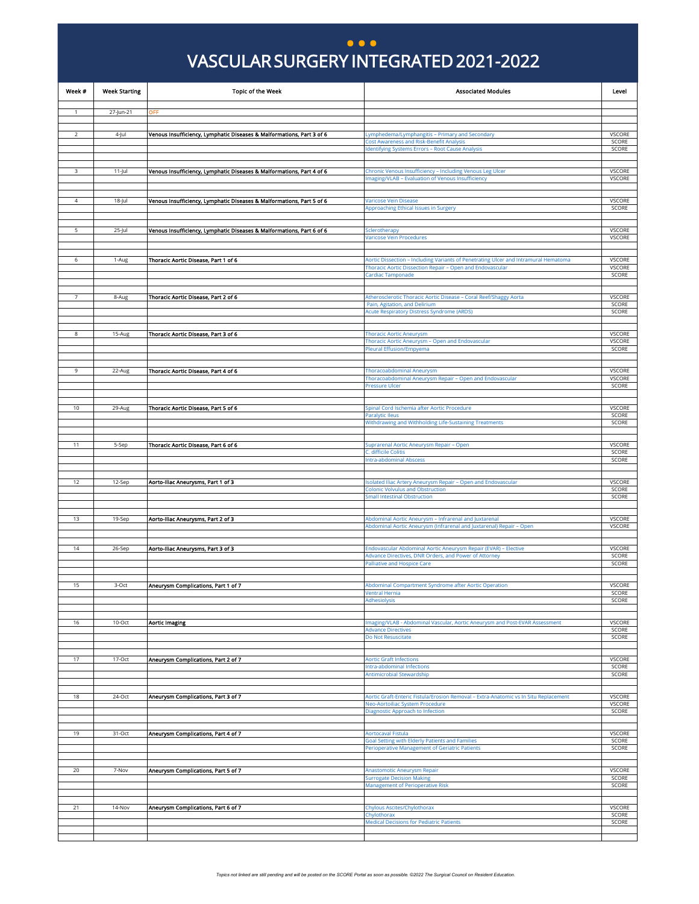# VASCULAR SURGERY INTEGRATED 2021-2022

| Week # | Week Starting | Topic of the Week | Associated Modules | Level |
|---|---|---|---|---|
| 1 | 27-Jun-21 | OFF | | |
| 2 | 4-Jul | Venous Insufficiency, Lymphatic Diseases & Malformations, Part 3 of 6 | Lymphedema/Lymphangitis – Primary and Secondary | VSCORE |
| | | | Cost Awareness and Risk-Benefit Analysis | SCORE |
| | | | Identifying Systems Errors – Root Cause Analysis | SCORE |
| 3 | 11-Jul | Venous Insufficiency, Lymphatic Diseases & Malformations, Part 4 of 6 | Chronic Venous Insufficiency – Including Venous Leg Ulcer | VSCORE |
| | | | Imaging/VLAB – Evaluation of Venous Insufficiency | VSCORE |
| 4 | 18-Jul | Venous Insufficiency, Lymphatic Diseases & Malformations, Part 5 of 6 | Varicose Vein Disease | VSCORE |
| | | | Approaching Ethical Issues in Surgery | SCORE |
| 5 | 25-Jul | Venous Insufficiency, Lymphatic Diseases & Malformations, Part 6 of 6 | Sclerotherapy | VSCORE |
| | | | Varicose Vein Procedures | VSCORE |
| 6 | 1-Aug | Thoracic Aortic Disease, Part 1 of 6 | Aortic Dissection – Including Variants of Penetrating Ulcer and Intramural Hematoma | VSCORE |
| | | | Thoracic Aortic Dissection Repair – Open and Endovascular | VSCORE |
| | | | Cardiac Tamponade | SCORE |
| 7 | 8-Aug | Thoracic Aortic Disease, Part 2 of 6 | Atherosclerotic Thoracic Aortic Disease – Coral Reef/Shaggy Aorta | VSCORE |
| | | | Pain, Agitation, and Delirium | SCORE |
| | | | Acute Respiratory Distress Syndrome (ARDS) | SCORE |
| 8 | 15-Aug | Thoracic Aortic Disease, Part 3 of 6 | Thoracic Aortic Aneurysm | VSCORE |
| | | | Thoracic Aortic Aneurysm – Open and Endovascular | VSCORE |
| | | | Pleural Effusion/Empyema | SCORE |
| 9 | 22-Aug | Thoracic Aortic Disease, Part 4 of 6 | Thoracoabdominal Aneurysm | VSCORE |
| | | | Thoracoabdominal Aneurysm Repair – Open and Endovascular | VSCORE |
| | | | Pressure Ulcer | SCORE |
| 10 | 29-Aug | Thoracic Aortic Disease, Part 5 of 6 | Spinal Cord Ischemia after Aortic Procedure | VSCORE |
| | | | Paralytic Ileus | SCORE |
| | | | Withdrawing and Withholding Life-Sustaining Treatments | SCORE |
| 11 | 5-Sep | Thoracic Aortic Disease, Part 6 of 6 | Suprarenal Aortic Aneurysm Repair – Open | VSCORE |
| | | | C. difficile Colitis | SCORE |
| | | | Intra-abdominal Abscess | SCORE |
| 12 | 12-Sep | Aorto-Iliac Aneurysms, Part 1 of 3 | Isolated Iliac Artery Aneurysm Repair – Open and Endovascular | VSCORE |
| | | | Colonic Volvulus and Obstruction | SCORE |
| | | | Small Intestinal Obstruction | SCORE |
| 13 | 19-Sep | Aorto-Iliac Aneurysms, Part 2 of 3 | Abdominal Aortic Aneurysm – Infrarenal and Juxtarenal | VSCORE |
| | | | Abdominal Aortic Aneurysm (Infrarenal and Juxtarenal) Repair – Open | VSCORE |
| 14 | 26-Sep | Aorto-Iliac Aneurysms, Part 3 of 3 | Endovascular Abdominal Aortic Aneurysm Repair (EVAR) – Elective | VSCORE |
| | | | Advance Directives, DNR Orders, and Power of Attorney | SCORE |
| | | | Palliative and Hospice Care | SCORE |
| 15 | 3-Oct | Aneurysm Complications, Part 1 of 7 | Abdominal Compartment Syndrome after Aortic Operation | VSCORE |
| | | | Ventral Hernia | SCORE |
| | | | Adhesiolysis | SCORE |
| 16 | 10-Oct | Aortic Imaging | Imaging/VLAB - Abdominal Vascular, Aortic Aneurysm and Post-EVAR Assessment | VSCORE |
| | | | Advance Directives | SCORE |
| | | | Do Not Resuscitate | SCORE |
| 17 | 17-Oct | Aneurysm Complications, Part 2 of 7 | Aortic Graft Infections | VSCORE |
| | | | Intra-abdominal Infections | SCORE |
| | | | Antimicrobial Stewardship | SCORE |
| 18 | 24-Oct | Aneurysm Complications, Part 3 of 7 | Aortic Graft-Enteric Fistula/Erosion Removal – Extra-Anatomic vs In Situ Replacement | VSCORE |
| | | | Neo-Aortoiliac System Procedure | VSCORE |
| | | | Diagnostic Approach to Infection | SCORE |
| 19 | 31-Oct | Aneurysm Complications, Part 4 of 7 | Aortocaval Fistula | VSCORE |
| | | | Goal Setting with Elderly Patients and Families | SCORE |
| | | | Perioperative Management of Geriatric Patients | SCORE |
| 20 | 7-Nov | Aneurysm Complications, Part 5 of 7 | Anastomotic Aneurysm Repair | VSCORE |
| | | | Surrogate Decision Making | SCORE |
| | | | Management of Perioperative Risk | SCORE |
| 21 | 14-Nov | Aneurysm Complications, Part 6 of 7 | Chylous Ascites/Chylothorax | VSCORE |
| | | | Chylothorax | SCORE |
| | | | Medical Decisions for Pediatric Patients | SCORE |

*Topics not linked are still pending and will be posted on the SCORE Portal as soon as possible. ©2022 The Surgical Council on Resident Education.*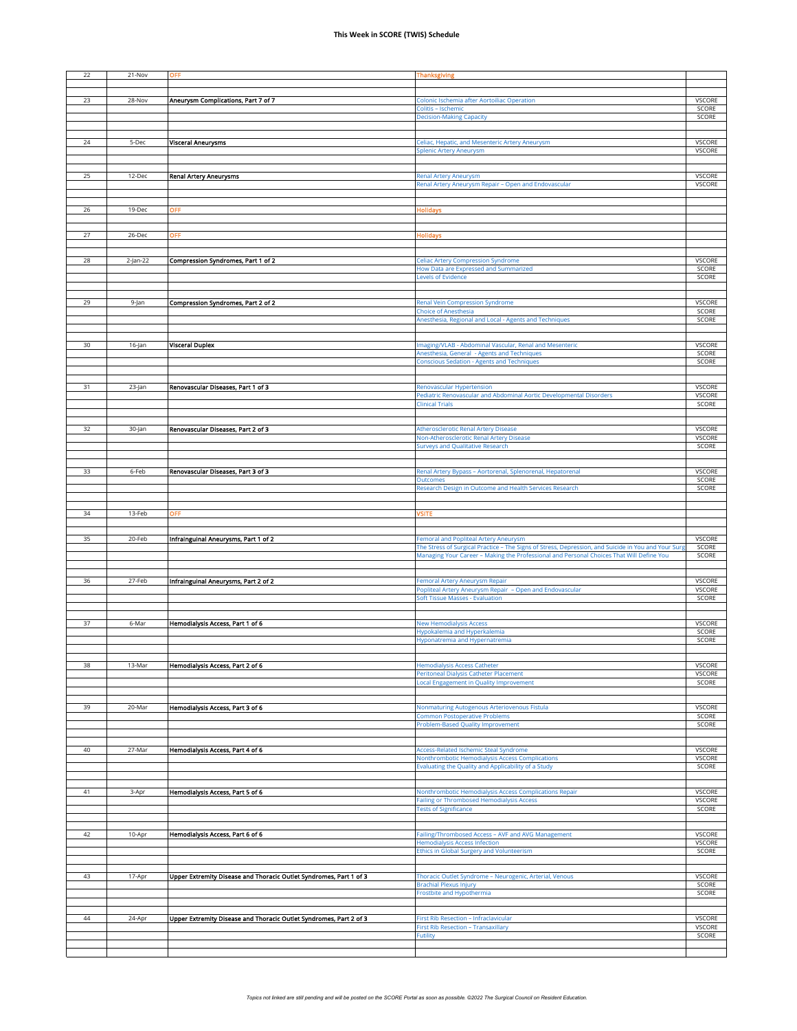# This Week in SCORE (TWIS) Schedule

| | | | | |
|---|---|---|---|---|
| 22 | 21-Nov | OFF | Thanksgiving | |
| 23 | 28-Nov | Aneurysm Complications, Part 7 of 7 | Colonic Ischemia after Aortoiliac Operation | VSCORE |
| | | | Colitis – Ischemic | SCORE |
| | | | Decision-Making Capacity | SCORE |
| 24 | 5-Dec | Visceral Aneurysms | Celiac, Hepatic, and Mesenteric Artery Aneurysm | VSCORE |
| | | | Splenic Artery Aneurysm | VSCORE |
| 25 | 12-Dec | Renal Artery Aneurysms | Renal Artery Aneurysm | VSCORE |
| | | | Renal Artery Aneurysm Repair – Open and Endovascular | VSCORE |
| 26 | 19-Dec | OFF | Holidays | |
| 27 | 26-Dec | OFF | Holidays | |
| 28 | 2-Jan-22 | Compression Syndromes, Part 1 of 2 | Celiac Artery Compression Syndrome | VSCORE |
| | | | How Data are Expressed and Summarized | SCORE |
| | | | Levels of Evidence | SCORE |
| 29 | 9-Jan | Compression Syndromes, Part 2 of 2 | Renal Vein Compression Syndrome | VSCORE |
| | | | Choice of Anesthesia | SCORE |
| | | | Anesthesia, Regional and Local - Agents and Techniques | SCORE |
| 30 | 16-Jan | Visceral Duplex | Imaging/VLAB - Abdominal Vascular, Renal and Mesenteric | VSCORE |
| | | | Anesthesia, General - Agents and Techniques | SCORE |
| | | | Conscious Sedation - Agents and Techniques | SCORE |
| 31 | 23-Jan | Renovascular Diseases, Part 1 of 3 | Renovascular Hypertension | VSCORE |
| | | | Pediatric Renovascular and Abdominal Aortic Developmental Disorders | VSCORE |
| | | | Clinical Trials | SCORE |
| 32 | 30-Jan | Renovascular Diseases, Part 2 of 3 | Atherosclerotic Renal Artery Disease | VSCORE |
| | | | Non-Atherosclerotic Renal Artery Disease | VSCORE |
| | | | Surveys and Qualitative Research | SCORE |
| 33 | 6-Feb | Renovascular Diseases, Part 3 of 3 | Renal Artery Bypass – Aortorenal, Splenorenal, Hepatorenal | VSCORE |
| | | | Outcomes | SCORE |
| | | | Research Design in Outcome and Health Services Research | SCORE |
| 34 | 13-Feb | OFF | VSITE | |
| 35 | 20-Feb | Infrainguinal Aneurysms, Part 1 of 2 | Femoral and Popliteal Artery Aneurysm | VSCORE |
| | | | The Stress of Surgical Practice – The Signs of Stress, Depression, and Suicide in You and Your Surg | SCORE |
| | | | Managing Your Career – Making the Professional and Personal Choices That Will Define You | SCORE |
| 36 | 27-Feb | Infrainguinal Aneurysms, Part 2 of 2 | Femoral Artery Aneurysm Repair | VSCORE |
| | | | Popliteal Artery Aneurysm Repair – Open and Endovascular | VSCORE |
| | | | Soft Tissue Masses - Evaluation | SCORE |
| 37 | 6-Mar | Hemodialysis Access, Part 1 of 6 | New Hemodialysis Access | VSCORE |
| | | | Hypokalemia and Hyperkalemia | SCORE |
| | | | Hyponatremia and Hypernatremia | SCORE |
| 38 | 13-Mar | Hemodialysis Access, Part 2 of 6 | Hemodialysis Access Catheter | VSCORE |
| | | | Peritoneal Dialysis Catheter Placement | VSCORE |
| | | | Local Engagement in Quality Improvement | SCORE |
| 39 | 20-Mar | Hemodialysis Access, Part 3 of 6 | Nonmaturing Autogenous Arteriovenous Fistula | VSCORE |
| | | | Common Postoperative Problems | SCORE |
| | | | Problem-Based Quality Improvement | SCORE |
| 40 | 27-Mar | Hemodialysis Access, Part 4 of 6 | Access-Related Ischemic Steal Syndrome | VSCORE |
| | | | Nonthrombotic Hemodialysis Access Complications | VSCORE |
| | | | Evaluating the Quality and Applicability of a Study | SCORE |
| 41 | 3-Apr | Hemodialysis Access, Part 5 of 6 | Nonthrombotic Hemodialysis Access Complications Repair | VSCORE |
| | | | Failing or Thrombosed Hemodialysis Access | VSCORE |
| | | | Tests of Significance | SCORE |
| 42 | 10-Apr | Hemodialysis Access, Part 6 of 6 | Failing/Thrombosed Access – AVF and AVG Management | VSCORE |
| | | | Hemodialysis Access Infection | VSCORE |
| | | | Ethics in Global Surgery and Volunteerism | SCORE |
| 43 | 17-Apr | Upper Extremity Disease and Thoracic Outlet Syndromes, Part 1 of 3 | Thoracic Outlet Syndrome – Neurogenic, Arterial, Venous | VSCORE |
| | | | Brachial Plexus Injury | SCORE |
| | | | Frostbite and Hypothermia | SCORE |
| 44 | 24-Apr | Upper Extremity Disease and Thoracic Outlet Syndromes, Part 2 of 3 | First Rib Resection – Infraclavicular | VSCORE |
| | | | First Rib Resection – Transaxillary | VSCORE |
| | | | Futility | SCORE |

*Topics not linked are still pending and will be posted on the SCORE Portal as soon as possible. ©2022 The Surgical Council on Resident Education.*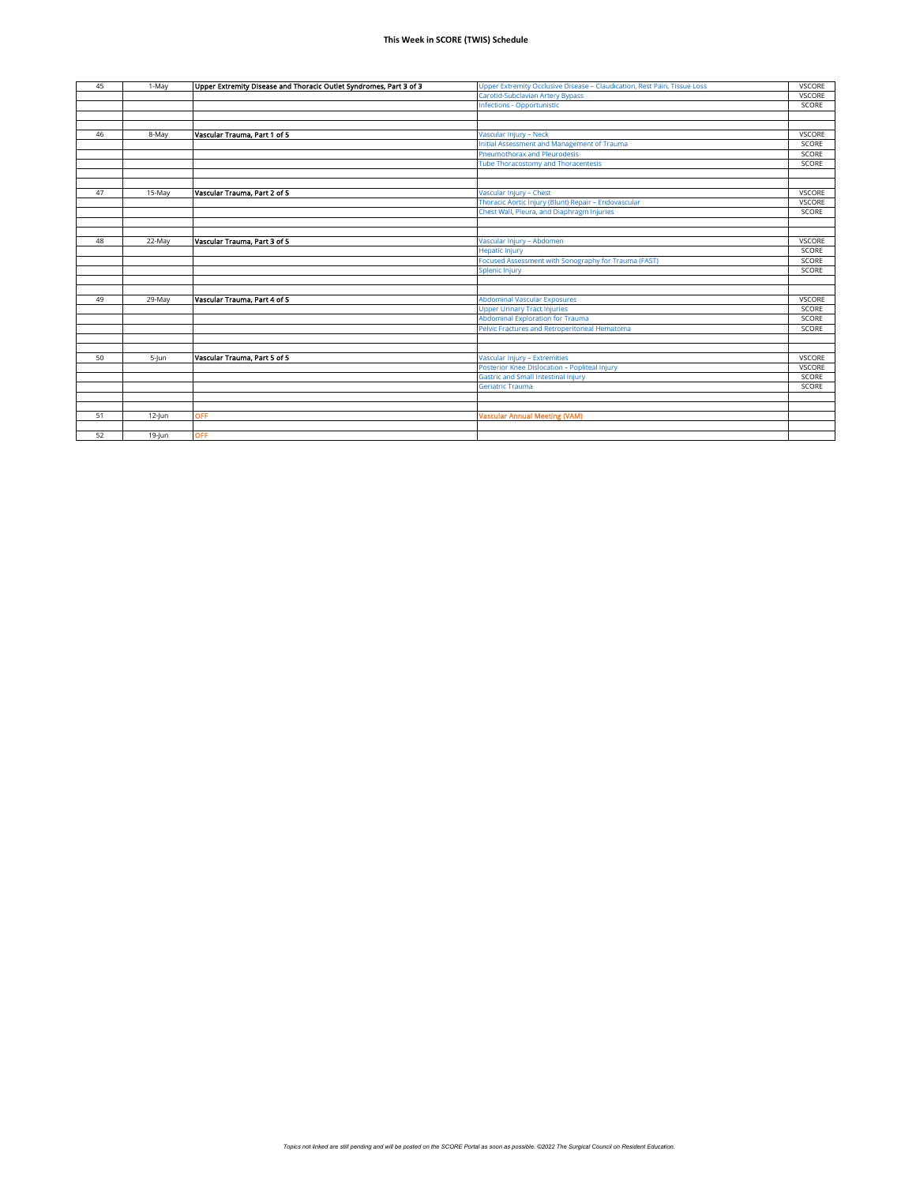**This Week in SCORE (TWIS) Schedule**

| | | | | |
|---|---|---|---|---|
| 45 | 1-May | **Upper Extremity Disease and Thoracic Outlet Syndromes, Part 3 of 3** | Upper Extremity Occlusive Disease – Claudication, Rest Pain, Tissue Loss | VSCORE |
| | | | Carotid-Subclavian Artery Bypass | VSCORE |
| | | | Infections - Opportunistic | SCORE |
| | | | | |
| | | | | |
| 46 | 8-May | **Vascular Trauma, Part 1 of 5** | Vascular Injury – Neck | VSCORE |
| | | | Initial Assessment and Management of Trauma | SCORE |
| | | | Pneumothorax and Pleurodesis | SCORE |
| | | | Tube Thoracostomy and Thoracentesis | SCORE |
| | | | | |
| | | | | |
| 47 | 15-May | **Vascular Trauma, Part 2 of 5** | Vascular Injury – Chest | VSCORE |
| | | | Thoracic Aortic Injury (Blunt) Repair – Endovascular | VSCORE |
| | | | Chest Wall, Pleura, and Diaphragm Injuries | SCORE |
| | | | | |
| | | | | |
| 48 | 22-May | **Vascular Trauma, Part 3 of 5** | Vascular Injury – Abdomen | VSCORE |
| | | | Hepatic Injury | SCORE |
| | | | Focused Assessment with Sonography for Trauma (FAST) | SCORE |
| | | | Splenic Injury | SCORE |
| | | | | |
| | | | | |
| 49 | 29-May | **Vascular Trauma, Part 4 of 5** | Abdominal Vascular Exposures | VSCORE |
| | | | Upper Urinary Tract Injuries | SCORE |
| | | | Abdominal Exploration for Trauma | SCORE |
| | | | Pelvic Fractures and Retroperitoneal Hematoma | SCORE |
| | | | | |
| | | | | |
| 50 | 5-Jun | **Vascular Trauma, Part 5 of 5** | Vascular Injury – Extremities | VSCORE |
| | | | Posterior Knee Dislocation – Popliteal Injury | VSCORE |
| | | | Gastric and Small Intestinal Injury | SCORE |
| | | | Geriatric Trauma | SCORE |
| | | | | |
| | | | | |
| 51 | 12-Jun | OFF | **Vascular Annual Meeting (VAM)** | |
| | | | | |
| 52 | 19-Jun | OFF | | |

*Topics not linked are still pending and will be posted on the SCORE Portal as soon as possible. ©2022 The Surgical Council on Resident Education.*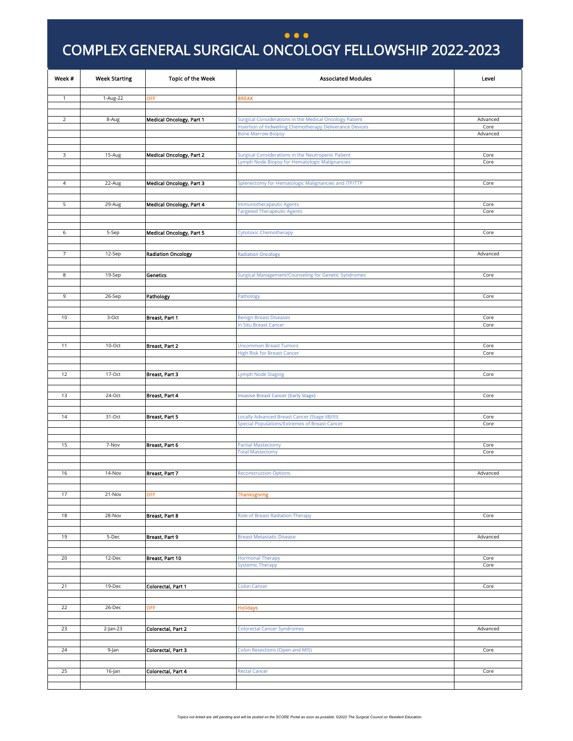# COMPLEX GENERAL SURGICAL ONCOLOGY FELLOWSHIP 2022-2023

| Week # | Week Starting | Topic of the Week | Associated Modules | Level |
|---|---|---|---|---|
| 1 | 1-Aug-22 | OFF | BREAK | |
| 2 | 8-Aug | **Medical Oncology, Part 1** | Surgical Considerations in the Medical Oncology Patient | Advanced |
| | | | Insertion of Indwelling Chemotherapy Deliverance Devices | Core |
| | | | Bone Marrow Biopsy | Advanced |
| 3 | 15-Aug | **Medical Oncology, Part 2** | Surgical Considerations in the Neutropenic Patient | Core |
| | | | Lymph Node Biopsy for Hematologic Malignancies | Core |
| 4 | 22-Aug | **Medical Oncology, Part 3** | Splenectomy for Hematologic Malignancies and ITP/TTP | Core |
| 5 | 29-Aug | **Medical Oncology, Part 4** | Immunotherapeutic Agents | Core |
| | | | Targeted Therapeutic Agents | Core |
| 6 | 5-Sep | **Medical Oncology, Part 5** | Cytotoxic Chemotherapy | Core |
| 7 | 12-Sep | **Radiation Oncology** | Radiation Oncology | Advanced |
| 8 | 19-Sep | **Genetics** | Surgical Management/Counseling for Genetic Syndromes | Core |
| 9 | 26-Sep | **Pathology** | Pathology | Core |
| 10 | 3-Oct | **Breast, Part 1** | Benign Breast Diseases | Core |
| | | | In Situ Breast Cancer | Core |
| 11 | 10-Oct | **Breast, Part 2** | Uncommon Breast Tumors | Core |
| | | | High Risk for Breast Cancer | Core |
| 12 | 17-Oct | **Breast, Part 3** | Lymph Node Staging | Core |
| 13 | 24-Oct | **Breast, Part 4** | Invasive Breast Cancer (Early Stage) | Core |
| 14 | 31-Oct | **Breast, Part 5** | Locally Advanced Breast Cancer (Stage IIB/III) | Core |
| | | | Special Populations/Extremes of Breast Cancer | Core |
| 15 | 7-Nov | **Breast, Part 6** | Partial Mastectomy | Core |
| | | | Total Mastectomy | Core |
| 16 | 14-Nov | **Breast, Part 7** | Reconstruction Options | Advanced |
| 17 | 21-Nov | OFF | Thanksgiving | |
| 18 | 28-Nov | **Breast, Part 8** | Role of Breast Radiation Therapy | Core |
| 19 | 5-Dec | **Breast, Part 9** | Breast Metastatic Disease | Advanced |
| 20 | 12-Dec | **Breast, Part 10** | Hormonal Therapy | Core |
| | | | Systemic Therapy | Core |
| 21 | 19-Dec | **Colorectal, Part 1** | Colon Cancer | Core |
| 22 | 26-Dec | OFF | Holidays | |
| 23 | 2-Jan-23 | **Colorectal, Part 2** | Colorectal Cancer Syndromes | Advanced |
| 24 | 9-Jan | **Colorectal, Part 3** | Colon Resections (Open and MIS) | Core |
| 25 | 16-Jan | **Colorectal, Part 4** | Rectal Cancer | Core |

*Topics not linked are still pending and will be posted on the SCORE Portal as soon as possible. ©2022 The Surgical Council on Resident Education.*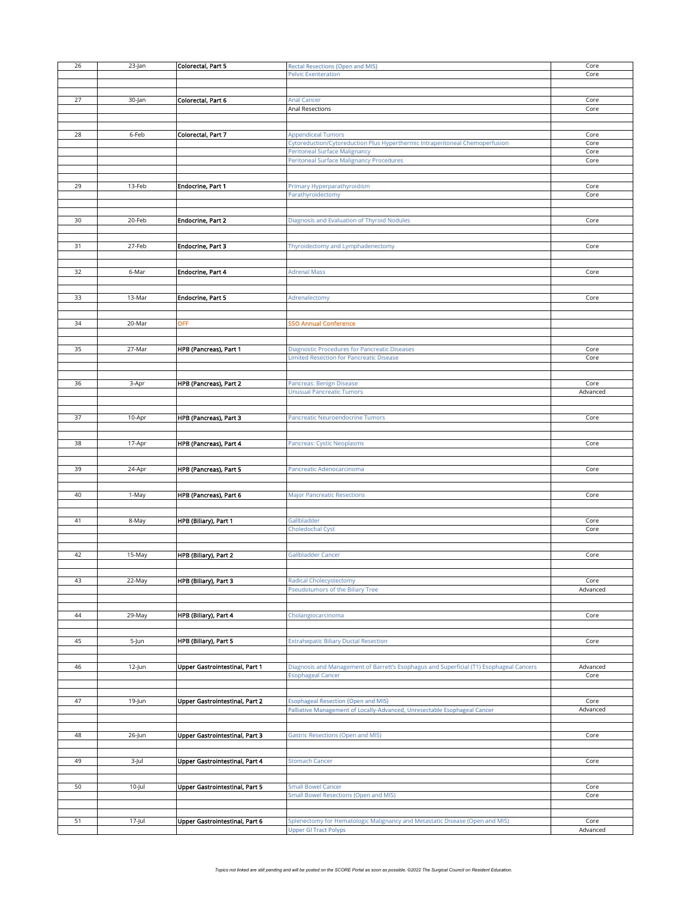| 26 | 23-Jan | **Colorectal, Part 5** | Rectal Resections (Open and MIS) | Core |
|---|---|---|---|---|
| | | | Pelvic Exenteration | Core |
| | | | | |
| 27 | 30-Jan | **Colorectal, Part 6** | Anal Cancer | Core |
| | | | Anal Resections | Core |
| | | | | |
| 28 | 6-Feb | **Colorectal, Part 7** | Appendiceal Tumors | Core |
| | | | Cytoreduction/Cytoreduction Plus Hyperthermic Intraperitoneal Chemoperfusion | Core |
| | | | Peritoneal Surface Malignancy | Core |
| | | | Peritoneal Surface Malignancy Procedures | Core |
| | | | | |
| 29 | 13-Feb | **Endocrine, Part 1** | Primary Hyperparathyroidism | Core |
| | | | Parathyroidectomy | Core |
| | | | | |
| 30 | 20-Feb | **Endocrine, Part 2** | Diagnosis and Evaluation of Thyroid Nodules | Core |
| | | | | |
| 31 | 27-Feb | **Endocrine, Part 3** | Thyroidectomy and Lymphadenectomy | Core |
| | | | | |
| 32 | 6-Mar | **Endocrine, Part 4** | Adrenal Mass | Core |
| | | | | |
| 33 | 13-Mar | **Endocrine, Part 5** | Adrenalectomy | Core |
| | | | | |
| 34 | 20-Mar | OFF | **SSO Annual Conference** | |
| | | | | |
| 35 | 27-Mar | **HPB (Pancreas), Part 1** | Diagnostic Procedures for Pancreatic Diseases | Core |
| | | | Limited Resection for Pancreatic Disease | Core |
| | | | | |
| 36 | 3-Apr | **HPB (Pancreas), Part 2** | Pancreas: Benign Disease | Core |
| | | | Unusual Pancreatic Tumors | Advanced |
| | | | | |
| 37 | 10-Apr | **HPB (Pancreas), Part 3** | Pancreatic Neuroendocrine Tumors | Core |
| | | | | |
| 38 | 17-Apr | **HPB (Pancreas), Part 4** | Pancreas: Cystic Neoplasms | Core |
| | | | | |
| 39 | 24-Apr | **HPB (Pancreas), Part 5** | Pancreatic Adenocarcinoma | Core |
| | | | | |
| 40 | 1-May | **HPB (Pancreas), Part 6** | Major Pancreatic Resections | Core |
| | | | | |
| 41 | 8-May | **HPB (Biliary), Part 1** | Gallbladder | Core |
| | | | Choledochal Cyst | Core |
| | | | | |
| 42 | 15-May | **HPB (Biliary), Part 2** | Gallbladder Cancer | Core |
| | | | | |
| 43 | 22-May | **HPB (Biliary), Part 3** | Radical Cholecystectomy | Core |
| | | | Pseudotumors of the Biliary Tree | Advanced |
| | | | | |
| 44 | 29-May | **HPB (Biliary), Part 4** | Cholangiocarcinoma | Core |
| | | | | |
| 45 | 5-Jun | **HPB (Biliary), Part 5** | Extrahepatic Biliary Ductal Resection | Core |
| | | | | |
| 46 | 12-Jun | **Upper Gastrointestinal, Part 1** | Diagnosis and Management of Barrett's Esophagus and Superficial (T1) Esophageal Cancers | Advanced |
| | | | Esophageal Cancer | Core |
| | | | | |
| 47 | 19-Jun | **Upper Gastrointestinal, Part 2** | Esophageal Resection (Open and MIS) | Core |
| | | | Palliative Management of Locally-Advanced, Unresectable Esophageal Cancer | Advanced |
| | | | | |
| 48 | 26-Jun | **Upper Gastrointestinal, Part 3** | Gastric Resections (Open and MIS) | Core |
| | | | | |
| 49 | 3-Jul | **Upper Gastrointestinal, Part 4** | Stomach Cancer | Core |
| | | | | |
| 50 | 10-Jul | **Upper Gastrointestinal, Part 5** | Small Bowel Cancer | Core |
| | | | Small Bowel Resections (Open and MIS) | Core |
| | | | | |
| 51 | 17-Jul | **Upper Gastrointestinal, Part 6** | Splenectomy for Hematologic Malignancy and Metastatic Disease (Open and MIS) | Core |
| | | | Upper GI Tract Polyps | Advanced |

*Topics not linked are still pending and will be posted on the SCORE Portal as soon as possible. ©2022 The Surgical Council on Resident Education.*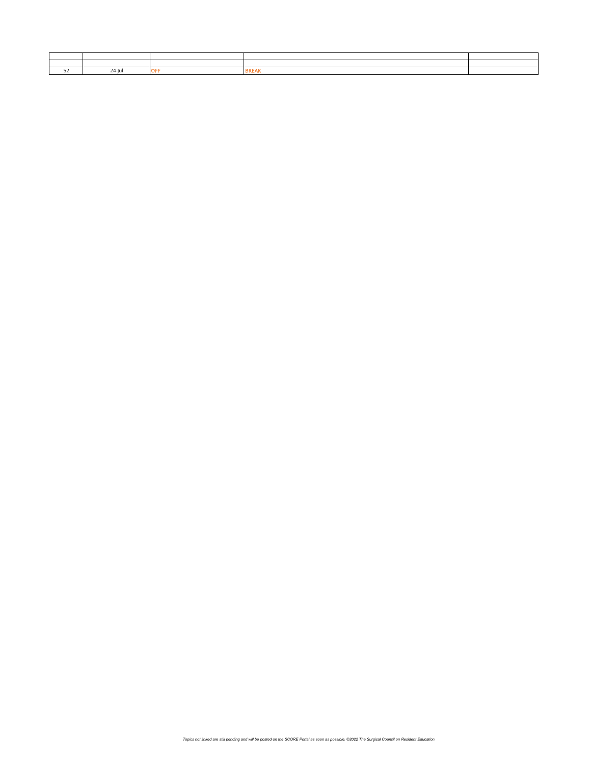| | | | | |
|---|---|---|---|---|
| | | | | |
| | | | | |
| 52 | 24-Jul | OFF | BREAK | |

*Topics not linked are still pending and will be posted on the SCORE Portal as soon as possible. ©2022 The Surgical Council on Resident Education.*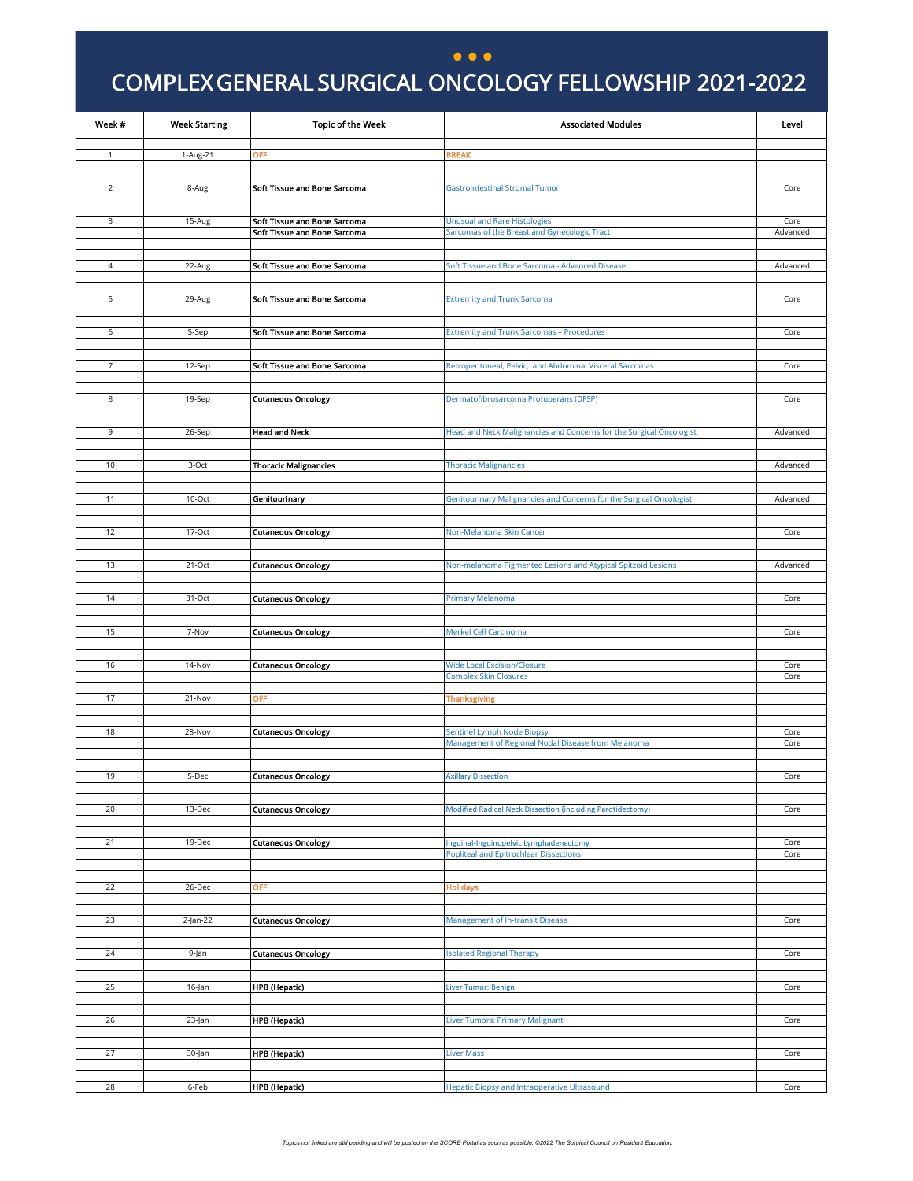# COMPLEX GENERAL SURGICAL ONCOLOGY FELLOWSHIP 2021-2022

| Week # | Week Starting | Topic of the Week | Associated Modules | Level |
|---|---|---|---|---|
| 1 | 1-Aug-21 | OFF | BREAK | |
| 2 | 8-Aug | **Soft Tissue and Bone Sarcoma** | Gastrointestinal Stromal Tumor | Core |
| 3 | 15-Aug | **Soft Tissue and Bone Sarcoma** | Unusual and Rare Histologies | Core |
| | | **Soft Tissue and Bone Sarcoma** | Sarcomas of the Breast and Gynecologic Tract | Advanced |
| 4 | 22-Aug | **Soft Tissue and Bone Sarcoma** | Soft Tissue and Bone Sarcoma - Advanced Disease | Advanced |
| 5 | 29-Aug | **Soft Tissue and Bone Sarcoma** | Extremity and Trunk Sarcoma | Core |
| 6 | 5-Sep | **Soft Tissue and Bone Sarcoma** | Extremity and Trunk Sarcomas – Procedures | Core |
| 7 | 12-Sep | **Soft Tissue and Bone Sarcoma** | Retroperitoneal, Pelvic, and Abdominal Visceral Sarcomas | Core |
| 8 | 19-Sep | **Cutaneous Oncology** | Dermatofibrosarcoma Protuberans (DFSP) | Core |
| 9 | 26-Sep | **Head and Neck** | Head and Neck Malignancies and Concerns for the Surgical Oncologist | Advanced |
| 10 | 3-Oct | **Thoracic Malignancies** | Thoracic Malignancies | Advanced |
| 11 | 10-Oct | **Genitourinary** | Genitourinary Malignancies and Concerns for the Surgical Oncologist | Advanced |
| 12 | 17-Oct | **Cutaneous Oncology** | Non-Melanoma Skin Cancer | Core |
| 13 | 21-Oct | **Cutaneous Oncology** | Non-melanoma Pigmented Lesions and Atypical Spitzoid Lesions | Advanced |
| 14 | 31-Oct | **Cutaneous Oncology** | Primary Melanoma | Core |
| 15 | 7-Nov | **Cutaneous Oncology** | Merkel Cell Carcinoma | Core |
| 16 | 14-Nov | **Cutaneous Oncology** | Wide Local Excision/Closure | Core |
| | | | Complex Skin Closures | Core |
| 17 | 21-Nov | OFF | Thanksgiving | |
| 18 | 28-Nov | **Cutaneous Oncology** | Sentinel Lymph Node Biopsy | Core |
| | | | Management of Regional Nodal Disease from Melanoma | Core |
| 19 | 5-Dec | **Cutaneous Oncology** | Axillary Dissection | Core |
| 20 | 13-Dec | **Cutaneous Oncology** | Modified Radical Neck Dissection (including Parotidectomy) | Core |
| 21 | 19-Dec | **Cutaneous Oncology** | Inguinal-Inguinopelvic Lymphadenectomy | Core |
| | | | Popliteal and Epitrochlear Dissections | Core |
| 22 | 26-Dec | OFF | Holidays | |
| 23 | 2-Jan-22 | **Cutaneous Oncology** | Management of In-transit Disease | Core |
| 24 | 9-Jan | **Cutaneous Oncology** | Isolated Regional Therapy | Core |
| 25 | 16-Jan | **HPB (Hepatic)** | Liver Tumor: Benign | Core |
| 26 | 23-Jan | **HPB (Hepatic)** | Liver Tumors: Primary Malignant | Core |
| 27 | 30-Jan | **HPB (Hepatic)** | Liver Mass | Core |
| 28 | 6-Feb | **HPB (Hepatic)** | Hepatic Biopsy and Intraoperative Ultrasound | Core |

*Topics not linked are still pending and will be posted on the SCORE Portal as soon as possible. ©2022 The Surgical Council on Resident Education.*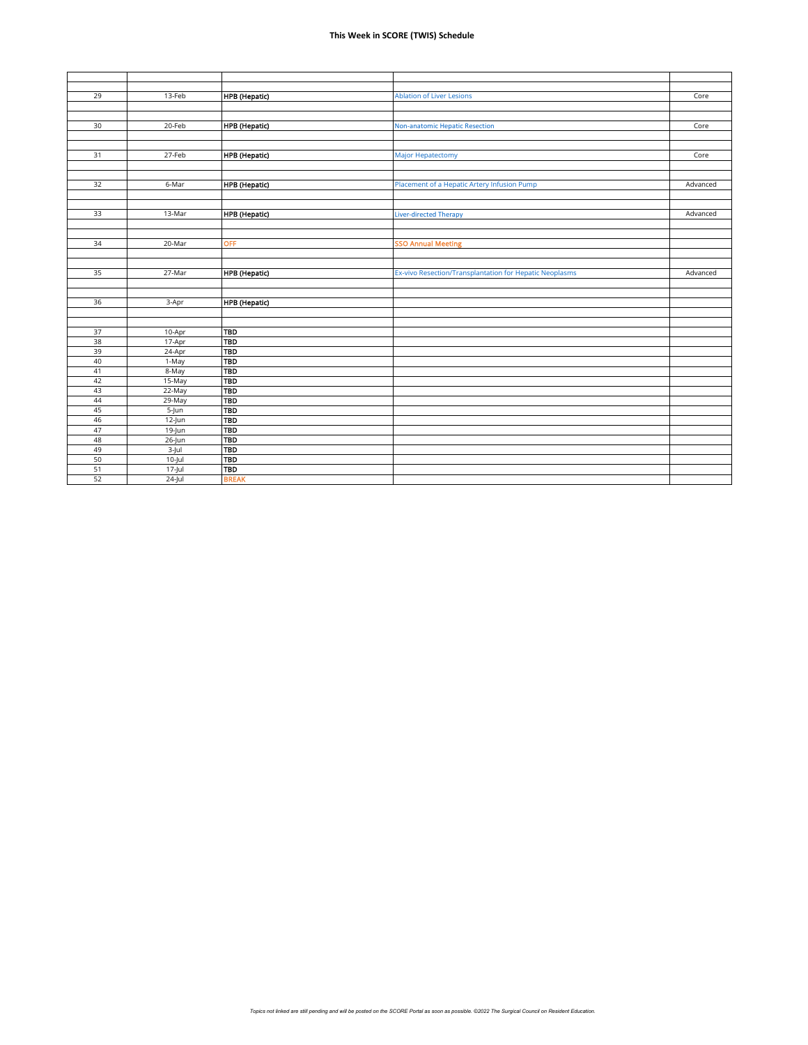# This Week in SCORE (TWIS) Schedule

| | | | | |
|---|---|---|---|---|
| | | | | |
| 29 | 13-Feb | **HPB (Hepatic)** | Ablation of Liver Lesions | Core |
| | | | | |
| | | | | |
| 30 | 20-Feb | **HPB (Hepatic)** | Non-anatomic Hepatic Resection | Core |
| | | | | |
| | | | | |
| 31 | 27-Feb | **HPB (Hepatic)** | Major Hepatectomy | Core |
| | | | | |
| | | | | |
| 32 | 6-Mar | **HPB (Hepatic)** | Placement of a Hepatic Artery Infusion Pump | Advanced |
| | | | | |
| | | | | |
| 33 | 13-Mar | **HPB (Hepatic)** | Liver-directed Therapy | Advanced |
| | | | | |
| | | | | |
| 34 | 20-Mar | **OFF** | **SSO Annual Meeting** | |
| | | | | |
| | | | | |
| 35 | 27-Mar | **HPB (Hepatic)** | Ex-vivo Resection/Transplantation for Hepatic Neoplasms | Advanced |
| | | | | |
| | | | | |
| 36 | 3-Apr | **HPB (Hepatic)** | | |
| | | | | |
| | | | | |
| 37 | 10-Apr | **TBD** | | |
| 38 | 17-Apr | **TBD** | | |
| 39 | 24-Apr | **TBD** | | |
| 40 | 1-May | **TBD** | | |
| 41 | 8-May | **TBD** | | |
| 42 | 15-May | **TBD** | | |
| 43 | 22-May | **TBD** | | |
| 44 | 29-May | **TBD** | | |
| 45 | 5-Jun | **TBD** | | |
| 46 | 12-Jun | **TBD** | | |
| 47 | 19-Jun | **TBD** | | |
| 48 | 26-Jun | **TBD** | | |
| 49 | 3-Jul | **TBD** | | |
| 50 | 10-Jul | **TBD** | | |
| 51 | 17-Jul | **TBD** | | |
| 52 | 24-Jul | **BREAK** | | |

*Topics not linked are still pending and will be posted on the SCORE Portal as soon as possible. ©2022 The Surgical Council on Resident Education.*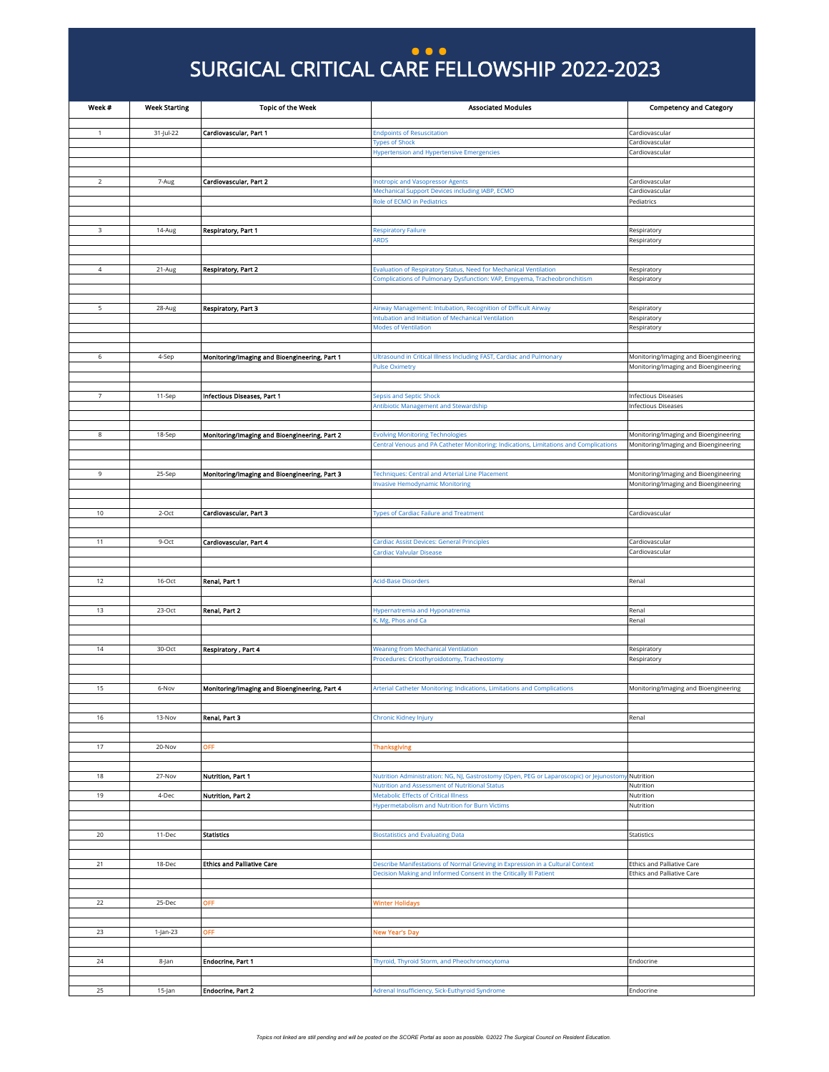# SURGICAL CRITICAL CARE FELLOWSHIP 2022-2023

| Week # | Week Starting | Topic of the Week | Associated Modules | Competency and Category |
|---|---|---|---|---|
| 1 | 31-Jul-22 | Cardiovascular, Part 1 | Endpoints of Resuscitation | Cardiovascular |
| | | | Types of Shock | Cardiovascular |
| | | | Hypertension and Hypertensive Emergencies | Cardiovascular |
| 2 | 7-Aug | Cardiovascular, Part 2 | Inotropic and Vasopressor Agents | Cardiovascular |
| | | | Mechanical Support Devices including IABP, ECMO | Cardiovascular |
| | | | Role of ECMO in Pediatrics | Pediatrics |
| 3 | 14-Aug | Respiratory, Part 1 | Respiratory Failure | Respiratory |
| | | | ARDS | Respiratory |
| 4 | 21-Aug | Respiratory, Part 2 | Evaluation of Respiratory Status, Need for Mechanical Ventilation | Respiratory |
| | | | Complications of Pulmonary Dysfunction: VAP, Empyema, Tracheobronchitism | Respiratory |
| 5 | 28-Aug | Respiratory, Part 3 | Airway Management: Intubation, Recognition of Difficult Airway | Respiratory |
| | | | Intubation and Initiation of Mechanical Ventilation | Respiratory |
| | | | Modes of Ventilation | Respiratory |
| 6 | 4-Sep | Monitoring/Imaging and Bioengineering, Part 1 | Ultrasound in Critical Illness Including FAST, Cardiac and Pulmonary | Monitoring/Imaging and Bioengineering |
| | | | Pulse Oximetry | Monitoring/Imaging and Bioengineering |
| 7 | 11-Sep | Infectious Diseases, Part 1 | Sepsis and Septic Shock | Infectious Diseases |
| | | | Antibiotic Management and Stewardship | Infectious Diseases |
| 8 | 18-Sep | Monitoring/Imaging and Bioengineering, Part 2 | Evolving Monitoring Technologies | Monitoring/Imaging and Bioengineering |
| | | | Central Venous and PA Catheter Monitoring: Indications, Limitations and Complications | Monitoring/Imaging and Bioengineering |
| 9 | 25-Sep | Monitoring/Imaging and Bioengineering, Part 3 | Techniques: Central and Arterial Line Placement | Monitoring/Imaging and Bioengineering |
| | | | Invasive Hemodynamic Monitoring | Monitoring/Imaging and Bioengineering |
| 10 | 2-Oct | Cardiovascular, Part 3 | Types of Cardiac Failure and Treatment | Cardiovascular |
| 11 | 9-Oct | Cardiovascular, Part 4 | Cardiac Assist Devices: General Principles | Cardiovascular |
| | | | Cardiac Valvular Disease | Cardiovascular |
| 12 | 16-Oct | Renal, Part 1 | Acid-Base Disorders | Renal |
| 13 | 23-Oct | Renal, Part 2 | Hypernatremia and Hyponatremia | Renal |
| | | | K, Mg, Phos and Ca | Renal |
| 14 | 30-Oct | Respiratory , Part 4 | Weaning from Mechanical Ventilation | Respiratory |
| | | | Procedures: Cricothyroidotomy, Tracheostomy | Respiratory |
| 15 | 6-Nov | Monitoring/Imaging and Bioengineering, Part 4 | Arterial Catheter Monitoring: Indications, Limitations and Complications | Monitoring/Imaging and Bioengineering |
| 16 | 13-Nov | Renal, Part 3 | Chronic Kidney Injury | Renal |
| 17 | 20-Nov | OFF | Thanksgiving | |
| 18 | 27-Nov | Nutrition, Part 1 | Nutrition Administration: NG, NJ, Gastrostomy (Open, PEG or Laparoscopic) or Jejunostomy | Nutrition |
| | | | Nutrition and Assessment of Nutritional Status | Nutrition |
| 19 | 4-Dec | Nutrition, Part 2 | Metabolic Effects of Critical Illness | Nutrition |
| | | | Hypermetabolism and Nutrition for Burn Victims | Nutrition |
| 20 | 11-Dec | Statistics | Biostatistics and Evaluating Data | Statistics |
| 21 | 18-Dec | Ethics and Palliative Care | Describe Manifestations of Normal Grieving in Expression in a Cultural Context | Ethics and Palliative Care |
| | | | Decision Making and Informed Consent in the Critically Ill Patient | Ethics and Palliative Care |
| 22 | 25-Dec | OFF | Winter Holidays | |
| 23 | 1-Jan-23 | OFF | New Year's Day | |
| 24 | 8-Jan | Endocrine, Part 1 | Thyroid, Thyroid Storm, and Pheochromocytoma | Endocrine |
| 25 | 15-Jan | Endocrine, Part 2 | Adrenal Insufficiency, Sick-Euthyroid Syndrome | Endocrine |

*Topics not linked are still pending and will be posted on the SCORE Portal as soon as possible. ©2022 The Surgical Council on Resident Education.*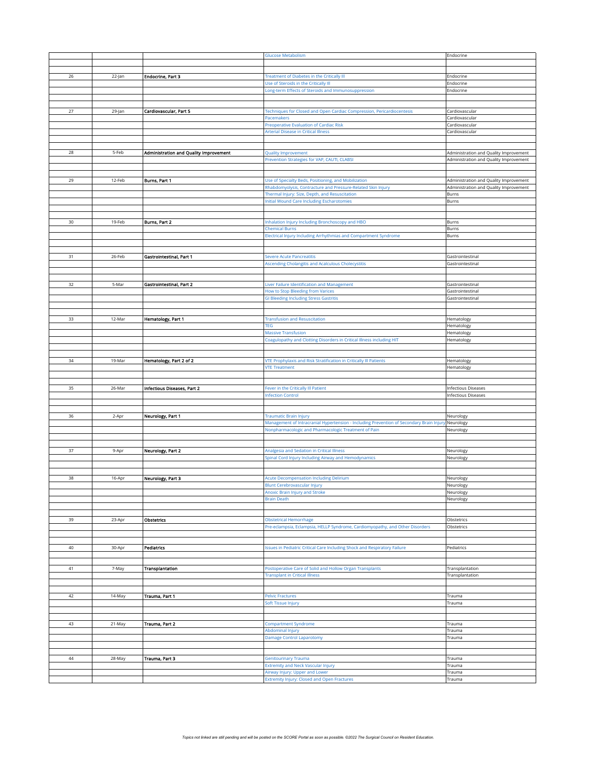| | | | Glucose Metabolism | Endocrine |
|---|---|---|---|---|
| | | | | |
| | | | | |
| 26 | 22-Jan | **Endocrine, Part 3** | Treatment of Diabetes in the Critically Ill | Endocrine |
| | | | Use of Steroids in the Critically Ill | Endocrine |
| | | | Long-term Effects of Steroids and Immunosuppression | Endocrine |
| | | | | |
| | | | | |
| 27 | 29-Jan | **Cardiovascular, Part 5** | Techniques for Closed and Open Cardiac Compression, Pericardiocentesis | Cardiovascular |
| | | | Pacemakers | Cardiovascular |
| | | | Preoperative Evaluation of Cardiac Risk | Cardiovascular |
| | | | Arterial Disease in Critical Illness | Cardiovascular |
| | | | | |
| | | | | |
| 28 | 5-Feb | **Administration and Quality Improvement** | Quality Improvement | Administration and Quality Improvement |
| | | | Prevention Strategies for VAP, CAUTI, CLABSI | Administration and Quality Improvement |
| | | | | |
| | | | | |
| 29 | 12-Feb | **Burns, Part 1** | Use of Specialty Beds, Positioning, and Mobilization | Administration and Quality Improvement |
| | | | Rhabdomyolysis, Contracture and Pressure-Related Skin Injury | Administration and Quality Improvement |
| | | | Thermal Injury: Size, Depth, and Resuscitation | Burns |
| | | | Initial Wound Care Including Escharotomies | Burns |
| | | | | |
| | | | | |
| 30 | 19-Feb | **Burns, Part 2** | Inhalation Injury Including Bronchoscopy and HBO | Burns |
| | | | Chemical Burns | Burns |
| | | | Electrical Injury Including Arrhythmias and Compartment Syndrome | Burns |
| | | | | |
| | | | | |
| 31 | 26-Feb | **Gastrointestinal, Part 1** | Severe Acute Pancreatitis | Gastrointestinal |
| | | | Ascending Cholangitis and Acalculous Cholecystitis | Gastrointestinal |
| | | | | |
| | | | | |
| 32 | 5-Mar | **Gastrointestinal, Part 2** | Liver Failure Identification and Management | Gastrointestinal |
| | | | How to Stop Bleeding from Varices | Gastrointestinal |
| | | | GI Bleeding Including Stress Gastritis | Gastrointestinal |
| | | | | |
| | | | | |
| 33 | 12-Mar | **Hematology, Part 1** | Transfusion and Resuscitation | Hematology |
| | | | TEG | Hematology |
| | | | Massive Transfusion | Hematology |
| | | | Coagulopathy and Clotting Disorders in Critical Illness including HIT | Hematology |
| | | | | |
| | | | | |
| 34 | 19-Mar | **Hematology, Part 2 of 2** | VTE Prophylaxis and Risk Stratification in Critically Ill Patients | Hematology |
| | | | VTE Treatment | Hematology |
| | | | | |
| | | | | |
| 35 | 26-Mar | **Infectious Diseases, Part 2** | Fever in the Critically Ill Patient | Infectious Diseases |
| | | | Infection Control | Infectious Diseases |
| | | | | |
| | | | | |
| 36 | 2-Apr | **Neurology, Part 1** | Traumatic Brain Injury | Neurology |
| | | | Management of Intracranial Hypertension - Including Prevention of Secondary Brain Injury | Neurology |
| | | | Nonpharmacologic and Pharmacologic Treatment of Pain | Neurology |
| | | | | |
| | | | | |
| 37 | 9-Apr | **Neurology, Part 2** | Analgesia and Sedation in Critical Illness | Neurology |
| | | | Spinal Cord Injury Including Airway and Hemodynamics | Neurology |
| | | | | |
| | | | | |
| 38 | 16-Apr | **Neurology, Part 3** | Acute Decompensation Including Delirium | Neurology |
| | | | Blunt Cerebrovascular Injury | Neurology |
| | | | Anoxic Brain Injury and Stroke | Neurology |
| | | | Brain Death | Neurology |
| | | | | |
| | | | | |
| 39 | 23-Apr | **Obstetrics** | Obstetrical Hemorrhage | Obstetrics |
| | | | Pre-eclampsia, Eclampsia, HELLP Syndrome, Cardiomyopathy, and Other Disorders | Obstetrics |
| | | | | |
| | | | | |
| 40 | 30-Apr | **Pediatrics** | Issues in Pediatric Critical Care Including Shock and Respiratory Failure | Pediatrics |
| | | | | |
| | | | | |
| 41 | 7-May | **Transplantation** | Postoperative Care of Solid and Hollow Organ Transplants | Transplantation |
| | | | Transplant in Critical Illness | Transplantation |
| | | | | |
| | | | | |
| 42 | 14-May | **Trauma, Part 1** | Pelvic Fractures | Trauma |
| | | | Soft Tissue Injury | Trauma |
| | | | | |
| | | | | |
| 43 | 21-May | **Trauma, Part 2** | Compartment Syndrome | Trauma |
| | | | Abdominal Injury | Trauma |
| | | | Damage Control Laparotomy | Trauma |
| | | | | |
| | | | | |
| 44 | 28-May | **Trauma, Part 3** | Genitourinary Trauma | Trauma |
| | | | Extremity and Neck Vascular Injury | Trauma |
| | | | Airway Injury: Upper and Lower | Trauma |
| | | | Extremity Injury: Closed and Open Fractures | Trauma |

*Topics not linked are still pending and will be posted on the SCORE Portal as soon as possible. ©2022 The Surgical Council on Resident Education.*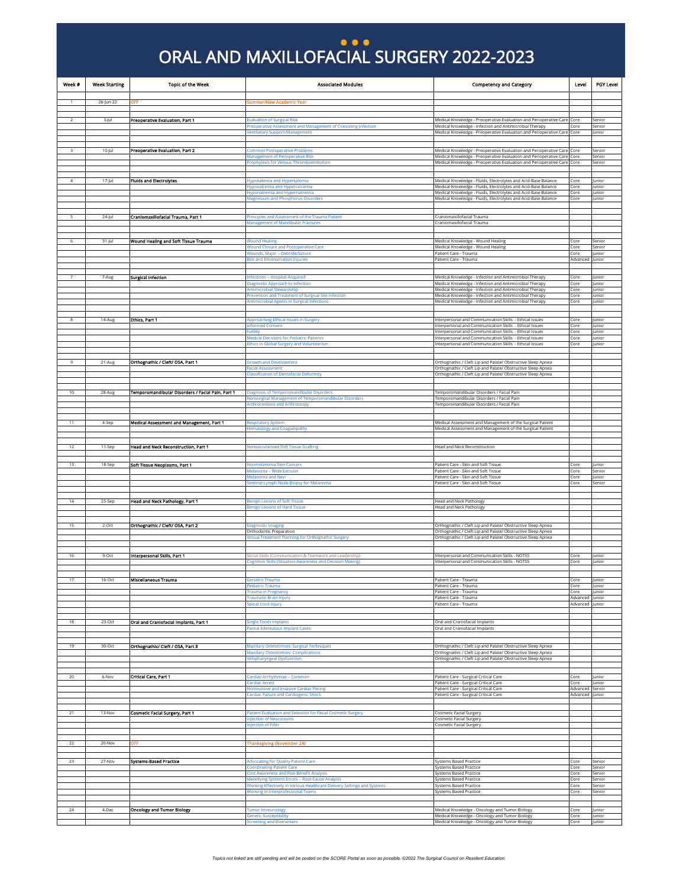# ORAL AND MAXILLOFACIAL SURGERY 2022-2023

| Week # | Week Starting | Topic of the Week | Associated Modules | Competency and Category | Level | PGY Level |
|---|---|---|---|---|---|---|
| 1 | 26-Jun-22 | OFF | Summer/New Academic Year | | | |
| 2 | 3-Jul | Preoperative Evaluation, Part 1 | Evaluation of Surgical Risk | Medical Knowledge - Preoperative Evaluation and Perioperative Care | Core | Senior |
| | | | Preoperative Assessment and Management of Coexisting Infection | Medical Knowledge - Infection and Antimicrobial Therapy | Core | Senior |
| | | | Ventilatory Support/Management | Medical Knowledge - Preoperative Evaluation and Perioperative Care | Core | Junior |
| 3 | 10-Jul | Preoperative Evaluation, Part 2 | Common Postoperative Problems | Medical Knowledge - Preoperative Evaluation and Perioperative Care | Core | Senior |
| | | | Management of Perioperative Risk | Medical Knowledge - Preoperative Evaluation and Perioperative Care | Core | Senior |
| | | | Prophylaxis for Venous Thromboembolism | Medical Knowledge - Preoperative Evaluation and Perioperative Care | Core | Senior |
| 4 | 17-Jul | Fluids and Electrolytes | Hypokalemia and Hyperkalemia | Medical Knowledge - Fluids, Electrolytes and Acid-Base Balance | Core | Junior |
| | | | Hypocalcemia and Hypercalcemia | Medical Knowledge - Fluids, Electrolytes and Acid-Base Balance | Core | Junior |
| | | | Hyponatremia and Hypernatremia | Medical Knowledge - Fluids, Electrolytes and Acid-Base Balance | Core | Junior |
| | | | Magnesium and Phosphorus Disorders | Medical Knowledge - Fluids, Electrolytes and Acid-Base Balance | Core | Junior |
| 5 | 24-Jul | Craniomaxillofacial Trauma, Part 1 | Principles and Assessment of the Trauma Patient | Craniomaxillofacial Trauma | | |
| | | | Management of Mandibular Fractures | Craniomaxillofacial Trauma | | |
| 6 | 31-Jul | Wound Healing and Soft Tissue Trauma | Wound Healing | Medical Knowledge - Wound Healing | Core | Senior |
| | | | Wound Closure and Postoperative Care | Medical Knowledge - Wound Healing | Core | Senior |
| | | | Wounds, Major – Debride/Suture | Patient Care - Trauma | Core | Junior |
| | | | Bite and Envenomation Injuries | Patient Care - Trauma | Advanced | Junior |
| 7 | 7-Aug | Surgical Infection | Infections – Hospital-Acquired | Medical Knowledge - Infection and Antimicrobial Therapy | Core | Junior |
| | | | Diagnostic Approach to Infection | Medical Knowledge - Infection and Antimicrobial Therapy | Core | Junior |
| | | | Antimicrobial Stewardship | Medical Knowledge - Infection and Antimicrobial Therapy | Core | Junior |
| | | | Prevention and Treatment of Surgical Site Infection | Medical Knowledge - Infection and Antimicrobial Therapy | Core | Junior |
| | | | Antimicrobial Agents in Surgical Infections | Medical Knowledge - Infection and Antimicrobial Therapy | Core | Junior |
| 8 | 14-Aug | Ethics, Part 1 | Approaching Ethical Issues in Surgery | Interpersonal and Communication Skills - Ethical Issues | Core | Junior |
| | | | Informed Consent | Interpersonal and Communication Skills - Ethical Issues | Core | Junior |
| | | | Futility | Interpersonal and Communication Skills - Ethical Issues | Core | Junior |
| | | | Medical Decisions for Pediatric Patients | Interpersonal and Communication Skills - Ethical Issues | Core | Junior |
| | | | Ethics in Global Surgery and Volunteerism | Interpersonal and Communication Skills - Ethical Issues | Core | Junior |
| 9 | 21-Aug | Orthognathic / Cleft/ OSA, Part 1 | Growth and Development | Orthognathic / Cleft Lip and Palate/ Obstructive Sleep Apnea | | |
| | | | Facial Assessment | Orthognathic / Cleft Lip and Palate/ Obstructive Sleep Apnea | | |
| | | | Classification of Dentofacial Deformity | Orthognathic / Cleft Lip and Palate/ Obstructive Sleep Apnea | | |
| 10 | 28-Aug | Temporomandibular Disorders / Facial Pain, Part 1 | Diagnosis of Temporomandibular Disorders | Temporomandibular Disorders / Facial Pain | | |
| | | | Nonsurgical Management of Temporomandibular Disorders | Temporomandibular Disorders / Facial Pain | | |
| | | | Arthrocentesis and Arthroscopy | Temporomandibular Disorders / Facial Pain | | |
| 11 | 4-Sep | Medical Assessment and Management, Part 1 | Respiratory System | Medical Assessment and Management of the Surgical Patient | | |
| | | | Hematology and Coagulopathy | Medical Assessment and Management of the Surgical Patient | | |
| 12 | 11-Sep | Head and Neck Reconstruction, Part 1 | Nonvascularized Soft Tissue Grafting | Head and Neck Reconstruction | | |
| 13 | 18-Sep | Soft Tissue Neoplasms, Part 1 | Nonmelanoma Skin Cancers | Patient Care - Skin and Soft Tissue | Core | Junior |
| | | | Melanoma – Wide Excision | Patient Care - Skin and Soft Tissue | Core | Senior |
| | | | Melanoma and Nevi | Patient Care - Skin and Soft Tissue | Core | Junior |
| | | | Sentinel Lymph Node Biopsy for Melanoma | Patient Care - Skin and Soft Tissue | Core | Senior |
| 14 | 25-Sep | Head and Neck Pathology, Part 1 | Benign Lesions of Soft Tissue | Head and Neck Pathology | | |
| | | | Benign Lesions of Hard Tissue | Head and Neck Pathology | | |
| 15 | 2-Oct | Orthognathic / Cleft/ OSA, Part 2 | Diagnostic Imaging | Orthognathic / Cleft Lip and Palate/ Obstructive Sleep Apnea | | |
| | | | Orthodontic Preparation | Orthognathic / Cleft Lip and Palate/ Obstructive Sleep Apnea | | |
| | | | Virtual Treatment Planning for Orthognathic Surgery | Orthognathic / Cleft Lip and Palate/ Obstructive Sleep Apnea | | |
| 16 | 9-Oct | Interpersonal Skills, Part 1 | Social Skills (Communication & Teamwork and Leadership) | Interpersonal and Communication Skills - NOTSS | Core | Junior |
| | | | Cognitive Skills (Situation Awareness and Decision Making) | Interpersonal and Communication Skills - NOTSS | Core | Junior |
| 17 | 16-Oct | Miscellaneous Trauma | Geriatric Trauma | Patient Care - Trauma | Core | Junior |
| | | | Pediatric Trauma | Patient Care - Trauma | Core | Junior |
| | | | Trauma in Pregnancy | Patient Care - Trauma | Core | Junior |
| | | | Traumatic Brain Injury | Patient Care - Trauma | Advanced | Junior |
| | | | Spinal Cord Injury | Patient Care - Trauma | Advanced | Junior |
| 18 | 23-Oct | Oral and Craniofacial Implants, Part 1 | Single Tooth Implants | Oral and Craniofacial Implants | | |
| | | | Partial Edentulous Implant Cases | Oral and Craniofacial Implants | | |
| 19 | 30-Oct | Orthognathic/ Cleft / OSA, Part 3 | Maxillary Osteotomies: Surgical Techniques | Orthognathic / Cleft Lip and Palate/ Obstructive Sleep Apnea | | |
| | | | Maxillary Osteotomies: Complications | Orthognathic / Cleft Lip and Palate/ Obstructive Sleep Apnea | | |
| | | | Velopharyngeal Dysfunction | Orthognathic / Cleft Lip and Palate/ Obstructive Sleep Apnea | | |
| 20 | 6-Nov | Critical Care, Part 1 | Cardiac Arrhythmias – Common | Patient Care - Surgical Critical Care | Core | Junior |
| | | | Cardiac Arrest | Patient Care - Surgical Critical Care | Core | Junior |
| | | | Noninvasive and Invasive Cardiac Pacing | Patient Care - Surgical Critical Care | Advanced | Senior |
| | | | Cardiac Failure and Cardiogenic Shock | Patient Care - Surgical Critical Care | Advanced | Junior |
| 21 | 13-Nov | Cosmetic Facial Surgery, Part 1 | Patient Evaluation and Selection for Facial Cosmetic Surgery | Cosmetic Facial Surgery | | |
| | | | Injection of Neurotoxins | Cosmetic Facial Surgery | | |
| | | | Injection of Filler | Cosmetic Facial Surgery | | |
| 22 | 20-Nov | OFF | Thanksgiving (November 24) | | | |
| 23 | 27-Nov | Systems-Based Practice | Advocating for Quality Patient Care | Systems Based Practice | Core | Senior |
| | | | Coordinating Patient Care | Systems Based Practice | Core | Senior |
| | | | Cost Awareness and Risk-Benefit Analysis | Systems Based Practice | Core | Senior |
| | | | Identifying Systems Errors – Root Cause Analysis | Systems Based Practice | Core | Senior |
| | | | Working Effectively in Various Healthcare Delivery Settings and Systems | Systems Based Practice | Core | Senior |
| | | | Working in Interprofessional Teams | Systems Based Practice | Core | Senior |
| 24 | 4-Dec | Oncology and Tumor Biology | Tumor Immunology | Medical Knowledge - Oncology and Tumor Biology | Core | Junior |
| | | | Genetic Susceptibility | Medical Knowledge - Oncology and Tumor Biology | Core | Junior |
| | | | Screening and Biomarkers | Medical Knowledge - Oncology and Tumor Biology | Core | Junior |

*Topics not linked are still pending and will be posted on the SCORE Portal as soon as possible. ©2022 The Surgical Council on Resident Education.*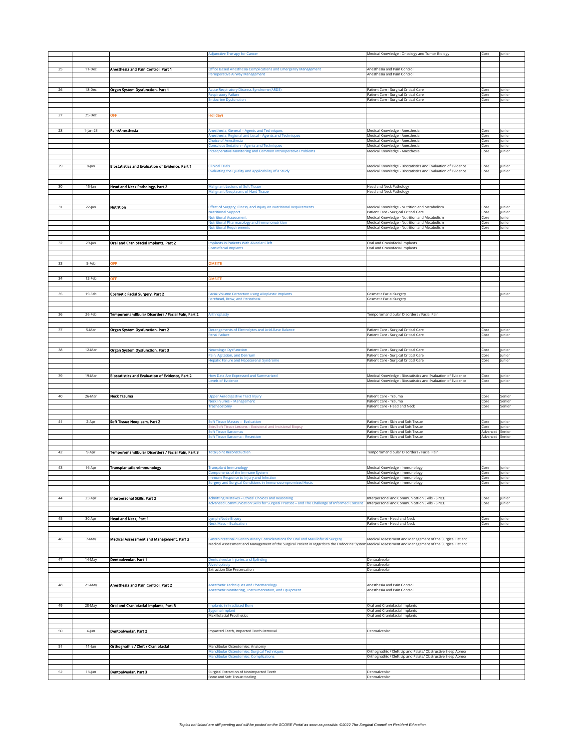| | | | | | | |
|---|---|---|---|---|---|---|
| | | | Adjunctive Therapy for Cancer | Medical Knowledge - Oncology and Tumor Biology | Core | Junior |
| 25 | 11-Dec | **Anesthesia and Pain Control, Part 1** | Office Based Anesthesia Complications and Emergency Management | Anesthesia and Pain Control | | |
| | | | Perioperative Airway Management | Anesthesia and Pain Control | | |
| 26 | 18-Dec | **Organ System Dysfunction, Part 1** | Acute Respiratory Distress Syndrome (ARDS) | Patient Care - Surgical Critical Care | Core | Junior |
| | | | Respiratory Failure | Patient Care - Surgical Critical Care | Core | Junior |
| | | | Endocrine Dysfunction | Patient Care - Surgical Critical Care | Core | Junior |
| 27 | 25-Dec | OFF | **Holidays** | | | |
| 28 | 1-Jan-23 | **Pain/Anesthesia** | Anesthesia, General – Agents and Techniques | Medical Knowledge - Anesthesia | Core | Junior |
| | | | Anesthesia, Regional and Local – Agents and Techniques | Medical Knowledge - Anesthesia | Core | Junior |
| | | | Choice of Anesthesia | Medical Knowledge - Anesthesia | Core | Junior |
| | | | Conscious Sedation – Agents and Techniques | Medical Knowledge - Anesthesia | Core | Junior |
| | | | Intraoperative Monitoring and Common Intraoperative Problems | Medical Knowledge - Anesthesia | Core | Junior |
| 29 | 8-Jan | **Biostatistics and Evaluation of Evidence, Part 1** | Clinical Trials | Medical Knowledge - Biostatistics and Evaluation of Evidence | Core | Junior |
| | | | Evaluating the Quality and Applicability of a Study | Medical Knowledge - Biostatistics and Evaluation of Evidence | Core | Junior |
| 30 | 15-Jan | **Head and Neck Pathology, Part 2** | Malignant Lesions of Soft Tissue | Head and Neck Pathology | | |
| | | | Malignant Neoplasms of Hard Tissue | Head and Neck Pathology | | |
| 31 | 22-Jan | **Nutrition** | Effect of Surgery, Illness, and Injury on Nutritional Requirements | Medical Knowledge - Nutrition and Metabolism | Core | Junior |
| | | | Nutritional Support | Patient Care - Surgical Critical Care | Core | Junior |
| | | | Nutritional Assessment | Medical Knowledge - Nutrition and Metabolism | Core | Junior |
| | | | Nutritional Pharmacology and Immunonutrition | Medical Knowledge - Nutrition and Metabolism | Core | Junior |
| | | | Nutritional Requirements | Medical Knowledge - Nutrition and Metabolism | Core | Junior |
| 32 | 29-Jan | **Oral and Craniofacial Implants, Part 2** | Implants in Patients With Alveolar Cleft | Oral and Craniofacial Implants | | |
| | | | Craniofacial Implants | Oral and Craniofacial Implants | | |
| 33 | 5-Feb | OFF | **OMSITE** | | | |
| 34 | 12-Feb | OFF | **OMSITE** | | | |
| 35 | 19-Feb | **Cosmetic Facial Surgery, Part 2** | Facial Volume Correction using Alloplastic Implants | Cosmetic Facial Surgery | | Junior |
| | | | Forehead, Brow, and Periorbital | Cosmetic Facial Surgery | | |
| 36 | 26-Feb | **Temporomandibular Disorders / Facial Pain, Part 2** | Arthroplasty | Temporomandibular Disorders / Facial Pain | | |
| 37 | 5-Mar | **Organ System Dysfunction, Part 2** | Derangements of Electrolytes and Acid-Base Balance | Patient Care - Surgical Critical Care | Core | Junior |
| | | | Renal Failure | Patient Care - Surgical Critical Care | Core | Junior |
| 38 | 12-Mar | **Organ System Dysfunction, Part 3** | Neurologic Dysfunction | Patient Care - Surgical Critical Care | Core | Junior |
| | | | Pain, Agitation, and Delirium | Patient Care - Surgical Critical Care | Core | Junior |
| | | | Hepatic Failure and Hepatorenal Syndrome | Patient Care - Surgical Critical Care | Core | Junior |
| 39 | 19-Mar | **Biostatistics and Evaluation of Evidence, Part 2** | How Data Are Expressed and Summarized | Medical Knowledge - Biostatistics and Evaluation of Evidence | Core | Junior |
| | | | Levels of Evidence | Medical Knowledge - Biostatistics and Evaluation of Evidence | Core | Junior |
| 40 | 26-Mar | **Neck Trauma** | Upper Aerodigestive Tract Injury | Patient Care - Trauma | Core | Senior |
| | | | Neck Injuries – Management | Patient Care - Trauma | Core | Senior |
| | | | Tracheostomy | Patient Care - Head and Neck | Core | Senior |
| 41 | 2-Apr | **Soft Tissue Neoplasm, Part 2** | Soft Tissue Masses – Evaluation | Patient Care - Skin and Soft Tissue | Core | Junior |
| | | | Skin/Soft Tissue Lesions – Excisional and Incisional Biopsy | Patient Care - Skin and Soft Tissue | Core | Junior |
| | | | Soft Tissue Sarcomas | Patient Care - Skin and Soft Tissue | Advanced | Senior |
| | | | Soft Tissue Sarcoma – Resection | Patient Care - Skin and Soft Tissue | Advanced | Senior |
| 42 | 9-Apr | **Temporomandibular Disorders / Facial Pain, Part 3** | Total Joint Reconstruction | Temporomandibular Disorders / Facial Pain | | |
| 43 | 16-Apr | **Transplantation/Immunology** | Transplant Immunology | Medical Knowledge - Immunology | Core | Junior |
| | | | Components of the Immune System | Medical Knowledge - Immunology | Core | Junior |
| | | | Immune Response to Injury and Infection | Medical Knowledge - Immunology | Core | Junior |
| | | | Surgery and Surgical Conditions in Immunocompromised Hosts | Medical Knowledge - Immunology | Core | Junior |
| 44 | 23-Apr | **Interpersonal Skills, Part 2** | Admitting Mistakes – Ethical Choices and Reasoning | Interpersonal and Communication Skills - SPICE | Core | Junior |
| | | | Advanced Communication Skills for Surgical Practice – and The Challenge of Informed Consent | Interpersonal and Communication Skills - SPICE | Core | Junior |
| 45 | 30-Apr | **Head and Neck, Part 1** | Lymph Node Biopsy | Patient Care - Head and Neck | Core | Junior |
| | | | Neck Mass – Evaluation | Patient Care - Head and Neck | Core | Junior |
| 46 | 7-May | **Medical Assessment and Management, Part 2** | Gastrointestinal / Genitourinary Considerations for Oral and Maxillofacial Surgery | Medical Assessment and Management of the Surgical Patient | | |
| | | | Medical Assessment and Management of the Surgical Patient in regards to the Endocrine System | Medical Assessment and Management of the Surgical Patient | | |
| 47 | 14-May | **Dentoalveolar, Part 1** | Dentoalveolar Injuries and Splinting | Dentoalveolar | | |
| | | | Alveoloplasty | Dentoalveolar | | |
| | | | Extraction Site Preservation | Dentoalveolar | | |
| 48 | 21-May | **Anesthesia and Pain Control, Part 2** | Anesthetic Techniques and Pharmacology | Anesthesia and Pain Control | | |
| | | | Anesthetic Monitoring , Instrumentation, and Equipment | Anesthesia and Pain Control | | |
| 49 | 28-May | **Oral and Craniofacial Implants, Part 3** | Implants in Irradiated Bone | Oral and Craniofacial Implants | | |
| | | | Zygoma Implant | Oral and Craniofacial Implants | | |
| | | | Maxillofacial Prosthetics | Oral and Craniofacial Implants | | |
| 50 | 4-Jun | **Dentoalveolar, Part 2** | Impacted Teeth, Impacted Tooth Removal | Dentoalveolar | | |
| 51 | 11-Jun | **Orthognathic / Cleft / Craniofacial** | Mandibular Osteotomies: Anatomy | | | |
| | | | Mandibular Osteotomies: Surgical Techniques | Orthognathic / Cleft Lip and Palate/ Obstructive Sleep Apnea | | |
| | | | Mandibular Osteotomies: Complications | Orthognathic / Cleft Lip and Palate/ Obstructive Sleep Apnea | | |
| 52 | 18-Jun | **Dentoalveolar, Part 3** | Surgical Extraction of Nonimpacted Teeth | Dentoalveolar | | |
| | | | Bone and Soft Tissue Healing | Dentoalveolar | | |

*Topics not linked are still pending and will be posted on the SCORE Portal as soon as possible. ©2022 The Surgical Council on Resident Education.*